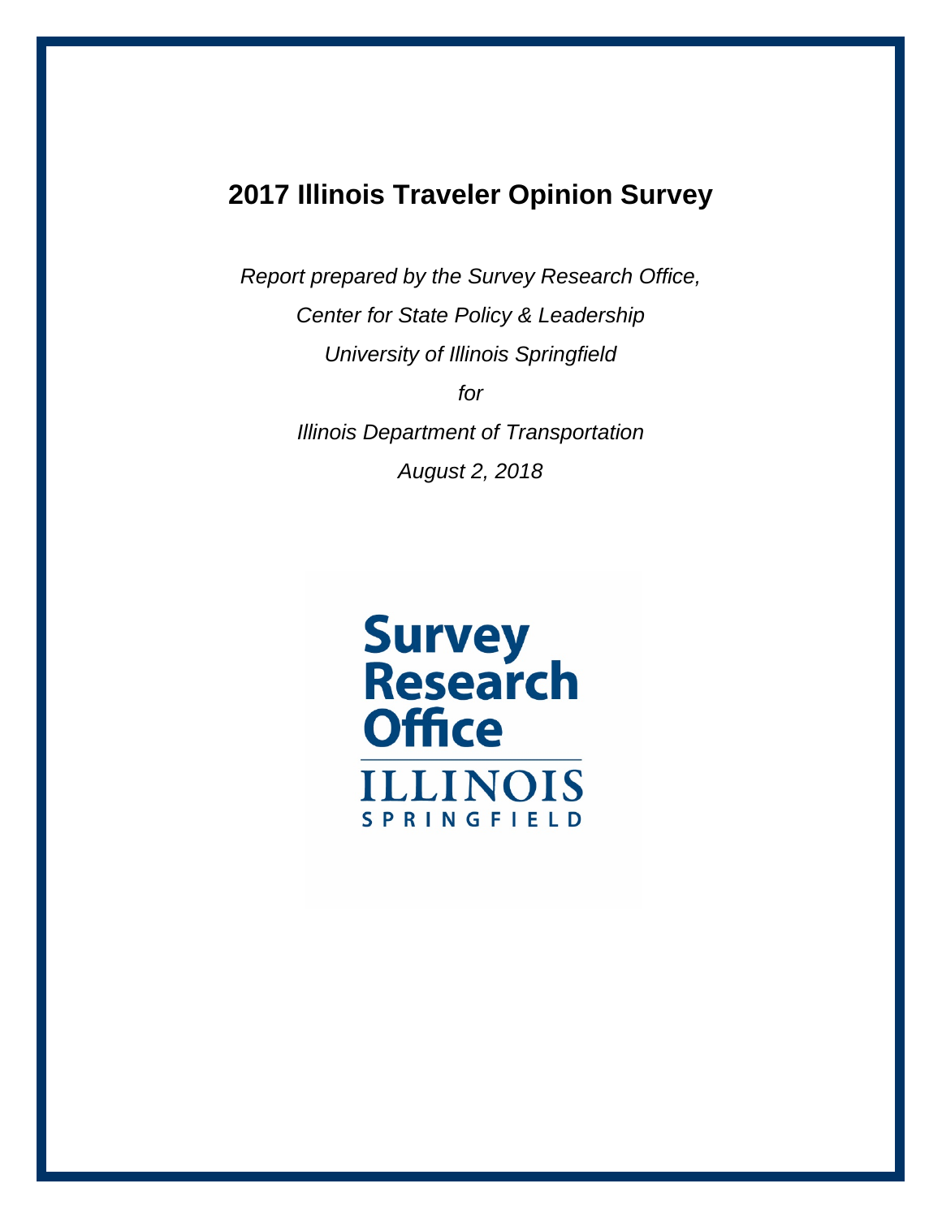# 2017 Illinois Traveler Opinion Survey

*Report prepared by the Survey Research Office,*

*Center for State Policy & Leadership*

*University of Illinois Springfield*

*for*

*Illinois Department of Transportation*

*August 2, 2018*

Survey Research Office

ILLINOIS

SPRINGFIELD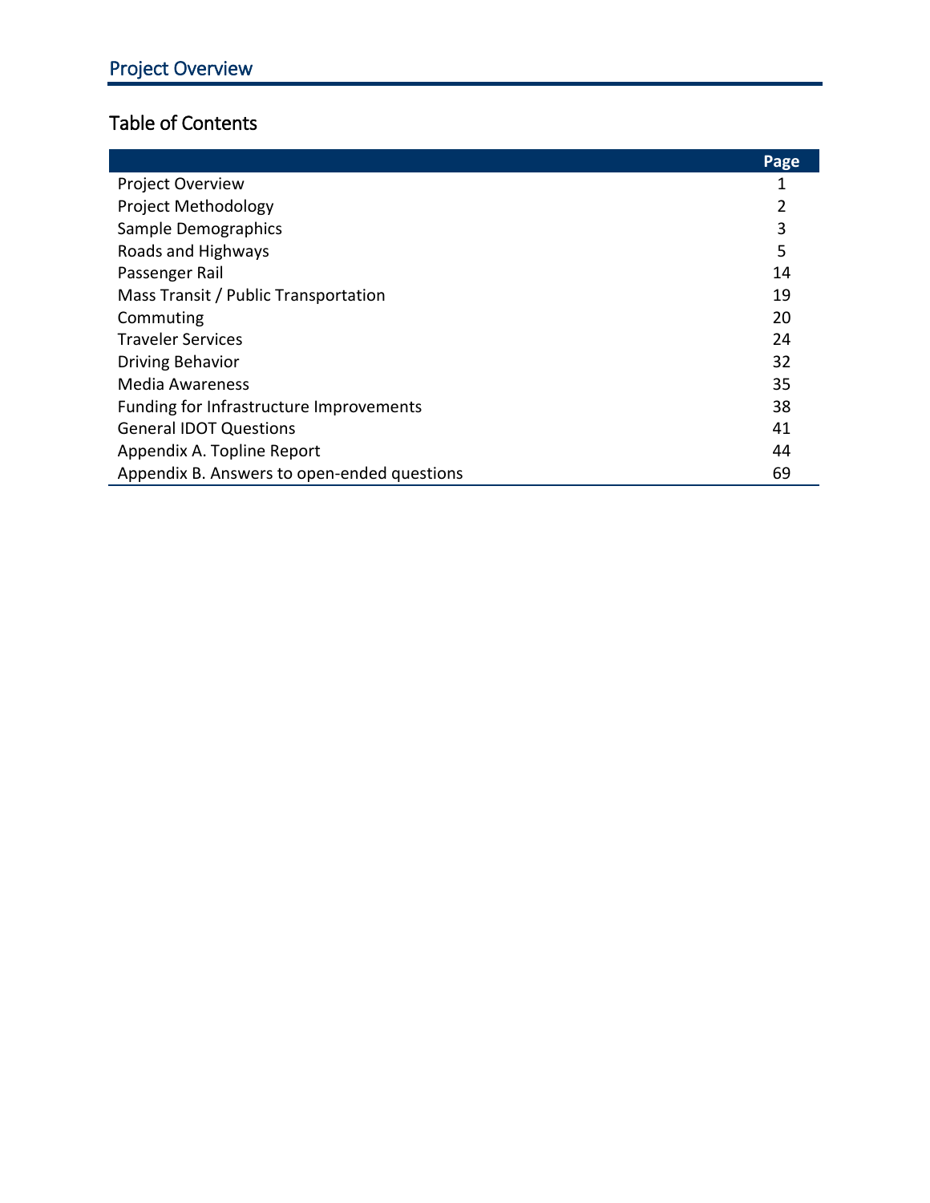## Project Overview

### Table of Contents

| | Page |
|---|---|
| Project Overview | 1 |
| Project Methodology | 2 |
| Sample Demographics | 3 |
| Roads and Highways | 5 |
| Passenger Rail | 14 |
| Mass Transit / Public Transportation | 19 |
| Commuting | 20 |
| Traveler Services | 24 |
| Driving Behavior | 32 |
| Media Awareness | 35 |
| Funding for Infrastructure Improvements | 38 |
| General IDOT Questions | 41 |
| Appendix A. Topline Report | 44 |
| Appendix B. Answers to open-ended questions | 69 |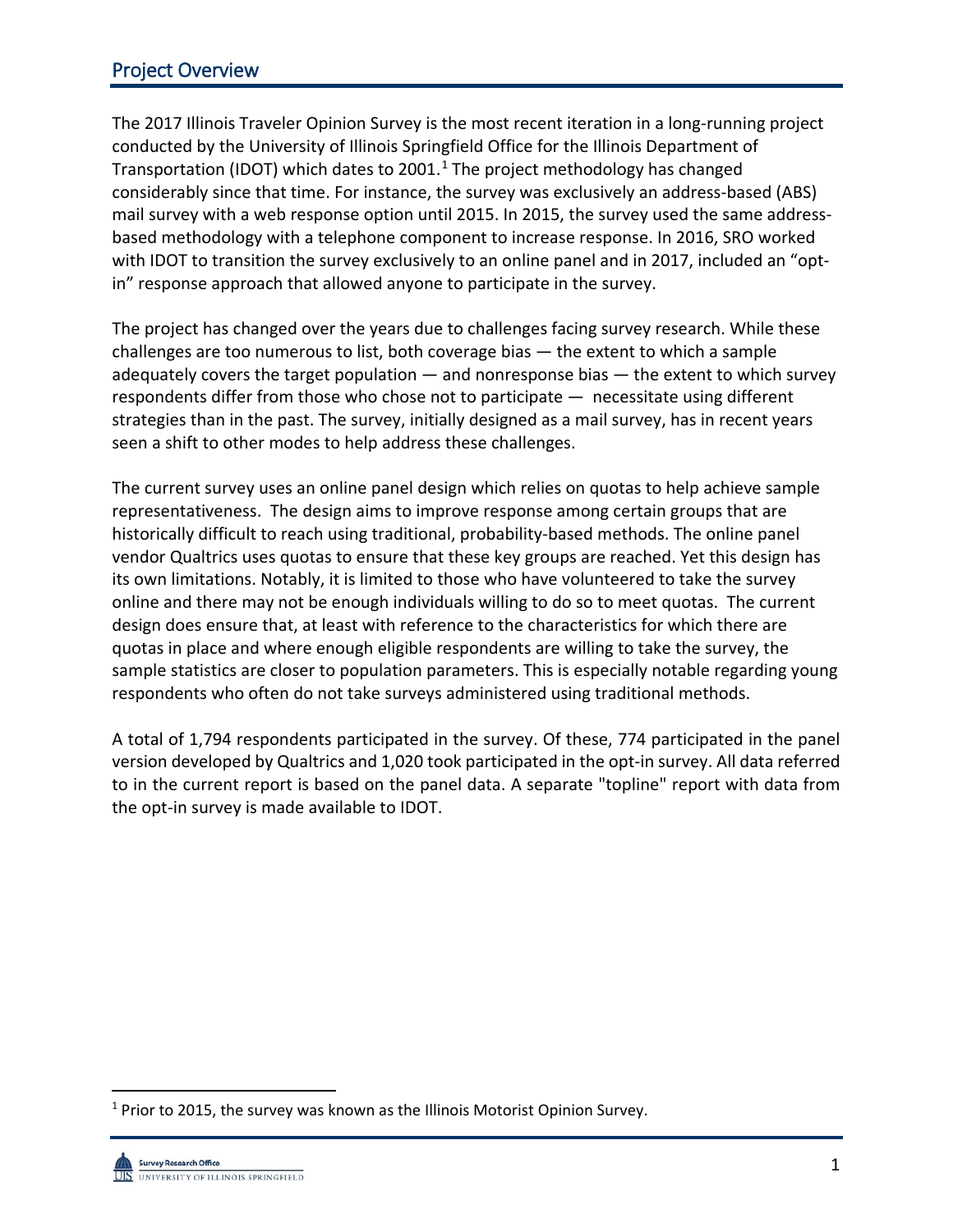## Project Overview

The 2017 Illinois Traveler Opinion Survey is the most recent iteration in a long-running project conducted by the University of Illinois Springfield Office for the Illinois Department of Transportation (IDOT) which dates to 2001.[1] The project methodology has changed considerably since that time. For instance, the survey was exclusively an address-based (ABS) mail survey with a web response option until 2015. In 2015, the survey used the same address-based methodology with a telephone component to increase response. In 2016, SRO worked with IDOT to transition the survey exclusively to an online panel and in 2017, included an "opt-in" response approach that allowed anyone to participate in the survey.

The project has changed over the years due to challenges facing survey research. While these challenges are too numerous to list, both coverage bias — the extent to which a sample adequately covers the target population — and nonresponse bias — the extent to which survey respondents differ from those who chose not to participate — necessitate using different strategies than in the past. The survey, initially designed as a mail survey, has in recent years seen a shift to other modes to help address these challenges.

The current survey uses an online panel design which relies on quotas to help achieve sample representativeness. The design aims to improve response among certain groups that are historically difficult to reach using traditional, probability-based methods. The online panel vendor Qualtrics uses quotas to ensure that these key groups are reached. Yet this design has its own limitations. Notably, it is limited to those who have volunteered to take the survey online and there may not be enough individuals willing to do so to meet quotas. The current design does ensure that, at least with reference to the characteristics for which there are quotas in place and where enough eligible respondents are willing to take the survey, the sample statistics are closer to population parameters. This is especially notable regarding young respondents who often do not take surveys administered using traditional methods.

A total of 1,794 respondents participated in the survey. Of these, 774 participated in the panel version developed by Qualtrics and 1,020 took participated in the opt-in survey. All data referred to in the current report is based on the panel data. A separate "topline" report with data from the opt-in survey is made available to IDOT.

[1] Prior to 2015, the survey was known as the Illinois Motorist Opinion Survey.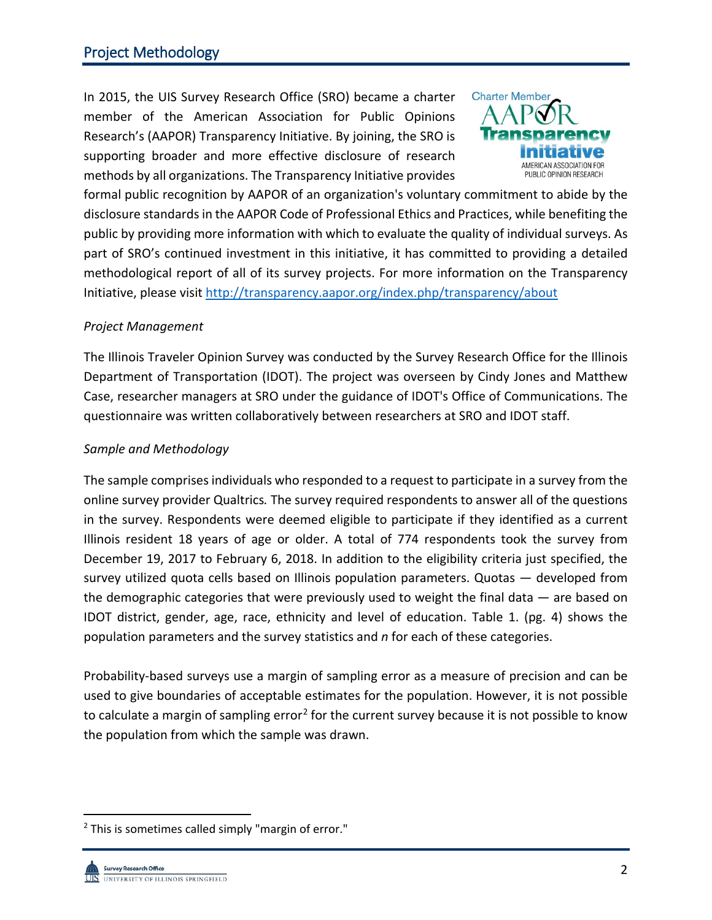## Project Methodology

In 2015, the UIS Survey Research Office (SRO) became a charter member of the American Association for Public Opinions Research's (AAPOR) Transparency Initiative. By joining, the SRO is supporting broader and more effective disclosure of research methods by all organizations. The Transparency Initiative provides formal public recognition by AAPOR of an organization's voluntary commitment to abide by the disclosure standards in the AAPOR Code of Professional Ethics and Practices, while benefiting the public by providing more information with which to evaluate the quality of individual surveys. As part of SRO's continued investment in this initiative, it has committed to providing a detailed methodological report of all of its survey projects. For more information on the Transparency Initiative, please visit http://transparency.aapor.org/index.php/transparency/about

*Project Management*

The Illinois Traveler Opinion Survey was conducted by the Survey Research Office for the Illinois Department of Transportation (IDOT). The project was overseen by Cindy Jones and Matthew Case, researcher managers at SRO under the guidance of IDOT's Office of Communications. The questionnaire was written collaboratively between researchers at SRO and IDOT staff.

*Sample and Methodology*

The sample comprises individuals who responded to a request to participate in a survey from the online survey provider Qualtrics*.* The survey required respondents to answer all of the questions in the survey. Respondents were deemed eligible to participate if they identified as a current Illinois resident 18 years of age or older. A total of 774 respondents took the survey from December 19, 2017 to February 6, 2018. In addition to the eligibility criteria just specified, the survey utilized quota cells based on Illinois population parameters. Quotas — developed from the demographic categories that were previously used to weight the final data — are based on IDOT district, gender, age, race, ethnicity and level of education. Table 1. (pg. 4) shows the population parameters and the survey statistics and *n* for each of these categories.

Probability-based surveys use a margin of sampling error as a measure of precision and can be used to give boundaries of acceptable estimates for the population. However, it is not possible to calculate a margin of sampling error[2] for the current survey because it is not possible to know the population from which the sample was drawn.

[2] This is sometimes called simply "margin of error."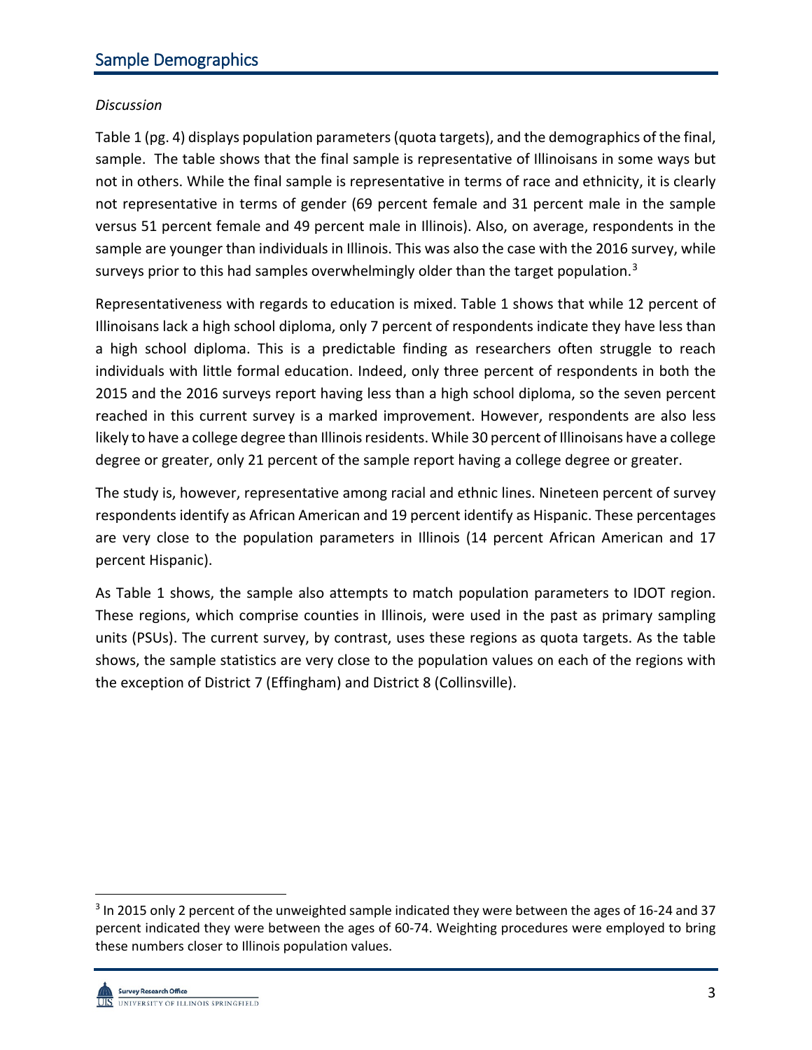## Sample Demographics

*Discussion*

Table 1 (pg. 4) displays population parameters (quota targets), and the demographics of the final, sample. The table shows that the final sample is representative of Illinoisans in some ways but not in others. While the final sample is representative in terms of race and ethnicity, it is clearly not representative in terms of gender (69 percent female and 31 percent male in the sample versus 51 percent female and 49 percent male in Illinois). Also, on average, respondents in the sample are younger than individuals in Illinois. This was also the case with the 2016 survey, while surveys prior to this had samples overwhelmingly older than the target population.[3]

Representativeness with regards to education is mixed. Table 1 shows that while 12 percent of Illinoisans lack a high school diploma, only 7 percent of respondents indicate they have less than a high school diploma. This is a predictable finding as researchers often struggle to reach individuals with little formal education. Indeed, only three percent of respondents in both the 2015 and the 2016 surveys report having less than a high school diploma, so the seven percent reached in this current survey is a marked improvement. However, respondents are also less likely to have a college degree than Illinois residents. While 30 percent of Illinoisans have a college degree or greater, only 21 percent of the sample report having a college degree or greater.

The study is, however, representative among racial and ethnic lines. Nineteen percent of survey respondents identify as African American and 19 percent identify as Hispanic. These percentages are very close to the population parameters in Illinois (14 percent African American and 17 percent Hispanic).

As Table 1 shows, the sample also attempts to match population parameters to IDOT region. These regions, which comprise counties in Illinois, were used in the past as primary sampling units (PSUs). The current survey, by contrast, uses these regions as quota targets. As the table shows, the sample statistics are very close to the population values on each of the regions with the exception of District 7 (Effingham) and District 8 (Collinsville).

---

[3] In 2015 only 2 percent of the unweighted sample indicated they were between the ages of 16-24 and 37 percent indicated they were between the ages of 60-74. Weighting procedures were employed to bring these numbers closer to Illinois population values.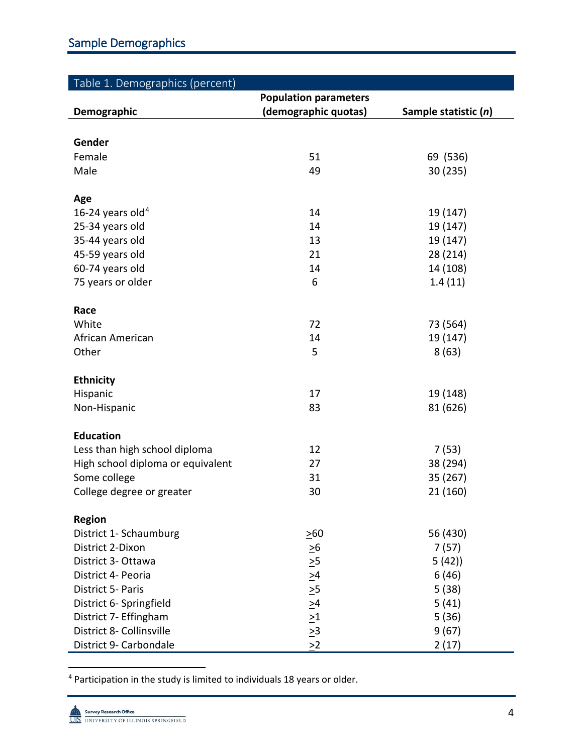## Sample Demographics

| Table 1. Demographics (percent) | | |
|---|---|---|
| **Demographic** | **Population parameters (demographic quotas)** | **Sample statistic (*n*)** |
| **Gender** | | |
| Female | 51 | 69 (536) |
| Male | 49 | 30 (235) |
| **Age** | | |
| 16-24 years old[4] | 14 | 19 (147) |
| 25-34 years old | 14 | 19 (147) |
| 35-44 years old | 13 | 19 (147) |
| 45-59 years old | 21 | 28 (214) |
| 60-74 years old | 14 | 14 (108) |
| 75 years or older | 6 | 1.4 (11) |
| **Race** | | |
| White | 72 | 73 (564) |
| African American | 14 | 19 (147) |
| Other | 5 | 8 (63) |
| **Ethnicity** | | |
| Hispanic | 17 | 19 (148) |
| Non-Hispanic | 83 | 81 (626) |
| **Education** | | |
| Less than high school diploma | 12 | 7 (53) |
| High school diploma or equivalent | 27 | 38 (294) |
| Some college | 31 | 35 (267) |
| College degree or greater | 30 | 21 (160) |
| **Region** | | |
| District 1- Schaumburg | ≥60 | 56 (430) |
| District 2-Dixon | ≥6 | 7 (57) |
| District 3- Ottawa | ≥5 | 5 (42)) |
| District 4- Peoria | ≥4 | 6 (46) |
| District 5- Paris | ≥5 | 5 (38) |
| District 6- Springfield | ≥4 | 5 (41) |
| District 7- Effingham | ≥1 | 5 (36) |
| District 8- Collinsville | ≥3 | 9 (67) |
| District 9- Carbondale | ≥2 | 2 (17) |

[4] Participation in the study is limited to individuals 18 years or older.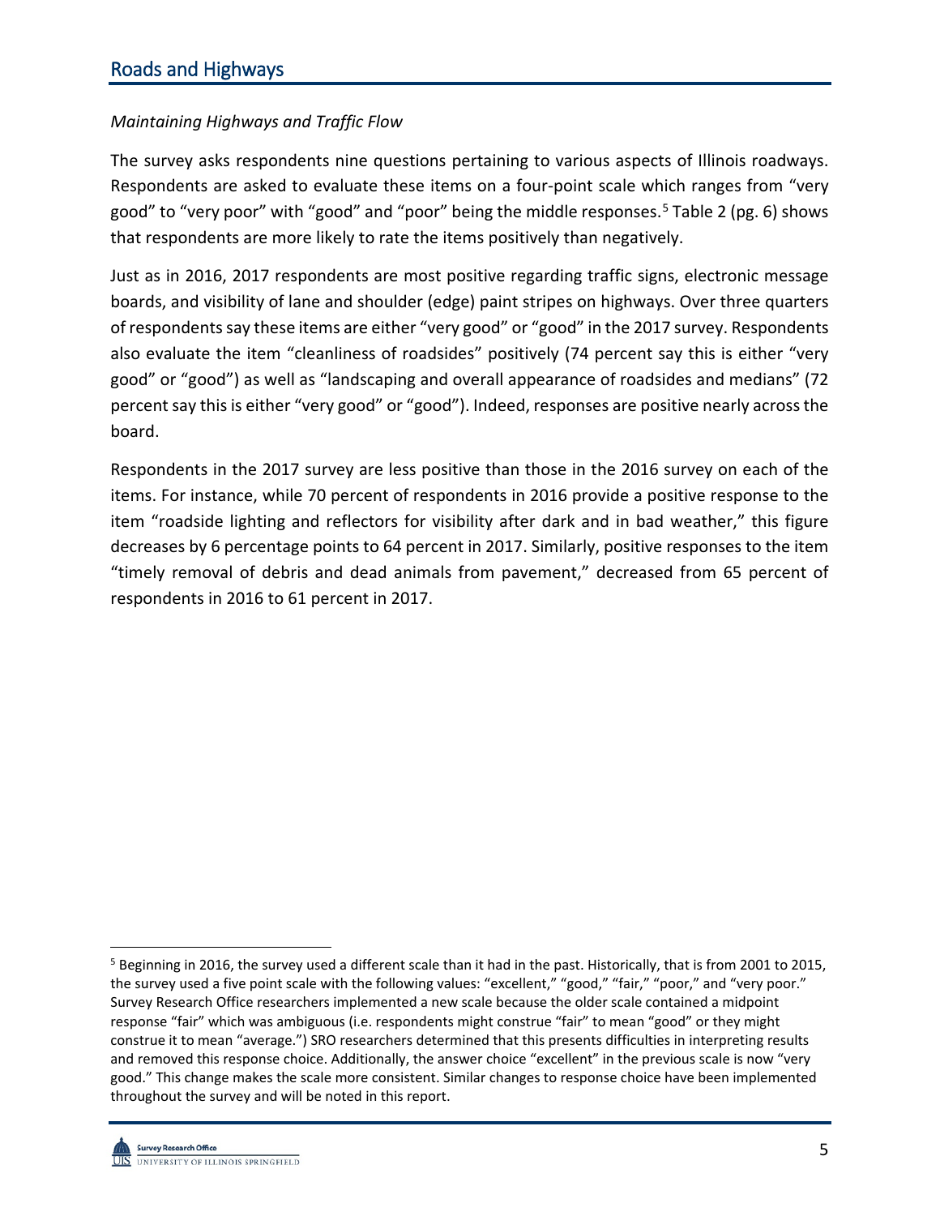## Roads and Highways

*Maintaining Highways and Traffic Flow*

The survey asks respondents nine questions pertaining to various aspects of Illinois roadways. Respondents are asked to evaluate these items on a four-point scale which ranges from "very good" to "very poor" with "good" and "poor" being the middle responses.[5] Table 2 (pg. 6) shows that respondents are more likely to rate the items positively than negatively.

Just as in 2016, 2017 respondents are most positive regarding traffic signs, electronic message boards, and visibility of lane and shoulder (edge) paint stripes on highways. Over three quarters of respondents say these items are either "very good" or "good" in the 2017 survey. Respondents also evaluate the item "cleanliness of roadsides" positively (74 percent say this is either "very good" or "good") as well as "landscaping and overall appearance of roadsides and medians" (72 percent say this is either "very good" or "good"). Indeed, responses are positive nearly across the board.

Respondents in the 2017 survey are less positive than those in the 2016 survey on each of the items. For instance, while 70 percent of respondents in 2016 provide a positive response to the item "roadside lighting and reflectors for visibility after dark and in bad weather," this figure decreases by 6 percentage points to 64 percent in 2017. Similarly, positive responses to the item "timely removal of debris and dead animals from pavement," decreased from 65 percent of respondents in 2016 to 61 percent in 2017.

[5] Beginning in 2016, the survey used a different scale than it had in the past. Historically, that is from 2001 to 2015, the survey used a five point scale with the following values: "excellent," "good," "fair," "poor," and "very poor." Survey Research Office researchers implemented a new scale because the older scale contained a midpoint response "fair" which was ambiguous (i.e. respondents might construe "fair" to mean "good" or they might construe it to mean "average.") SRO researchers determined that this presents difficulties in interpreting results and removed this response choice. Additionally, the answer choice "excellent" in the previous scale is now "very good." This change makes the scale more consistent. Similar changes to response choice have been implemented throughout the survey and will be noted in this report.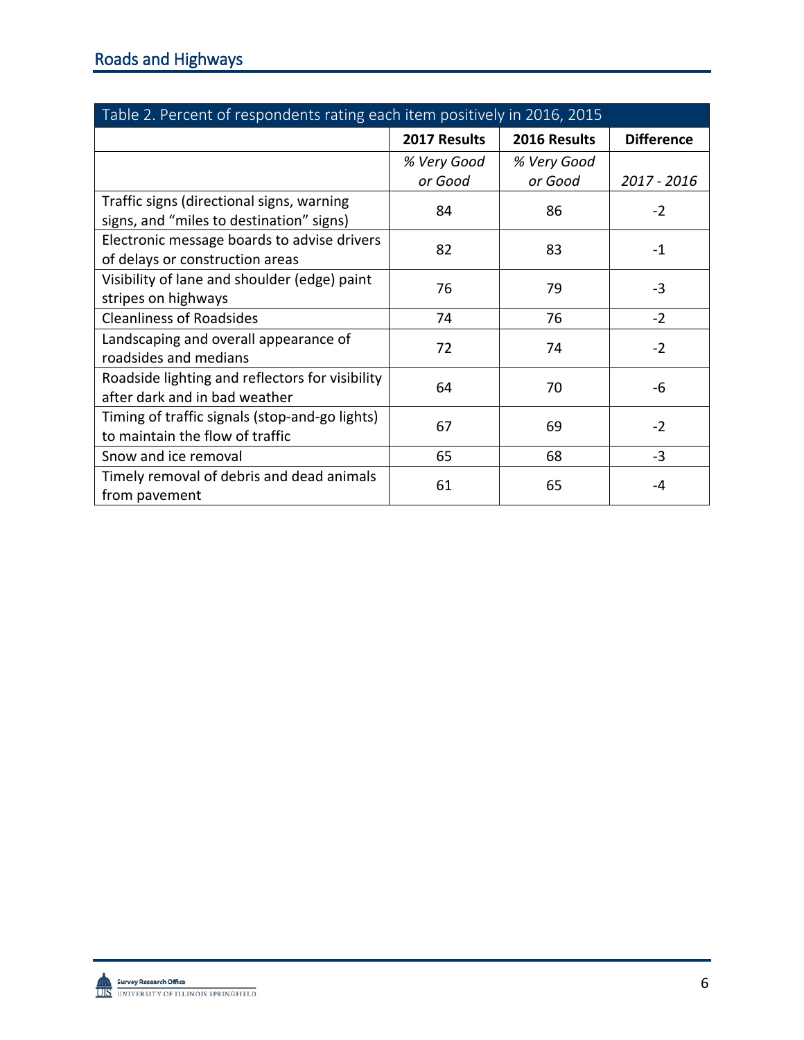## Roads and Highways

| Table 2. Percent of respondents rating each item positively in 2016, 2015 | | | |
|---|---|---|---|
| | **2017 Results** | **2016 Results** | **Difference** |
| | *% Very Good or Good* | *% Very Good or Good* | *2017 - 2016* |
| Traffic signs (directional signs, warning signs, and "miles to destination" signs) | 84 | 86 | -2 |
| Electronic message boards to advise drivers of delays or construction areas | 82 | 83 | -1 |
| Visibility of lane and shoulder (edge) paint stripes on highways | 76 | 79 | -3 |
| Cleanliness of Roadsides | 74 | 76 | -2 |
| Landscaping and overall appearance of roadsides and medians | 72 | 74 | -2 |
| Roadside lighting and reflectors for visibility after dark and in bad weather | 64 | 70 | -6 |
| Timing of traffic signals (stop-and-go lights) to maintain the flow of traffic | 67 | 69 | -2 |
| Snow and ice removal | 65 | 68 | -3 |
| Timely removal of debris and dead animals from pavement | 61 | 65 | -4 |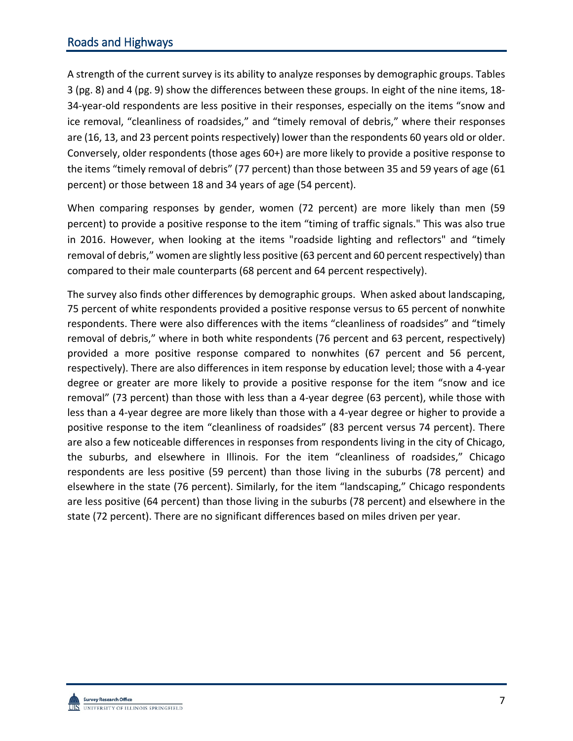## Roads and Highways

A strength of the current survey is its ability to analyze responses by demographic groups. Tables 3 (pg. 8) and 4 (pg. 9) show the differences between these groups. In eight of the nine items, 18-34-year-old respondents are less positive in their responses, especially on the items "snow and ice removal, "cleanliness of roadsides," and "timely removal of debris," where their responses are (16, 13, and 23 percent points respectively) lower than the respondents 60 years old or older. Conversely, older respondents (those ages 60+) are more likely to provide a positive response to the items "timely removal of debris" (77 percent) than those between 35 and 59 years of age (61 percent) or those between 18 and 34 years of age (54 percent).

When comparing responses by gender, women (72 percent) are more likely than men (59 percent) to provide a positive response to the item "timing of traffic signals." This was also true in 2016. However, when looking at the items "roadside lighting and reflectors" and "timely removal of debris," women are slightly less positive (63 percent and 60 percent respectively) than compared to their male counterparts (68 percent and 64 percent respectively).

The survey also finds other differences by demographic groups. When asked about landscaping, 75 percent of white respondents provided a positive response versus to 65 percent of nonwhite respondents. There were also differences with the items "cleanliness of roadsides" and "timely removal of debris," where in both white respondents (76 percent and 63 percent, respectively) provided a more positive response compared to nonwhites (67 percent and 56 percent, respectively). There are also differences in item response by education level; those with a 4-year degree or greater are more likely to provide a positive response for the item "snow and ice removal" (73 percent) than those with less than a 4-year degree (63 percent), while those with less than a 4-year degree are more likely than those with a 4-year degree or higher to provide a positive response to the item "cleanliness of roadsides" (83 percent versus 74 percent). There are also a few noticeable differences in responses from respondents living in the city of Chicago, the suburbs, and elsewhere in Illinois. For the item "cleanliness of roadsides," Chicago respondents are less positive (59 percent) than those living in the suburbs (78 percent) and elsewhere in the state (76 percent). Similarly, for the item "landscaping," Chicago respondents are less positive (64 percent) than those living in the suburbs (78 percent) and elsewhere in the state (72 percent). There are no significant differences based on miles driven per year.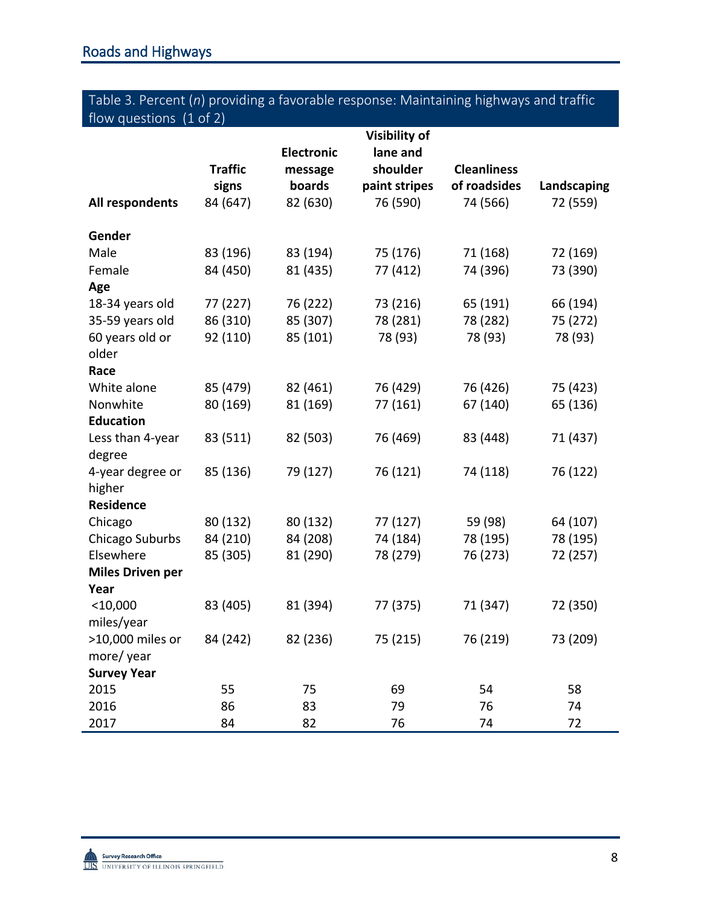## Roads and Highways

Table 3. Percent (*n*) providing a favorable response: Maintaining highways and traffic flow questions (1 of 2)

| | Traffic signs | Electronic message boards | Visibility of lane and shoulder paint stripes | Cleanliness of roadsides | Landscaping |
|---|---|---|---|---|---|
| **All respondents** | 84 (647) | 82 (630) | 76 (590) | 74 (566) | 72 (559) |
| **Gender** | | | | | |
| Male | 83 (196) | 83 (194) | 75 (176) | 71 (168) | 72 (169) |
| Female | 84 (450) | 81 (435) | 77 (412) | 74 (396) | 73 (390) |
| **Age** | | | | | |
| 18-34 years old | 77 (227) | 76 (222) | 73 (216) | 65 (191) | 66 (194) |
| 35-59 years old | 86 (310) | 85 (307) | 78 (281) | 78 (282) | 75 (272) |
| 60 years old or older | 92 (110) | 85 (101) | 78 (93) | 78 (93) | 78 (93) |
| **Race** | | | | | |
| White alone | 85 (479) | 82 (461) | 76 (429) | 76 (426) | 75 (423) |
| Nonwhite | 80 (169) | 81 (169) | 77 (161) | 67 (140) | 65 (136) |
| **Education** | | | | | |
| Less than 4-year degree | 83 (511) | 82 (503) | 76 (469) | 83 (448) | 71 (437) |
| 4-year degree or higher | 85 (136) | 79 (127) | 76 (121) | 74 (118) | 76 (122) |
| **Residence** | | | | | |
| Chicago | 80 (132) | 80 (132) | 77 (127) | 59 (98) | 64 (107) |
| Chicago Suburbs | 84 (210) | 84 (208) | 74 (184) | 78 (195) | 78 (195) |
| Elsewhere | 85 (305) | 81 (290) | 78 (279) | 76 (273) | 72 (257) |
| **Miles Driven per Year** | | | | | |
| <10,000 miles/year | 83 (405) | 81 (394) | 77 (375) | 71 (347) | 72 (350) |
| >10,000 miles or more/ year | 84 (242) | 82 (236) | 75 (215) | 76 (219) | 73 (209) |
| **Survey Year** | | | | | |
| 2015 | 55 | 75 | 69 | 54 | 58 |
| 2016 | 86 | 83 | 79 | 76 | 74 |
| 2017 | 84 | 82 | 76 | 74 | 72 |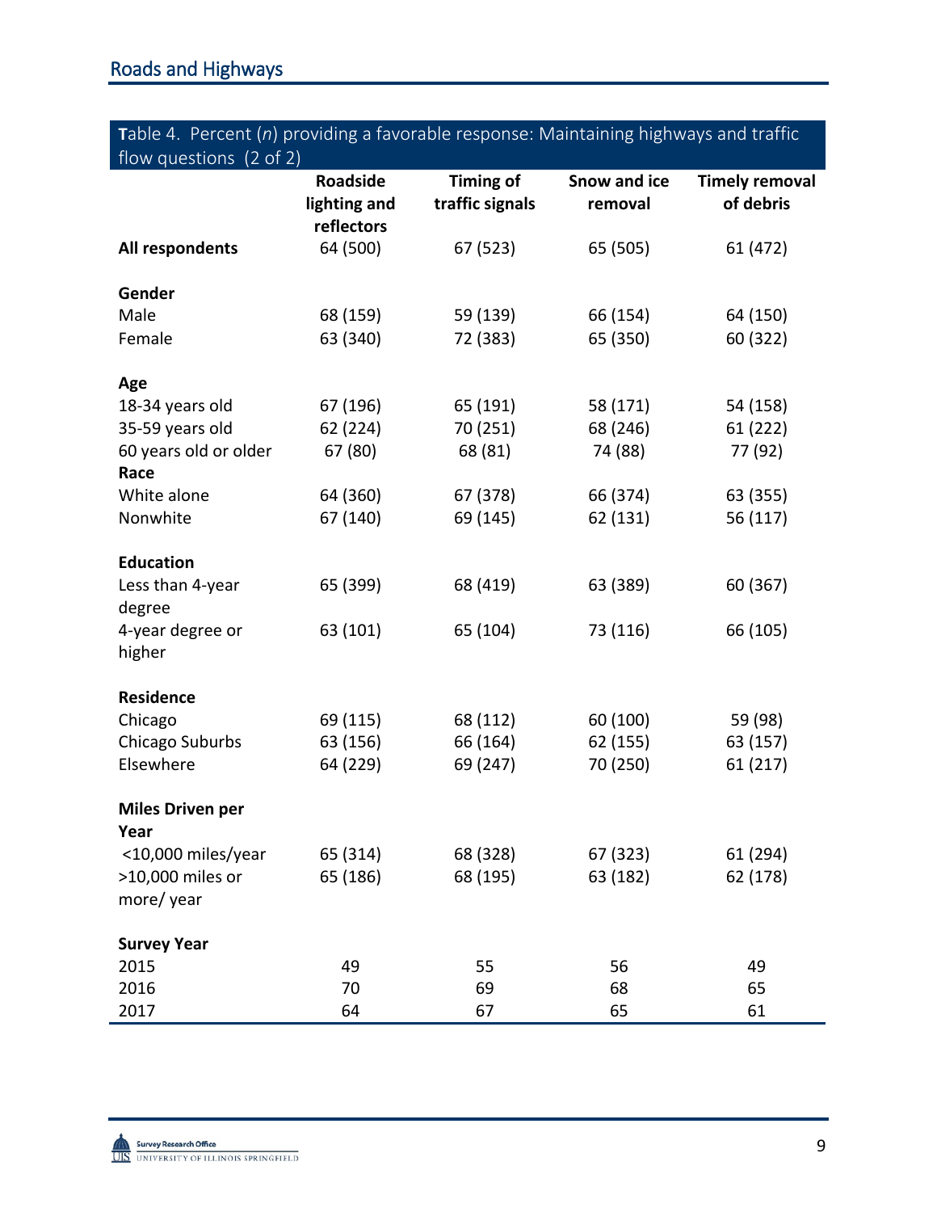## Roads and Highways

**Table 4.** Percent (*n*) providing a favorable response: Maintaining highways and traffic flow questions (2 of 2)

| | Roadside lighting and reflectors | Timing of traffic signals | Snow and ice removal | Timely removal of debris |
|---|---|---|---|---|
| **All respondents** | 64 (500) | 67 (523) | 65 (505) | 61 (472) |
| **Gender** | | | | |
| Male | 68 (159) | 59 (139) | 66 (154) | 64 (150) |
| Female | 63 (340) | 72 (383) | 65 (350) | 60 (322) |
| **Age** | | | | |
| 18-34 years old | 67 (196) | 65 (191) | 58 (171) | 54 (158) |
| 35-59 years old | 62 (224) | 70 (251) | 68 (246) | 61 (222) |
| 60 years old or older | 67 (80) | 68 (81) | 74 (88) | 77 (92) |
| **Race** | | | | |
| White alone | 64 (360) | 67 (378) | 66 (374) | 63 (355) |
| Nonwhite | 67 (140) | 69 (145) | 62 (131) | 56 (117) |
| **Education** | | | | |
| Less than 4-year degree | 65 (399) | 68 (419) | 63 (389) | 60 (367) |
| 4-year degree or higher | 63 (101) | 65 (104) | 73 (116) | 66 (105) |
| **Residence** | | | | |
| Chicago | 69 (115) | 68 (112) | 60 (100) | 59 (98) |
| Chicago Suburbs | 63 (156) | 66 (164) | 62 (155) | 63 (157) |
| Elsewhere | 64 (229) | 69 (247) | 70 (250) | 61 (217) |
| **Miles Driven per Year** | | | | |
| <10,000 miles/year | 65 (314) | 68 (328) | 67 (323) | 61 (294) |
| >10,000 miles or more/ year | 65 (186) | 68 (195) | 63 (182) | 62 (178) |
| **Survey Year** | | | | |
| 2015 | 49 | 55 | 56 | 49 |
| 2016 | 70 | 69 | 68 | 65 |
| 2017 | 64 | 67 | 65 | 61 |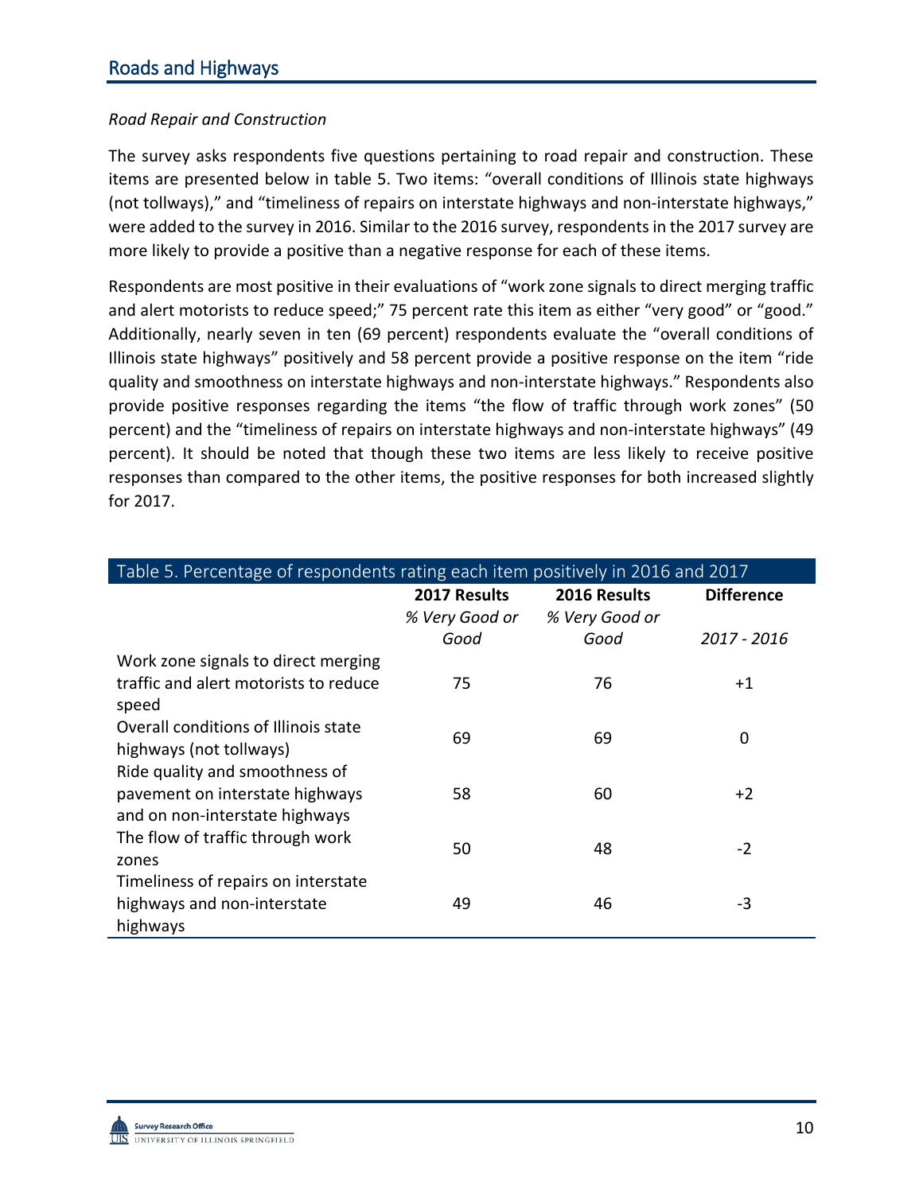## Roads and Highways

*Road Repair and Construction*

The survey asks respondents five questions pertaining to road repair and construction. These items are presented below in table 5. Two items: "overall conditions of Illinois state highways (not tollways)," and "timeliness of repairs on interstate highways and non-interstate highways," were added to the survey in 2016. Similar to the 2016 survey, respondents in the 2017 survey are more likely to provide a positive than a negative response for each of these items.

Respondents are most positive in their evaluations of "work zone signals to direct merging traffic and alert motorists to reduce speed;" 75 percent rate this item as either "very good" or "good." Additionally, nearly seven in ten (69 percent) respondents evaluate the "overall conditions of Illinois state highways" positively and 58 percent provide a positive response on the item "ride quality and smoothness on interstate highways and non-interstate highways." Respondents also provide positive responses regarding the items "the flow of traffic through work zones" (50 percent) and the "timeliness of repairs on interstate highways and non-interstate highways" (49 percent). It should be noted that though these two items are less likely to receive positive responses than compared to the other items, the positive responses for both increased slightly for 2017.

Table 5. Percentage of respondents rating each item positively in 2016 and 2017

| | **2017 Results** *% Very Good or Good* | **2016 Results** *% Very Good or Good* | **Difference** *2017 - 2016* |
|---|---|---|---|
| Work zone signals to direct merging traffic and alert motorists to reduce speed | 75 | 76 | +1 |
| Overall conditions of Illinois state highways (not tollways) | 69 | 69 | 0 |
| Ride quality and smoothness of pavement on interstate highways and on non-interstate highways | 58 | 60 | +2 |
| The flow of traffic through work zones | 50 | 48 | -2 |
| Timeliness of repairs on interstate highways and non-interstate highways | 49 | 46 | -3 |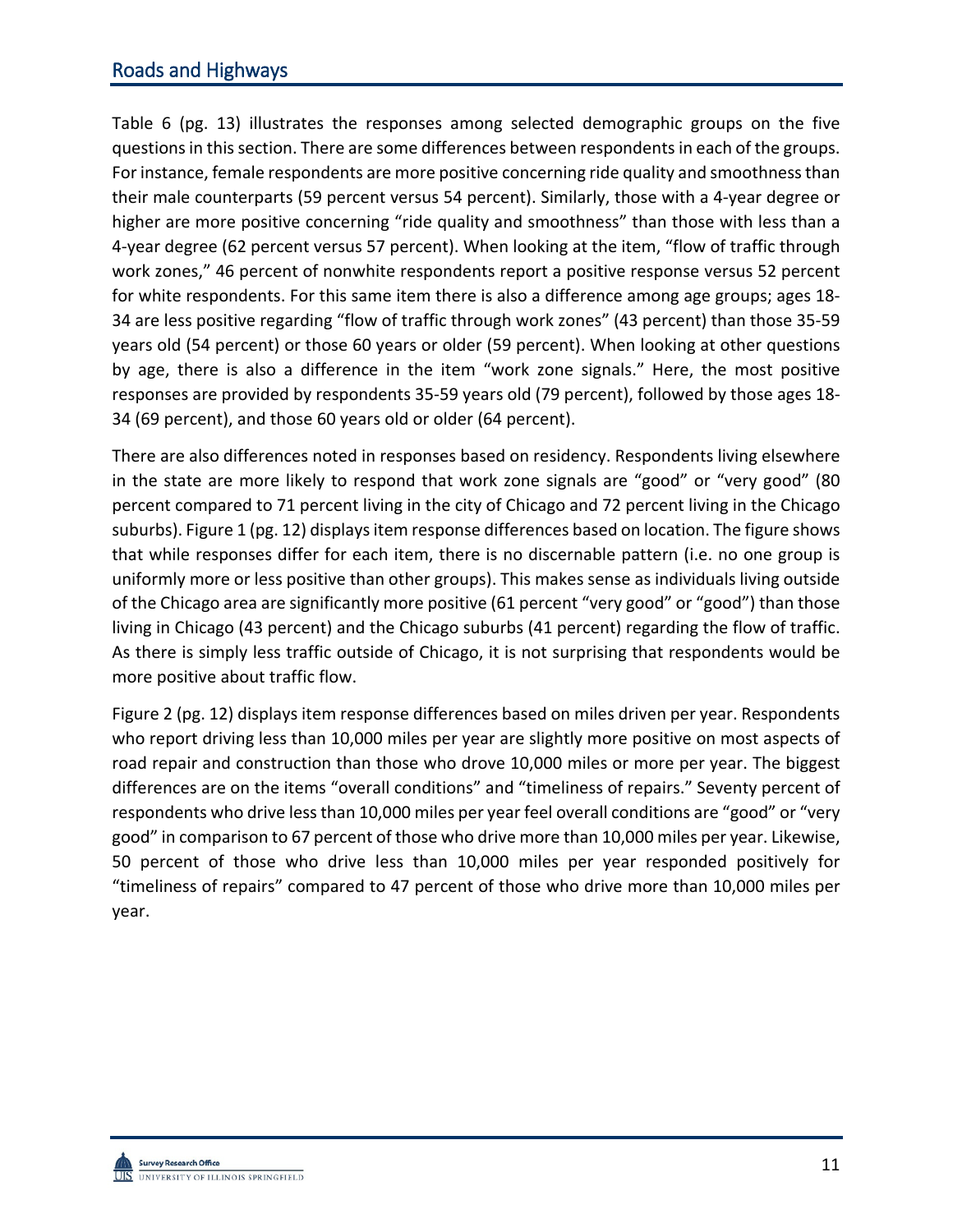## Roads and Highways

Table 6 (pg. 13) illustrates the responses among selected demographic groups on the five questions in this section. There are some differences between respondents in each of the groups. For instance, female respondents are more positive concerning ride quality and smoothness than their male counterparts (59 percent versus 54 percent). Similarly, those with a 4-year degree or higher are more positive concerning "ride quality and smoothness" than those with less than a 4-year degree (62 percent versus 57 percent). When looking at the item, "flow of traffic through work zones," 46 percent of nonwhite respondents report a positive response versus 52 percent for white respondents. For this same item there is also a difference among age groups; ages 18-34 are less positive regarding "flow of traffic through work zones" (43 percent) than those 35-59 years old (54 percent) or those 60 years or older (59 percent). When looking at other questions by age, there is also a difference in the item "work zone signals." Here, the most positive responses are provided by respondents 35-59 years old (79 percent), followed by those ages 18-34 (69 percent), and those 60 years old or older (64 percent).

There are also differences noted in responses based on residency. Respondents living elsewhere in the state are more likely to respond that work zone signals are "good" or "very good" (80 percent compared to 71 percent living in the city of Chicago and 72 percent living in the Chicago suburbs). Figure 1 (pg. 12) displays item response differences based on location. The figure shows that while responses differ for each item, there is no discernable pattern (i.e. no one group is uniformly more or less positive than other groups). This makes sense as individuals living outside of the Chicago area are significantly more positive (61 percent "very good" or "good") than those living in Chicago (43 percent) and the Chicago suburbs (41 percent) regarding the flow of traffic. As there is simply less traffic outside of Chicago, it is not surprising that respondents would be more positive about traffic flow.

Figure 2 (pg. 12) displays item response differences based on miles driven per year. Respondents who report driving less than 10,000 miles per year are slightly more positive on most aspects of road repair and construction than those who drove 10,000 miles or more per year. The biggest differences are on the items "overall conditions" and "timeliness of repairs." Seventy percent of respondents who drive less than 10,000 miles per year feel overall conditions are "good" or "very good" in comparison to 67 percent of those who drive more than 10,000 miles per year. Likewise, 50 percent of those who drive less than 10,000 miles per year responded positively for "timeliness of repairs" compared to 47 percent of those who drive more than 10,000 miles per year.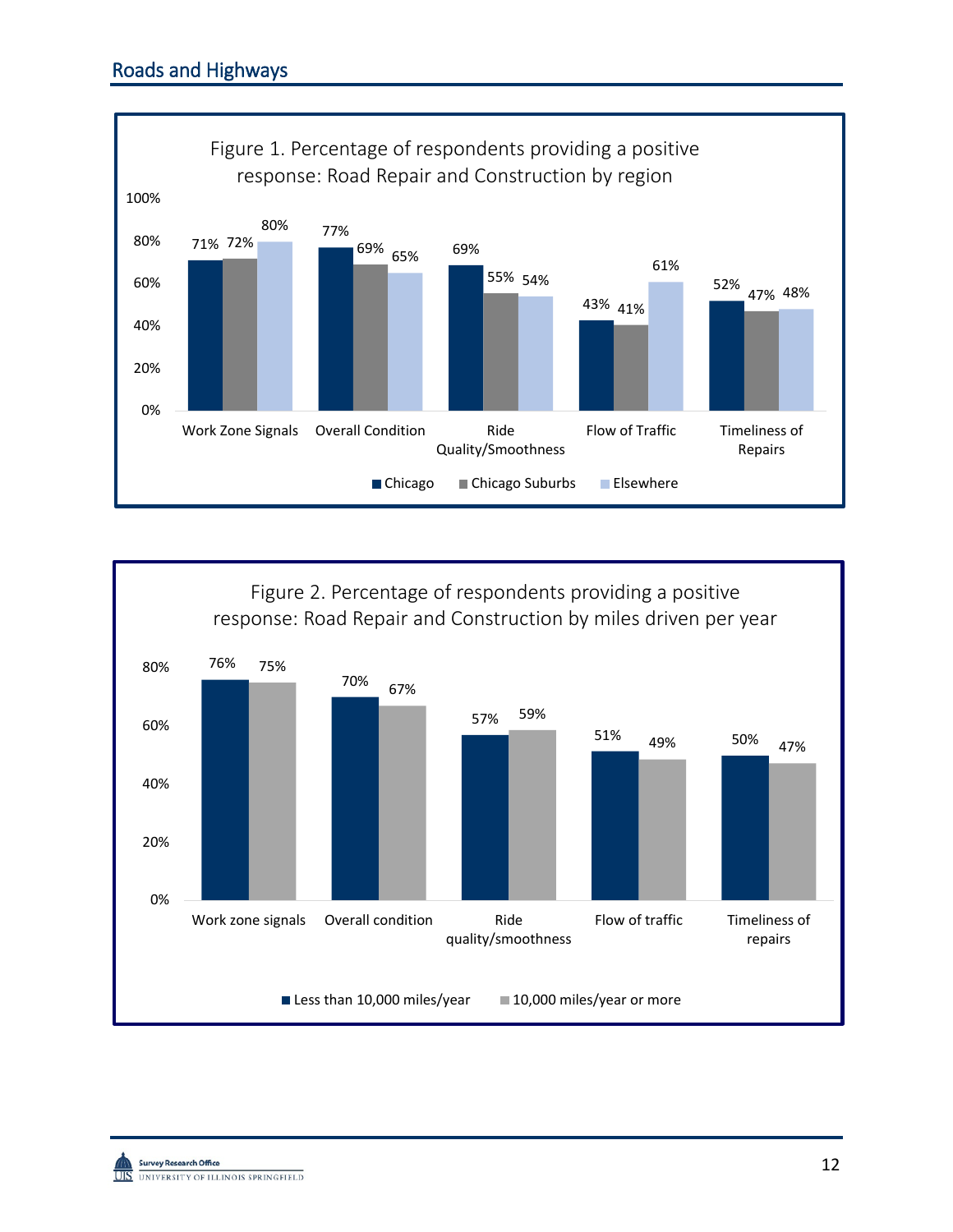## Roads and Highways

Figure 1. Percentage of respondents providing a positive response: Road Repair and Construction by region

| | Chicago | Chicago Suburbs | Elsewhere |
|---|---|---|---|
| Work Zone Signals | 71% | 72% | 80% |
| Overall Condition | 77% | 69% | 65% |
| Ride Quality/Smoothness | 69% | 55% | 54% |
| Flow of Traffic | 43% | 41% | 61% |
| Timeliness of Repairs | 52% | 47% | 48% |

Figure 2. Percentage of respondents providing a positive response: Road Repair and Construction by miles driven per year

| | Less than 10,000 miles/year | 10,000 miles/year or more |
|---|---|---|
| Work zone signals | 76% | 75% |
| Overall condition | 70% | 67% |
| Ride quality/smoothness | 57% | 59% |
| Flow of traffic | 51% | 49% |
| Timeliness of repairs | 50% | 47% |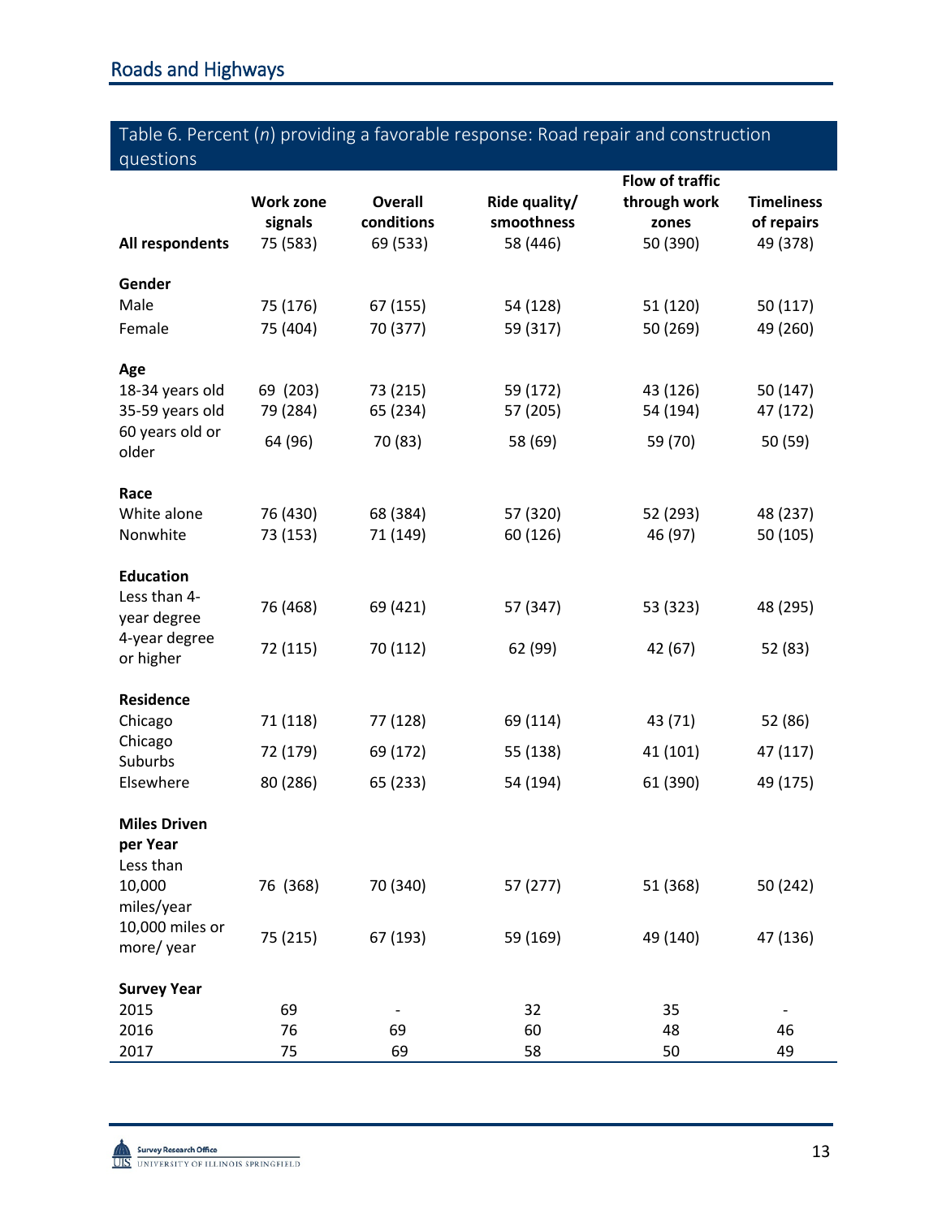## Roads and Highways

Table 6. Percent (*n*) providing a favorable response: Road repair and construction questions

| | Work zone signals | Overall conditions | Ride quality/ smoothness | Flow of traffic through work zones | Timeliness of repairs |
|---|---|---|---|---|---|
| **All respondents** | 75 (583) | 69 (533) | 58 (446) | 50 (390) | 49 (378) |
| **Gender** | | | | | |
| Male | 75 (176) | 67 (155) | 54 (128) | 51 (120) | 50 (117) |
| Female | 75 (404) | 70 (377) | 59 (317) | 50 (269) | 49 (260) |
| **Age** | | | | | |
| 18-34 years old | 69 (203) | 73 (215) | 59 (172) | 43 (126) | 50 (147) |
| 35-59 years old | 79 (284) | 65 (234) | 57 (205) | 54 (194) | 47 (172) |
| 60 years old or older | 64 (96) | 70 (83) | 58 (69) | 59 (70) | 50 (59) |
| **Race** | | | | | |
| White alone | 76 (430) | 68 (384) | 57 (320) | 52 (293) | 48 (237) |
| Nonwhite | 73 (153) | 71 (149) | 60 (126) | 46 (97) | 50 (105) |
| **Education** | | | | | |
| Less than 4-year degree | 76 (468) | 69 (421) | 57 (347) | 53 (323) | 48 (295) |
| 4-year degree or higher | 72 (115) | 70 (112) | 62 (99) | 42 (67) | 52 (83) |
| **Residence** | | | | | |
| Chicago | 71 (118) | 77 (128) | 69 (114) | 43 (71) | 52 (86) |
| Chicago Suburbs | 72 (179) | 69 (172) | 55 (138) | 41 (101) | 47 (117) |
| Elsewhere | 80 (286) | 65 (233) | 54 (194) | 61 (390) | 49 (175) |
| **Miles Driven per Year** | | | | | |
| Less than 10,000 miles/year | 76 (368) | 70 (340) | 57 (277) | 51 (368) | 50 (242) |
| 10,000 miles or more/ year | 75 (215) | 67 (193) | 59 (169) | 49 (140) | 47 (136) |
| **Survey Year** | | | | | |
| 2015 | 69 | - | 32 | 35 | - |
| 2016 | 76 | 69 | 60 | 48 | 46 |
| 2017 | 75 | 69 | 58 | 50 | 49 |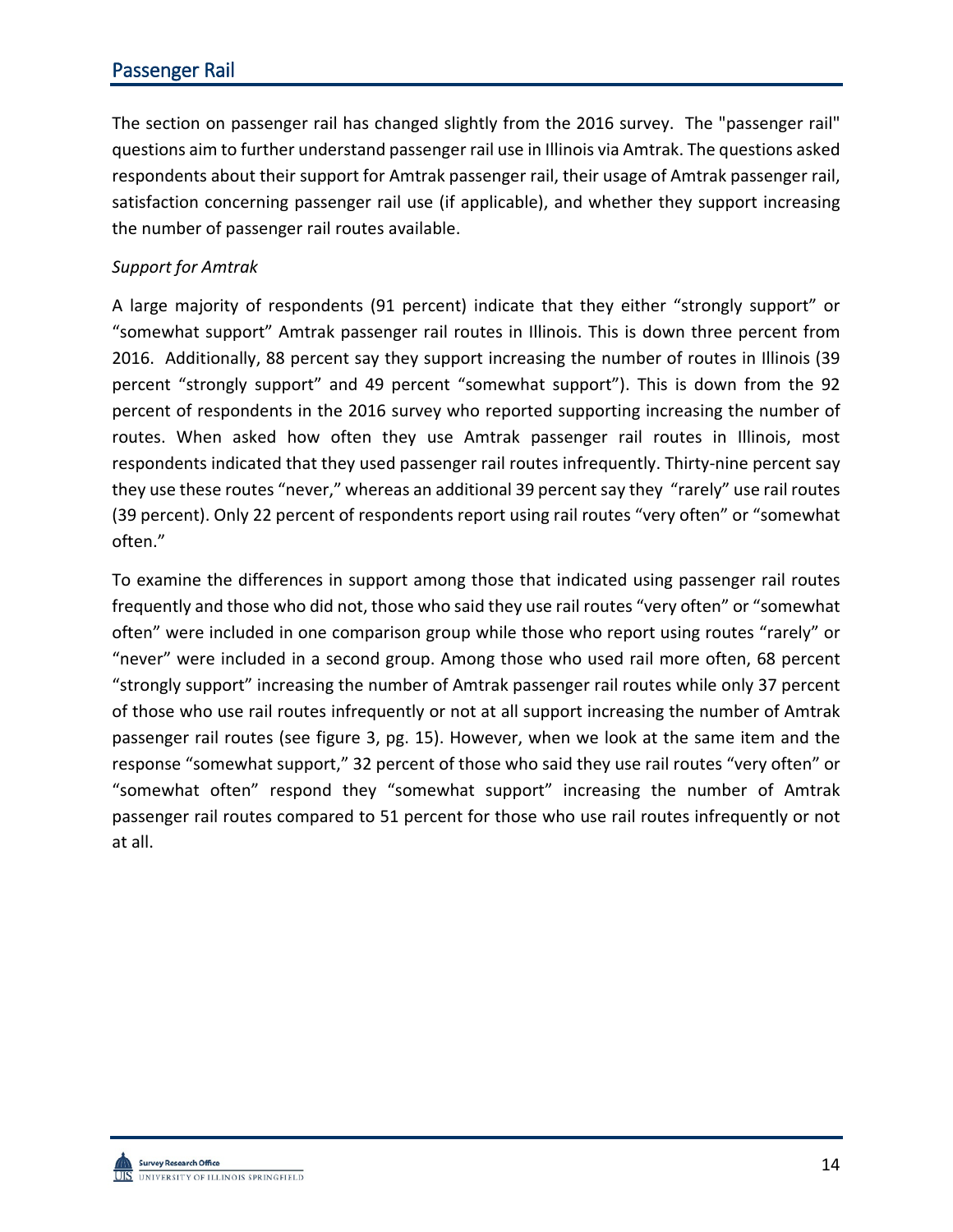## Passenger Rail

The section on passenger rail has changed slightly from the 2016 survey. The "passenger rail" questions aim to further understand passenger rail use in Illinois via Amtrak. The questions asked respondents about their support for Amtrak passenger rail, their usage of Amtrak passenger rail, satisfaction concerning passenger rail use (if applicable), and whether they support increasing the number of passenger rail routes available.

*Support for Amtrak*

A large majority of respondents (91 percent) indicate that they either “strongly support” or “somewhat support” Amtrak passenger rail routes in Illinois. This is down three percent from 2016. Additionally, 88 percent say they support increasing the number of routes in Illinois (39 percent “strongly support” and 49 percent “somewhat support”). This is down from the 92 percent of respondents in the 2016 survey who reported supporting increasing the number of routes. When asked how often they use Amtrak passenger rail routes in Illinois, most respondents indicated that they used passenger rail routes infrequently. Thirty-nine percent say they use these routes “never,” whereas an additional 39 percent say they “rarely” use rail routes (39 percent). Only 22 percent of respondents report using rail routes “very often” or “somewhat often.”

To examine the differences in support among those that indicated using passenger rail routes frequently and those who did not, those who said they use rail routes “very often” or “somewhat often” were included in one comparison group while those who report using routes “rarely” or “never” were included in a second group. Among those who used rail more often, 68 percent “strongly support” increasing the number of Amtrak passenger rail routes while only 37 percent of those who use rail routes infrequently or not at all support increasing the number of Amtrak passenger rail routes (see figure 3, pg. 15). However, when we look at the same item and the response “somewhat support,” 32 percent of those who said they use rail routes “very often” or “somewhat often” respond they “somewhat support” increasing the number of Amtrak passenger rail routes compared to 51 percent for those who use rail routes infrequently or not at all.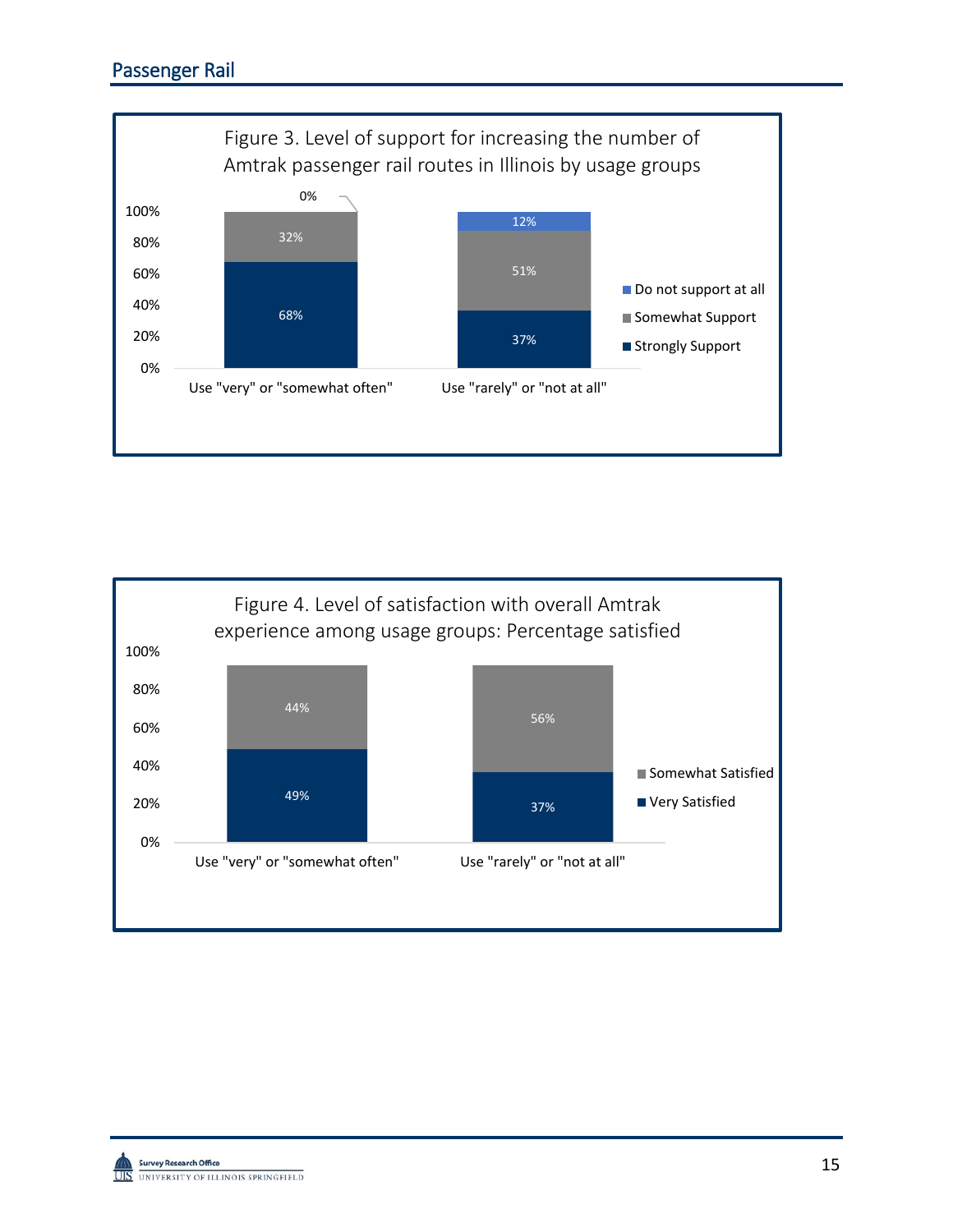## Passenger Rail

Figure 3. Level of support for increasing the number of Amtrak passenger rail routes in Illinois by usage groups

| | Strongly Support | Somewhat Support | Do not support at all |
|---|---|---|---|
| Use "very" or "somewhat often" | 68% | 32% | 0% |
| Use "rarely" or "not at all" | 37% | 51% | 12% |

Figure 4. Level of satisfaction with overall Amtrak experience among usage groups: Percentage satisfied

| | Very Satisfied | Somewhat Satisfied |
|---|---|---|
| Use "very" or "somewhat often" | 49% | 44% |
| Use "rarely" or "not at all" | 37% | 56% |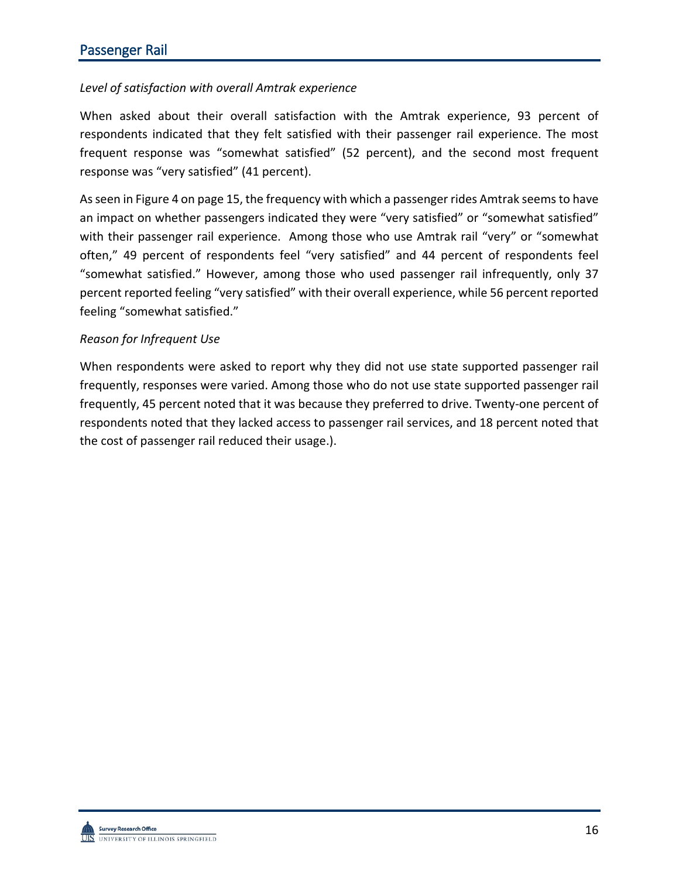*Level of satisfaction with overall Amtrak experience*

When asked about their overall satisfaction with the Amtrak experience, 93 percent of respondents indicated that they felt satisfied with their passenger rail experience. The most frequent response was "somewhat satisfied" (52 percent), and the second most frequent response was "very satisfied" (41 percent).

As seen in Figure 4 on page 15, the frequency with which a passenger rides Amtrak seems to have an impact on whether passengers indicated they were "very satisfied" or "somewhat satisfied" with their passenger rail experience. Among those who use Amtrak rail "very" or "somewhat often," 49 percent of respondents feel "very satisfied" and 44 percent of respondents feel "somewhat satisfied." However, among those who used passenger rail infrequently, only 37 percent reported feeling "very satisfied" with their overall experience, while 56 percent reported feeling "somewhat satisfied."

*Reason for Infrequent Use*

When respondents were asked to report why they did not use state supported passenger rail frequently, responses were varied. Among those who do not use state supported passenger rail frequently, 45 percent noted that it was because they preferred to drive. Twenty-one percent of respondents noted that they lacked access to passenger rail services, and 18 percent noted that the cost of passenger rail reduced their usage.).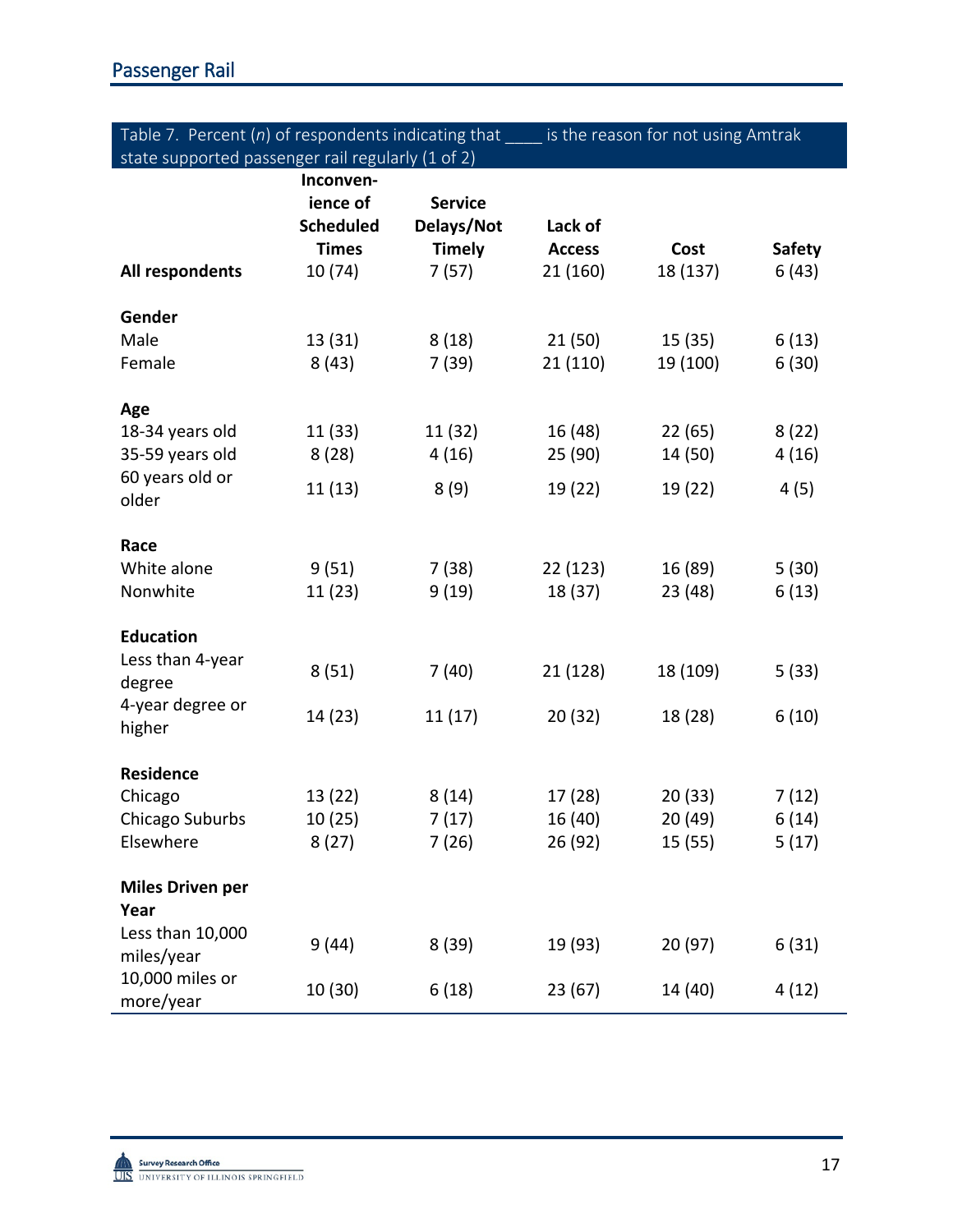Table 7. Percent (*n*) of respondents indicating that ____ is the reason for not using Amtrak state supported passenger rail regularly (1 of 2)

| | Inconvenience of Scheduled Times | Service Delays/Not Timely | Lack of Access | Cost | Safety |
|---|---|---|---|---|---|
| **All respondents** | 10 (74) | 7 (57) | 21 (160) | 18 (137) | 6 (43) |
| **Gender** | | | | | |
| Male | 13 (31) | 8 (18) | 21 (50) | 15 (35) | 6 (13) |
| Female | 8 (43) | 7 (39) | 21 (110) | 19 (100) | 6 (30) |
| **Age** | | | | | |
| 18-34 years old | 11 (33) | 11 (32) | 16 (48) | 22 (65) | 8 (22) |
| 35-59 years old | 8 (28) | 4 (16) | 25 (90) | 14 (50) | 4 (16) |
| 60 years old or older | 11 (13) | 8 (9) | 19 (22) | 19 (22) | 4 (5) |
| **Race** | | | | | |
| White alone | 9 (51) | 7 (38) | 22 (123) | 16 (89) | 5 (30) |
| Nonwhite | 11 (23) | 9 (19) | 18 (37) | 23 (48) | 6 (13) |
| **Education** | | | | | |
| Less than 4-year degree | 8 (51) | 7 (40) | 21 (128) | 18 (109) | 5 (33) |
| 4-year degree or higher | 14 (23) | 11 (17) | 20 (32) | 18 (28) | 6 (10) |
| **Residence** | | | | | |
| Chicago | 13 (22) | 8 (14) | 17 (28) | 20 (33) | 7 (12) |
| Chicago Suburbs | 10 (25) | 7 (17) | 16 (40) | 20 (49) | 6 (14) |
| Elsewhere | 8 (27) | 7 (26) | 26 (92) | 15 (55) | 5 (17) |
| **Miles Driven per Year** | | | | | |
| Less than 10,000 miles/year | 9 (44) | 8 (39) | 19 (93) | 20 (97) | 6 (31) |
| 10,000 miles or more/year | 10 (30) | 6 (18) | 23 (67) | 14 (40) | 4 (12) |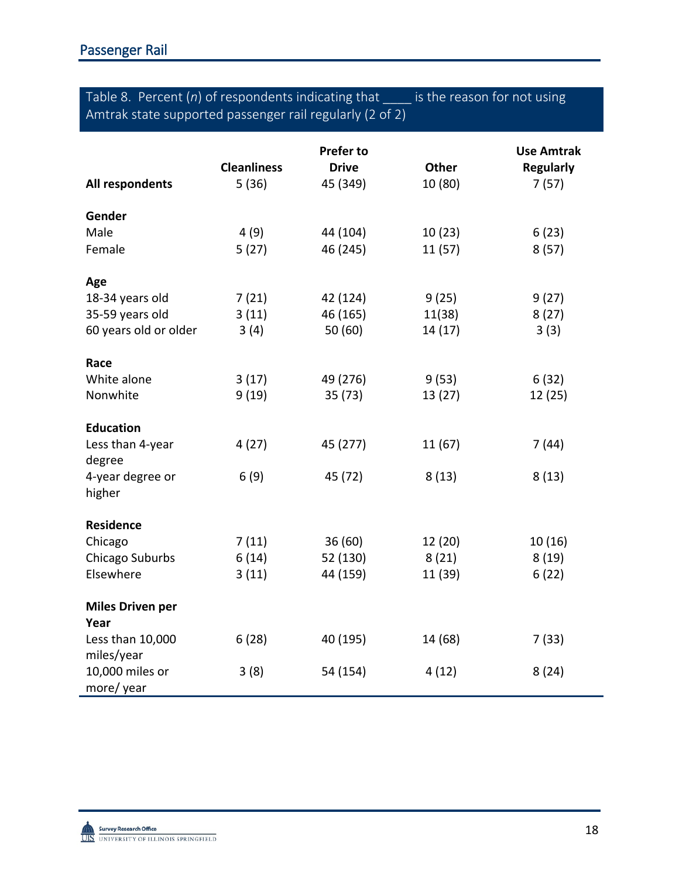Table 8. Percent (*n*) of respondents indicating that ____ is the reason for not using Amtrak state supported passenger rail regularly (2 of 2)

| | Cleanliness | Prefer to Drive | Other | Use Amtrak Regularly |
|---|---|---|---|---|
| **All respondents** | 5 (36) | 45 (349) | 10 (80) | 7 (57) |
| **Gender** | | | | |
| Male | 4 (9) | 44 (104) | 10 (23) | 6 (23) |
| Female | 5 (27) | 46 (245) | 11 (57) | 8 (57) |
| **Age** | | | | |
| 18-34 years old | 7 (21) | 42 (124) | 9 (25) | 9 (27) |
| 35-59 years old | 3 (11) | 46 (165) | 11(38) | 8 (27) |
| 60 years old or older | 3 (4) | 50 (60) | 14 (17) | 3 (3) |
| **Race** | | | | |
| White alone | 3 (17) | 49 (276) | 9 (53) | 6 (32) |
| Nonwhite | 9 (19) | 35 (73) | 13 (27) | 12 (25) |
| **Education** | | | | |
| Less than 4-year degree | 4 (27) | 45 (277) | 11 (67) | 7 (44) |
| 4-year degree or higher | 6 (9) | 45 (72) | 8 (13) | 8 (13) |
| **Residence** | | | | |
| Chicago | 7 (11) | 36 (60) | 12 (20) | 10 (16) |
| Chicago Suburbs | 6 (14) | 52 (130) | 8 (21) | 8 (19) |
| Elsewhere | 3 (11) | 44 (159) | 11 (39) | 6 (22) |
| **Miles Driven per Year** | | | | |
| Less than 10,000 miles/year | 6 (28) | 40 (195) | 14 (68) | 7 (33) |
| 10,000 miles or more/ year | 3 (8) | 54 (154) | 4 (12) | 8 (24) |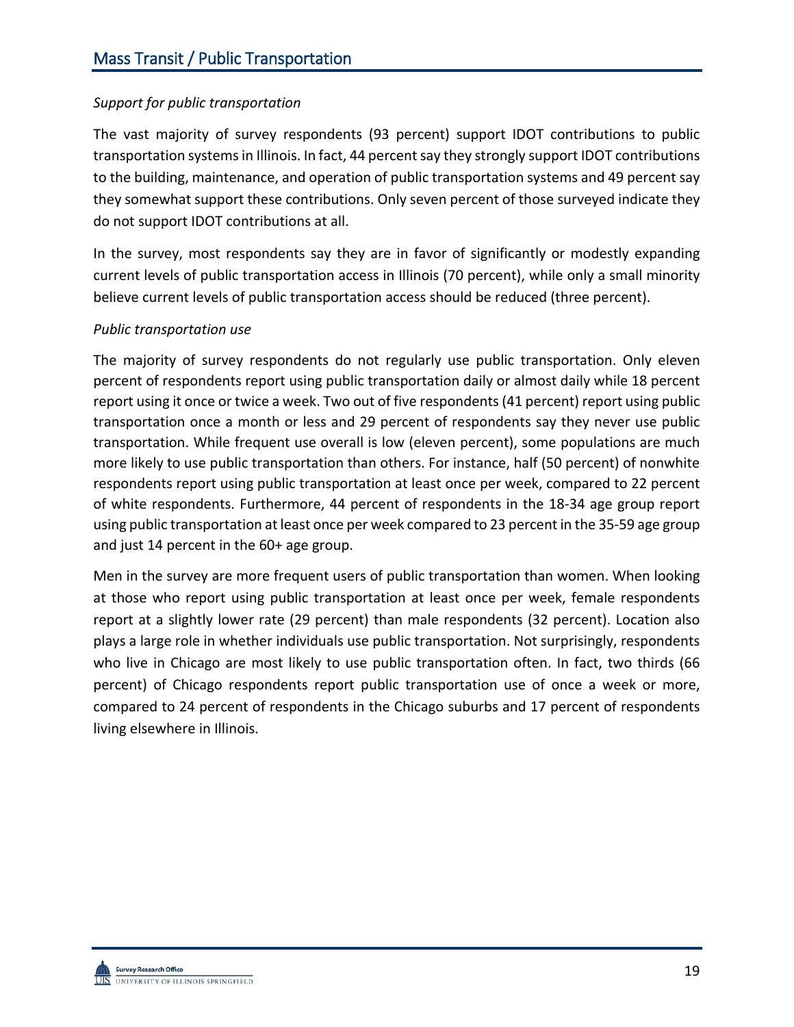## Mass Transit / Public Transportation

*Support for public transportation*

The vast majority of survey respondents (93 percent) support IDOT contributions to public transportation systems in Illinois. In fact, 44 percent say they strongly support IDOT contributions to the building, maintenance, and operation of public transportation systems and 49 percent say they somewhat support these contributions. Only seven percent of those surveyed indicate they do not support IDOT contributions at all.

In the survey, most respondents say they are in favor of significantly or modestly expanding current levels of public transportation access in Illinois (70 percent), while only a small minority believe current levels of public transportation access should be reduced (three percent).

*Public transportation use*

The majority of survey respondents do not regularly use public transportation. Only eleven percent of respondents report using public transportation daily or almost daily while 18 percent report using it once or twice a week. Two out of five respondents (41 percent) report using public transportation once a month or less and 29 percent of respondents say they never use public transportation. While frequent use overall is low (eleven percent), some populations are much more likely to use public transportation than others. For instance, half (50 percent) of nonwhite respondents report using public transportation at least once per week, compared to 22 percent of white respondents. Furthermore, 44 percent of respondents in the 18-34 age group report using public transportation at least once per week compared to 23 percent in the 35-59 age group and just 14 percent in the 60+ age group.

Men in the survey are more frequent users of public transportation than women. When looking at those who report using public transportation at least once per week, female respondents report at a slightly lower rate (29 percent) than male respondents (32 percent). Location also plays a large role in whether individuals use public transportation. Not surprisingly, respondents who live in Chicago are most likely to use public transportation often. In fact, two thirds (66 percent) of Chicago respondents report public transportation use of once a week or more, compared to 24 percent of respondents in the Chicago suburbs and 17 percent of respondents living elsewhere in Illinois.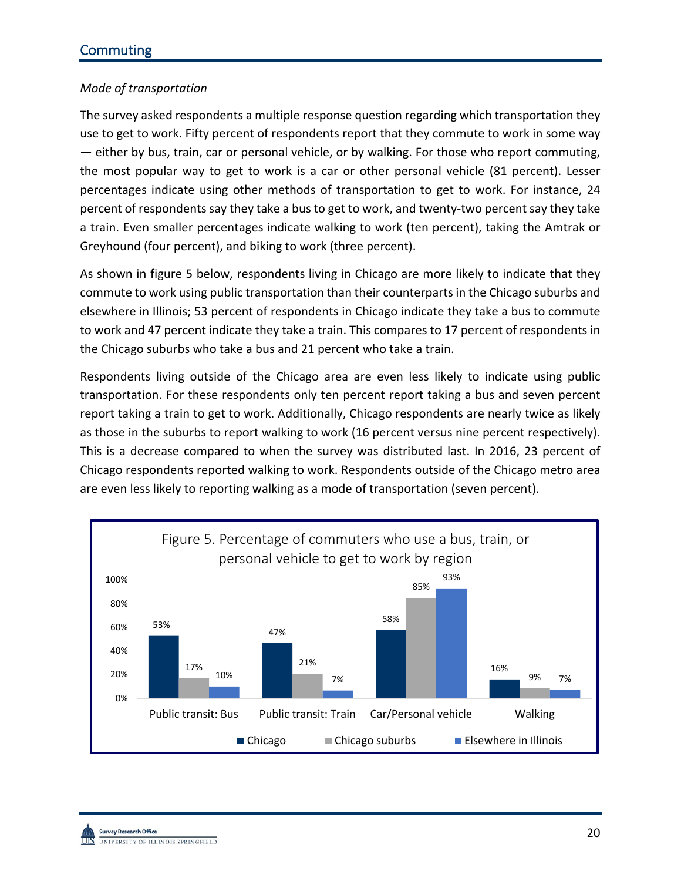## Commuting

*Mode of transportation*

The survey asked respondents a multiple response question regarding which transportation they use to get to work. Fifty percent of respondents report that they commute to work in some way — either by bus, train, car or personal vehicle, or by walking. For those who report commuting, the most popular way to get to work is a car or other personal vehicle (81 percent). Lesser percentages indicate using other methods of transportation to get to work. For instance, 24 percent of respondents say they take a bus to get to work, and twenty-two percent say they take a train. Even smaller percentages indicate walking to work (ten percent), taking the Amtrak or Greyhound (four percent), and biking to work (three percent).

As shown in figure 5 below, respondents living in Chicago are more likely to indicate that they commute to work using public transportation than their counterparts in the Chicago suburbs and elsewhere in Illinois; 53 percent of respondents in Chicago indicate they take a bus to commute to work and 47 percent indicate they take a train. This compares to 17 percent of respondents in the Chicago suburbs who take a bus and 21 percent who take a train.

Respondents living outside of the Chicago area are even less likely to indicate using public transportation. For these respondents only ten percent report taking a bus and seven percent report taking a train to get to work. Additionally, Chicago respondents are nearly twice as likely as those in the suburbs to report walking to work (16 percent versus nine percent respectively). This is a decrease compared to when the survey was distributed last. In 2016, 23 percent of Chicago respondents reported walking to work. Respondents outside of the Chicago metro area are even less likely to reporting walking as a mode of transportation (seven percent).

Figure 5. Percentage of commuters who use a bus, train, or personal vehicle to get to work by region

| | Chicago | Chicago suburbs | Elsewhere in Illinois |
|---|---|---|---|
| Public transit: Bus | 53% | 17% | 10% |
| Public transit: Train | 47% | 21% | 7% |
| Car/Personal vehicle | 58% | 85% | 93% |
| Walking | 16% | 9% | 7% |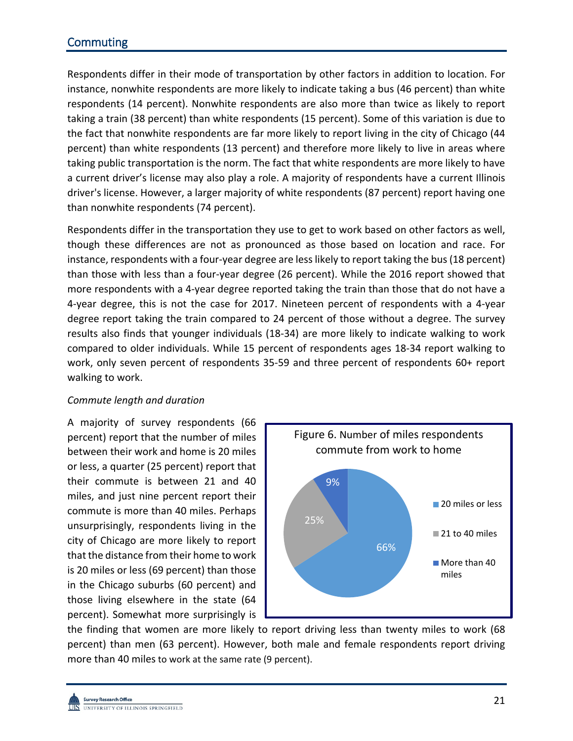## Commuting

Respondents differ in their mode of transportation by other factors in addition to location. For instance, nonwhite respondents are more likely to indicate taking a bus (46 percent) than white respondents (14 percent). Nonwhite respondents are also more than twice as likely to report taking a train (38 percent) than white respondents (15 percent). Some of this variation is due to the fact that nonwhite respondents are far more likely to report living in the city of Chicago (44 percent) than white respondents (13 percent) and therefore more likely to live in areas where taking public transportation is the norm. The fact that white respondents are more likely to have a current driver's license may also play a role. A majority of respondents have a current Illinois driver's license. However, a larger majority of white respondents (87 percent) report having one than nonwhite respondents (74 percent).

Respondents differ in the transportation they use to get to work based on other factors as well, though these differences are not as pronounced as those based on location and race. For instance, respondents with a four-year degree are less likely to report taking the bus (18 percent) than those with less than a four-year degree (26 percent). While the 2016 report showed that more respondents with a 4-year degree reported taking the train than those that do not have a 4-year degree, this is not the case for 2017. Nineteen percent of respondents with a 4-year degree report taking the train compared to 24 percent of those without a degree. The survey results also finds that younger individuals (18-34) are more likely to indicate walking to work compared to older individuals. While 15 percent of respondents ages 18-34 report walking to work, only seven percent of respondents 35-59 and three percent of respondents 60+ report walking to work.

*Commute length and duration*

A majority of survey respondents (66 percent) report that the number of miles between their work and home is 20 miles or less, a quarter (25 percent) report that their commute is between 21 and 40 miles, and just nine percent report their commute is more than 40 miles. Perhaps unsurprisingly, respondents living in the city of Chicago are more likely to report that the distance from their home to work is 20 miles or less (69 percent) than those in the Chicago suburbs (60 percent) and those living elsewhere in the state (64 percent). Somewhat more surprisingly is the finding that women are more likely to report driving less than twenty miles to work (68 percent) than men (63 percent). However, both male and female respondents report driving more than 40 miles to work at the same rate (9 percent).

Figure 6. Number of miles respondents commute from work to home

| Category | Percent |
|---|---|
| 20 miles or less | 66% |
| 21 to 40 miles | 25% |
| More than 40 miles | 9% |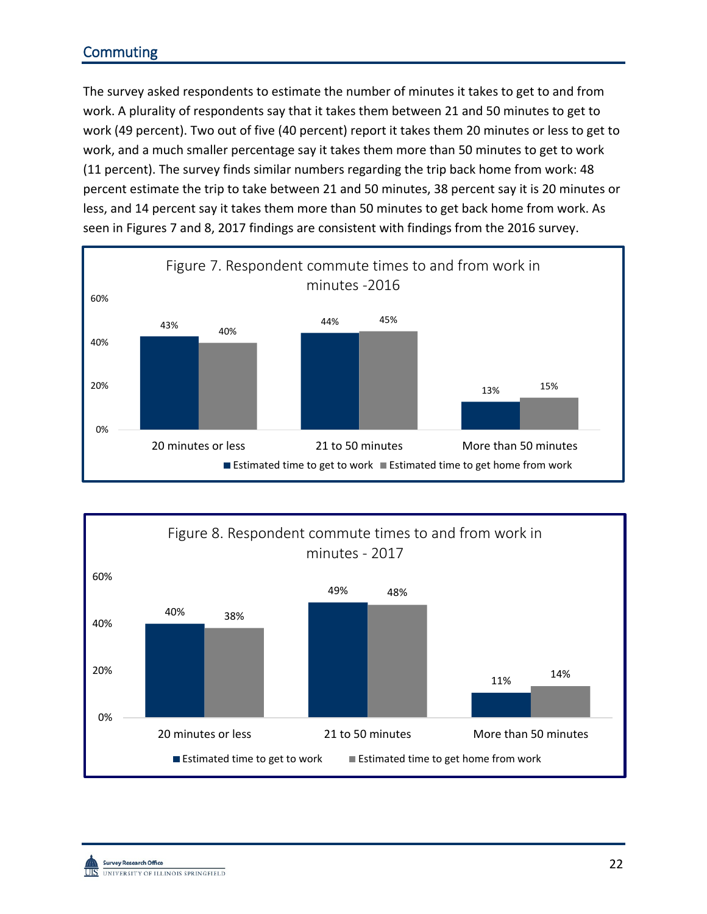## Commuting

The survey asked respondents to estimate the number of minutes it takes to get to and from work. A plurality of respondents say that it takes them between 21 and 50 minutes to get to work (49 percent). Two out of five (40 percent) report it takes them 20 minutes or less to get to work, and a much smaller percentage say it takes them more than 50 minutes to get to work (11 percent). The survey finds similar numbers regarding the trip back home from work: 48 percent estimate the trip to take between 21 and 50 minutes, 38 percent say it is 20 minutes or less, and 14 percent say it takes them more than 50 minutes to get back home from work. As seen in Figures 7 and 8, 2017 findings are consistent with findings from the 2016 survey.

Figure 7. Respondent commute times to and from work in minutes -2016

| | Estimated time to get to work | Estimated time to get home from work |
|---|---|---|
| 20 minutes or less | 43% | 40% |
| 21 to 50 minutes | 44% | 45% |
| More than 50 minutes | 13% | 15% |

Figure 8. Respondent commute times to and from work in minutes - 2017

| | Estimated time to get to work | Estimated time to get home from work |
|---|---|---|
| 20 minutes or less | 40% | 38% |
| 21 to 50 minutes | 49% | 48% |
| More than 50 minutes | 11% | 14% |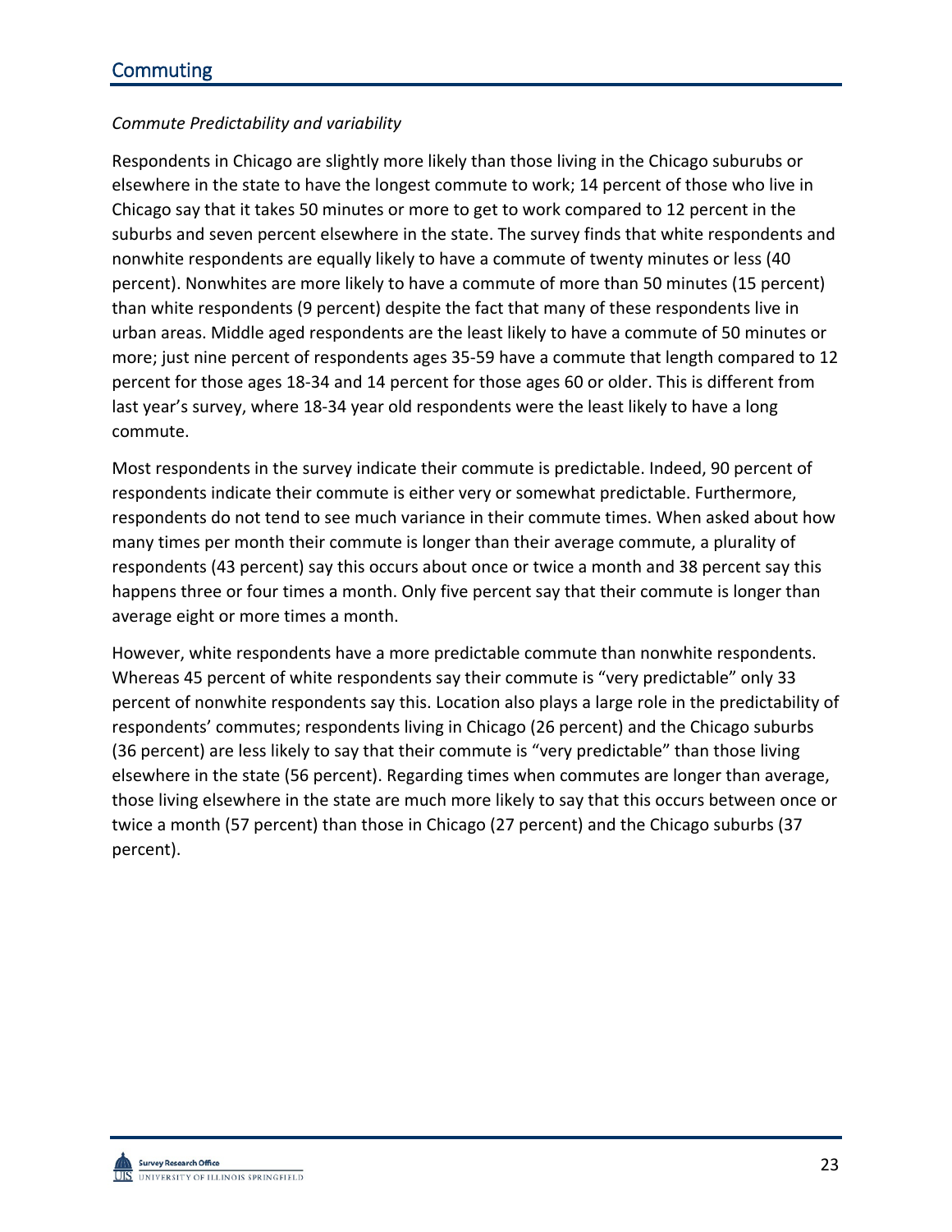## Commuting

*Commute Predictability and variability*

Respondents in Chicago are slightly more likely than those living in the Chicago suburubs or elsewhere in the state to have the longest commute to work; 14 percent of those who live in Chicago say that it takes 50 minutes or more to get to work compared to 12 percent in the suburbs and seven percent elsewhere in the state. The survey finds that white respondents and nonwhite respondents are equally likely to have a commute of twenty minutes or less (40 percent). Nonwhites are more likely to have a commute of more than 50 minutes (15 percent) than white respondents (9 percent) despite the fact that many of these respondents live in urban areas. Middle aged respondents are the least likely to have a commute of 50 minutes or more; just nine percent of respondents ages 35-59 have a commute that length compared to 12 percent for those ages 18-34 and 14 percent for those ages 60 or older. This is different from last year's survey, where 18-34 year old respondents were the least likely to have a long commute.

Most respondents in the survey indicate their commute is predictable. Indeed, 90 percent of respondents indicate their commute is either very or somewhat predictable. Furthermore, respondents do not tend to see much variance in their commute times. When asked about how many times per month their commute is longer than their average commute, a plurality of respondents (43 percent) say this occurs about once or twice a month and 38 percent say this happens three or four times a month. Only five percent say that their commute is longer than average eight or more times a month.

However, white respondents have a more predictable commute than nonwhite respondents. Whereas 45 percent of white respondents say their commute is "very predictable" only 33 percent of nonwhite respondents say this. Location also plays a large role in the predictability of respondents' commutes; respondents living in Chicago (26 percent) and the Chicago suburbs (36 percent) are less likely to say that their commute is "very predictable" than those living elsewhere in the state (56 percent). Regarding times when commutes are longer than average, those living elsewhere in the state are much more likely to say that this occurs between once or twice a month (57 percent) than those in Chicago (27 percent) and the Chicago suburbs (37 percent).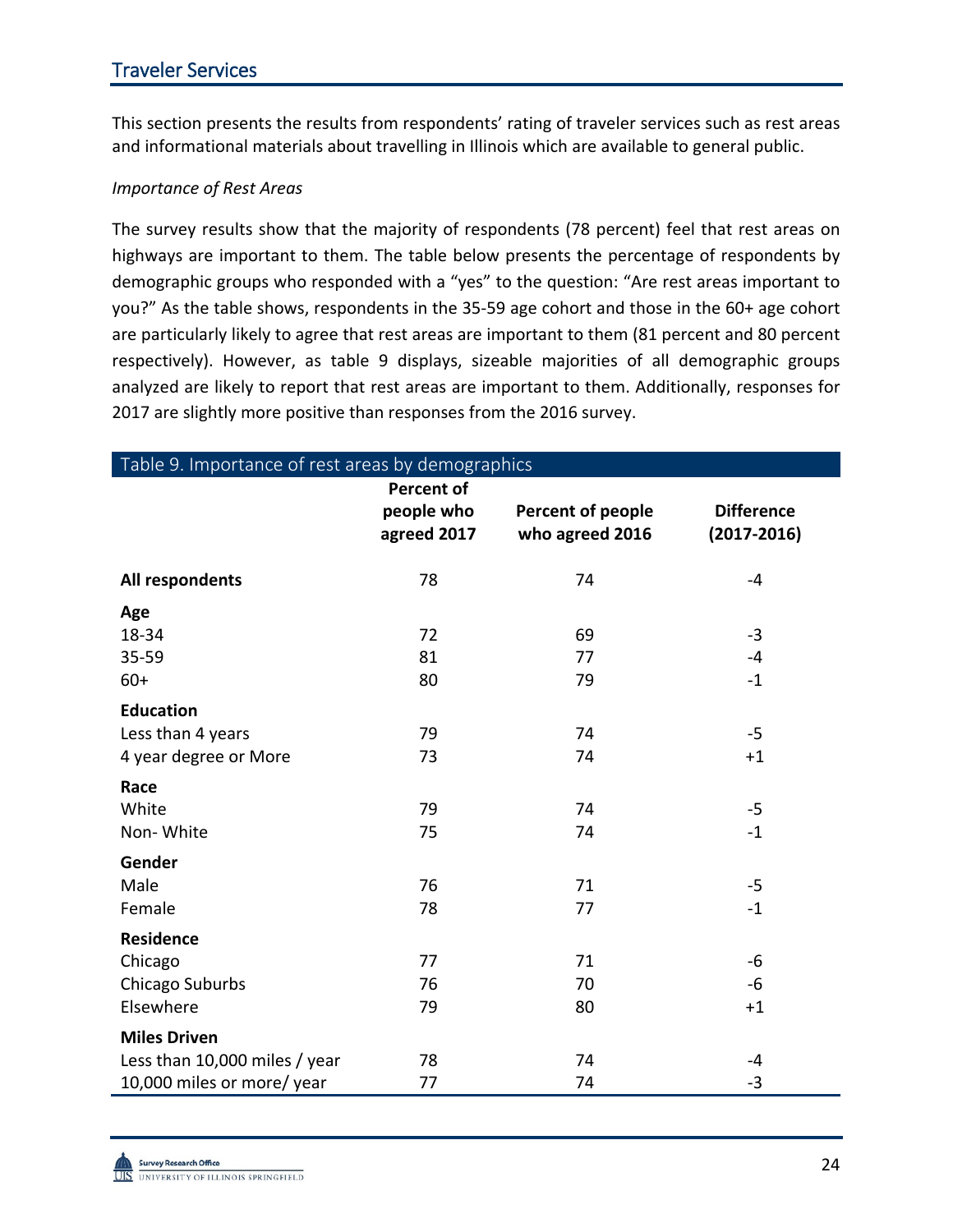## Traveler Services

This section presents the results from respondents' rating of traveler services such as rest areas and informational materials about travelling in Illinois which are available to general public.

*Importance of Rest Areas*

The survey results show that the majority of respondents (78 percent) feel that rest areas on highways are important to them. The table below presents the percentage of respondents by demographic groups who responded with a "yes" to the question: "Are rest areas important to you?" As the table shows, respondents in the 35-59 age cohort and those in the 60+ age cohort are particularly likely to agree that rest areas are important to them (81 percent and 80 percent respectively). However, as table 9 displays, sizeable majorities of all demographic groups analyzed are likely to report that rest areas are important to them. Additionally, responses for 2017 are slightly more positive than responses from the 2016 survey.

Table 9. Importance of rest areas by demographics

| | Percent of people who agreed 2017 | Percent of people who agreed 2016 | Difference (2017-2016) |
|---|---|---|---|
| **All respondents** | 78 | 74 | -4 |
| **Age** | | | |
| 18-34 | 72 | 69 | -3 |
| 35-59 | 81 | 77 | -4 |
| 60+ | 80 | 79 | -1 |
| **Education** | | | |
| Less than 4 years | 79 | 74 | -5 |
| 4 year degree or More | 73 | 74 | +1 |
| **Race** | | | |
| White | 79 | 74 | -5 |
| Non- White | 75 | 74 | -1 |
| **Gender** | | | |
| Male | 76 | 71 | -5 |
| Female | 78 | 77 | -1 |
| **Residence** | | | |
| Chicago | 77 | 71 | -6 |
| Chicago Suburbs | 76 | 70 | -6 |
| Elsewhere | 79 | 80 | +1 |
| **Miles Driven** | | | |
| Less than 10,000 miles / year | 78 | 74 | -4 |
| 10,000 miles or more/ year | 77 | 74 | -3 |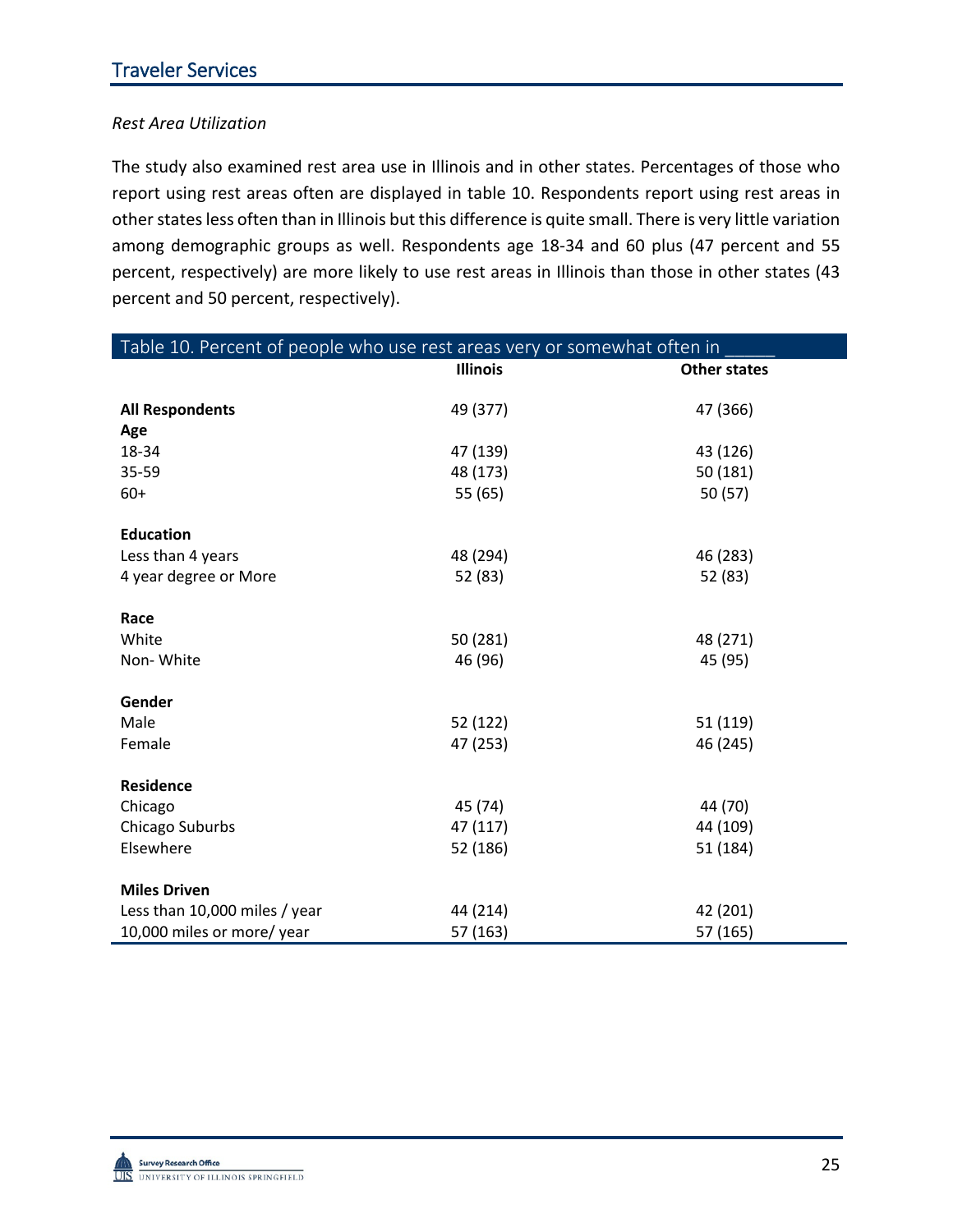## Traveler Services

*Rest Area Utilization*

The study also examined rest area use in Illinois and in other states. Percentages of those who report using rest areas often are displayed in table 10. Respondents report using rest areas in other states less often than in Illinois but this difference is quite small. There is very little variation among demographic groups as well. Respondents age 18-34 and 60 plus (47 percent and 55 percent, respectively) are more likely to use rest areas in Illinois than those in other states (43 percent and 50 percent, respectively).

Table 10. Percent of people who use rest areas very or somewhat often in _____

| | Illinois | Other states |
|---|---|---|
| **All Respondents** | 49 (377) | 47 (366) |
| **Age** | | |
| 18-34 | 47 (139) | 43 (126) |
| 35-59 | 48 (173) | 50 (181) |
| 60+ | 55 (65) | 50 (57) |
| **Education** | | |
| Less than 4 years | 48 (294) | 46 (283) |
| 4 year degree or More | 52 (83) | 52 (83) |
| **Race** | | |
| White | 50 (281) | 48 (271) |
| Non- White | 46 (96) | 45 (95) |
| **Gender** | | |
| Male | 52 (122) | 51 (119) |
| Female | 47 (253) | 46 (245) |
| **Residence** | | |
| Chicago | 45 (74) | 44 (70) |
| Chicago Suburbs | 47 (117) | 44 (109) |
| Elsewhere | 52 (186) | 51 (184) |
| **Miles Driven** | | |
| Less than 10,000 miles / year | 44 (214) | 42 (201) |
| 10,000 miles or more/ year | 57 (163) | 57 (165) |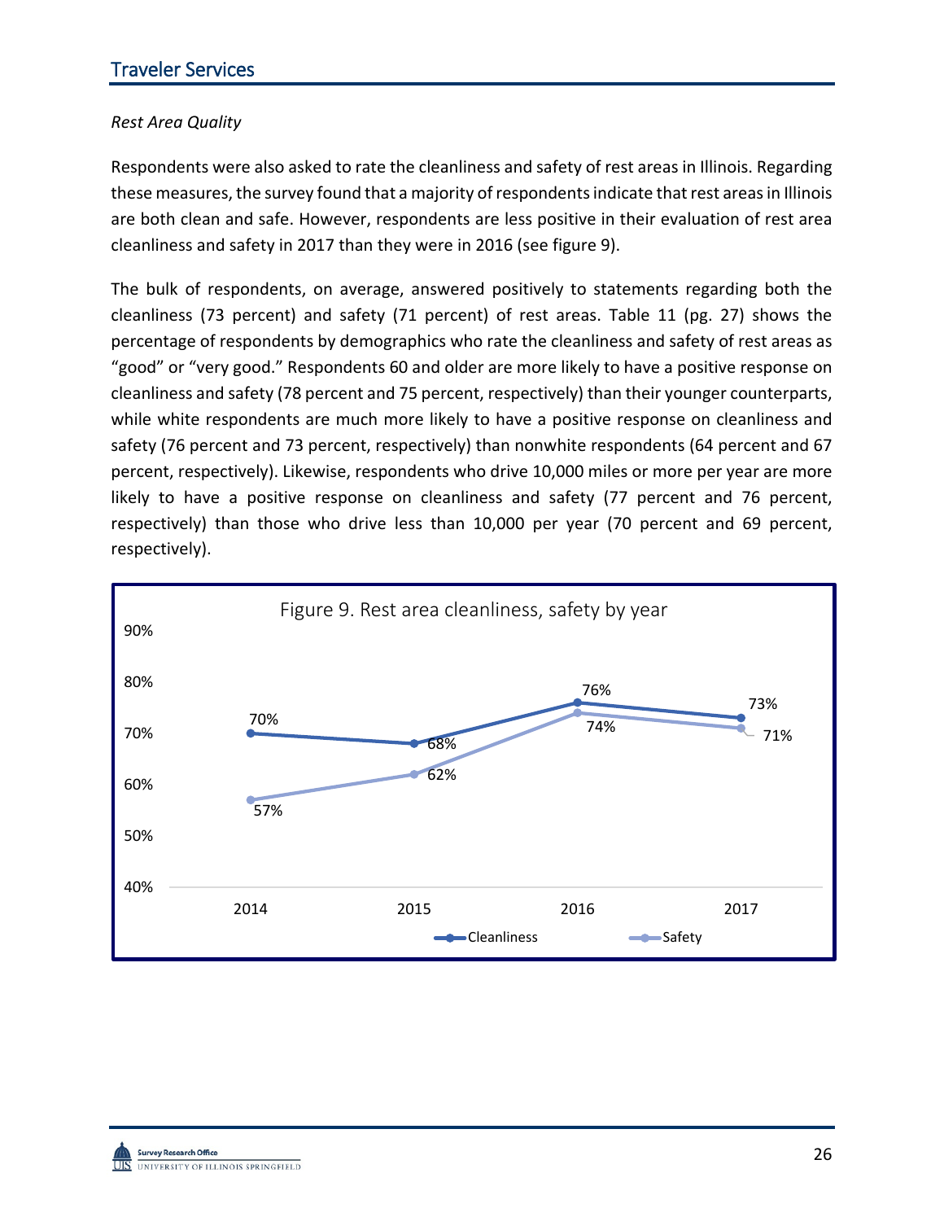## Traveler Services

*Rest Area Quality*

Respondents were also asked to rate the cleanliness and safety of rest areas in Illinois. Regarding these measures, the survey found that a majority of respondents indicate that rest areas in Illinois are both clean and safe. However, respondents are less positive in their evaluation of rest area cleanliness and safety in 2017 than they were in 2016 (see figure 9).

The bulk of respondents, on average, answered positively to statements regarding both the cleanliness (73 percent) and safety (71 percent) of rest areas. Table 11 (pg. 27) shows the percentage of respondents by demographics who rate the cleanliness and safety of rest areas as "good" or "very good." Respondents 60 and older are more likely to have a positive response on cleanliness and safety (78 percent and 75 percent, respectively) than their younger counterparts, while white respondents are much more likely to have a positive response on cleanliness and safety (76 percent and 73 percent, respectively) than nonwhite respondents (64 percent and 67 percent, respectively). Likewise, respondents who drive 10,000 miles or more per year are more likely to have a positive response on cleanliness and safety (77 percent and 76 percent, respectively) than those who drive less than 10,000 per year (70 percent and 69 percent, respectively).

Figure 9. Rest area cleanliness, safety by year

| Year | Cleanliness | Safety |
|---|---|---|
| 2014 | 70% | 57% |
| 2015 | 68% | 62% |
| 2016 | 76% | 74% |
| 2017 | 73% | 71% |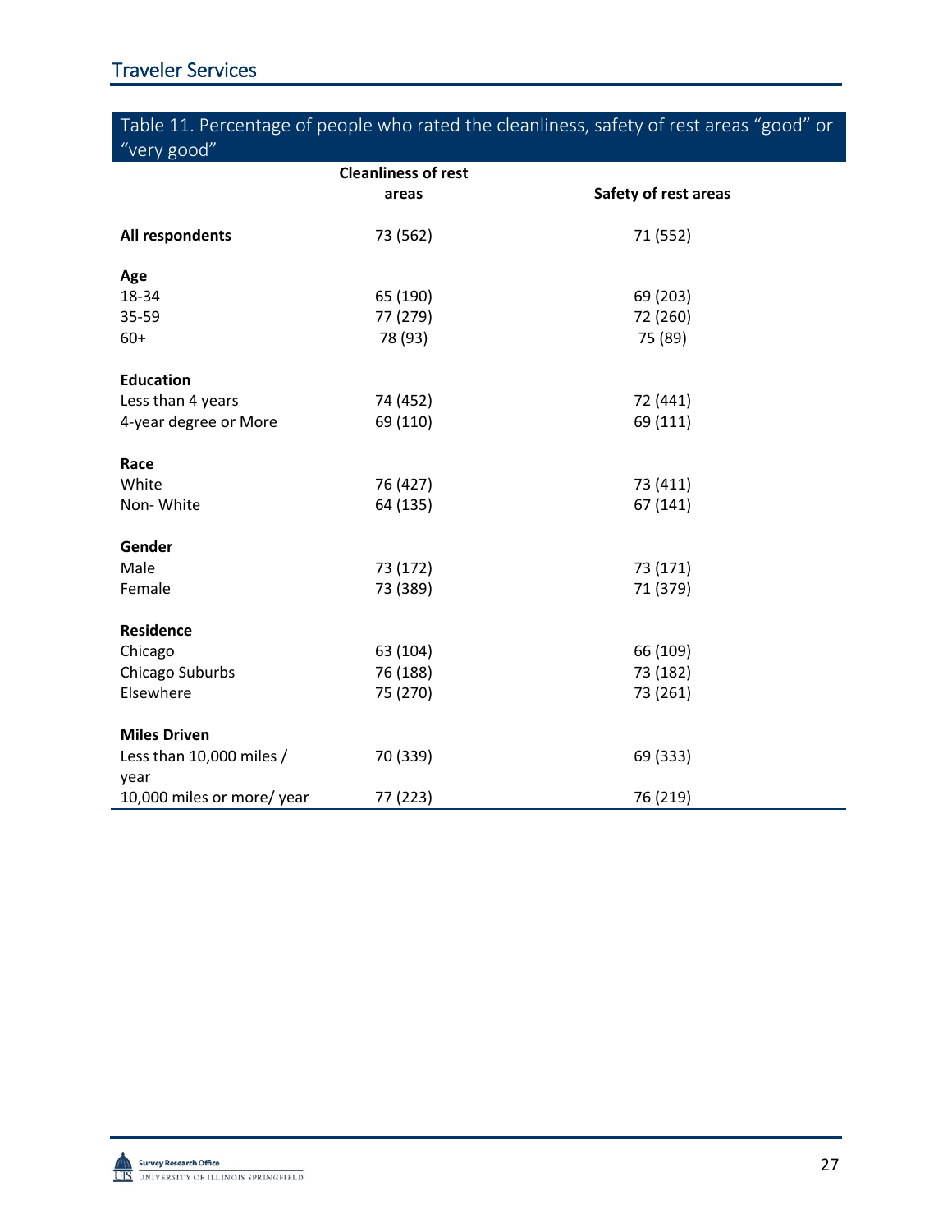## Traveler Services

Table 11. Percentage of people who rated the cleanliness, safety of rest areas "good" or "very good"

| | Cleanliness of rest areas | Safety of rest areas |
|---|---|---|
| **All respondents** | 73 (562) | 71 (552) |
| **Age** | | |
| 18-34 | 65 (190) | 69 (203) |
| 35-59 | 77 (279) | 72 (260) |
| 60+ | 78 (93) | 75 (89) |
| **Education** | | |
| Less than 4 years | 74 (452) | 72 (441) |
| 4-year degree or More | 69 (110) | 69 (111) |
| **Race** | | |
| White | 76 (427) | 73 (411) |
| Non- White | 64 (135) | 67 (141) |
| **Gender** | | |
| Male | 73 (172) | 73 (171) |
| Female | 73 (389) | 71 (379) |
| **Residence** | | |
| Chicago | 63 (104) | 66 (109) |
| Chicago Suburbs | 76 (188) | 73 (182) |
| Elsewhere | 75 (270) | 73 (261) |
| **Miles Driven** | | |
| Less than 10,000 miles / year | 70 (339) | 69 (333) |
| 10,000 miles or more/ year | 77 (223) | 76 (219) |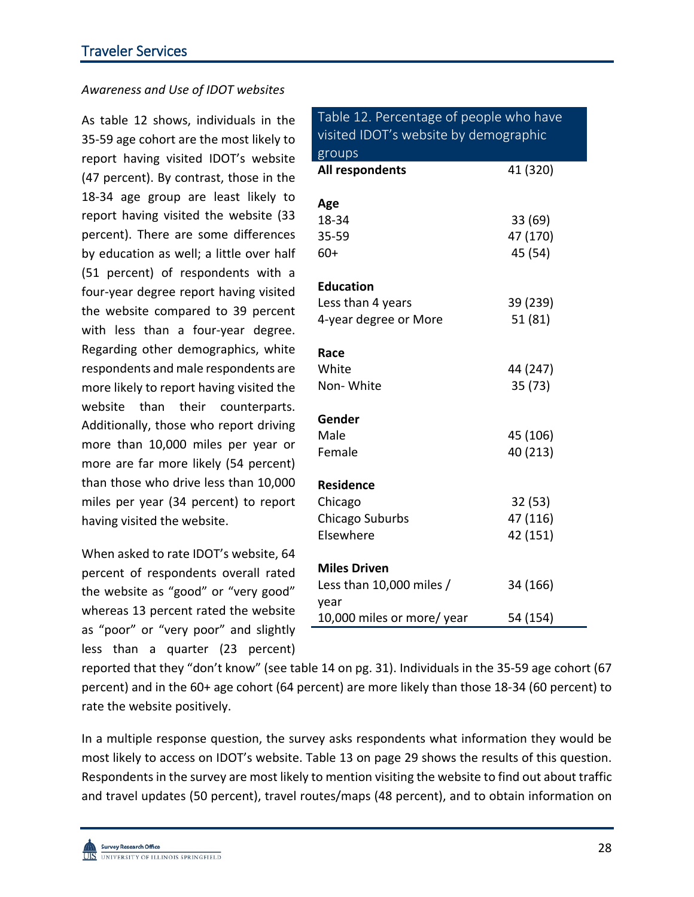## Traveler Services

*Awareness and Use of IDOT websites*

As table 12 shows, individuals in the 35-59 age cohort are the most likely to report having visited IDOT's website (47 percent). By contrast, those in the 18-34 age group are least likely to report having visited the website (33 percent). There are some differences by education as well; a little over half (51 percent) of respondents with a four-year degree report having visited the website compared to 39 percent with less than a four-year degree. Regarding other demographics, white respondents and male respondents are more likely to report having visited the website than their counterparts. Additionally, those who report driving more than 10,000 miles per year or more are far more likely (54 percent) than those who drive less than 10,000 miles per year (34 percent) to report having visited the website.

| Table 12. Percentage of people who have visited IDOT's website by demographic groups | |
|---|---|
| **All respondents** | 41 (320) |
| **Age** | |
| 18-34 | 33 (69) |
| 35-59 | 47 (170) |
| 60+ | 45 (54) |
| **Education** | |
| Less than 4 years | 39 (239) |
| 4-year degree or More | 51 (81) |
| **Race** | |
| White | 44 (247) |
| Non- White | 35 (73) |
| **Gender** | |
| Male | 45 (106) |
| Female | 40 (213) |
| **Residence** | |
| Chicago | 32 (53) |
| Chicago Suburbs | 47 (116) |
| Elsewhere | 42 (151) |
| **Miles Driven** | |
| Less than 10,000 miles / year | 34 (166) |
| 10,000 miles or more/ year | 54 (154) |

When asked to rate IDOT's website, 64 percent of respondents overall rated the website as "good" or "very good" whereas 13 percent rated the website as "poor" or "very poor" and slightly less than a quarter (23 percent) reported that they "don't know" (see table 14 on pg. 31). Individuals in the 35-59 age cohort (67 percent) and in the 60+ age cohort (64 percent) are more likely than those 18-34 (60 percent) to rate the website positively.

In a multiple response question, the survey asks respondents what information they would be most likely to access on IDOT's website. Table 13 on page 29 shows the results of this question. Respondents in the survey are most likely to mention visiting the website to find out about traffic and travel updates (50 percent), travel routes/maps (48 percent), and to obtain information on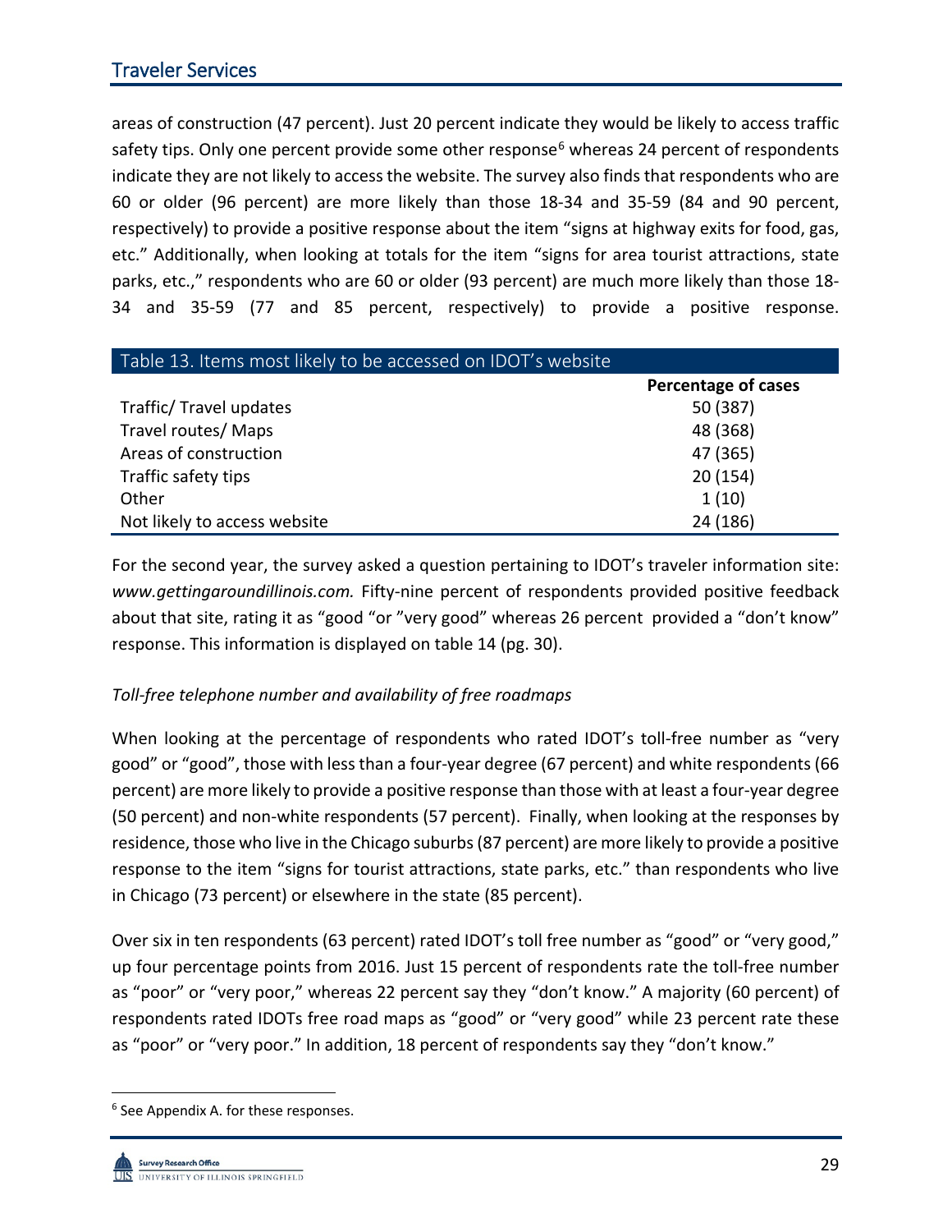areas of construction (47 percent). Just 20 percent indicate they would be likely to access traffic safety tips. Only one percent provide some other response[6] whereas 24 percent of respondents indicate they are not likely to access the website. The survey also finds that respondents who are 60 or older (96 percent) are more likely than those 18-34 and 35-59 (84 and 90 percent, respectively) to provide a positive response about the item "signs at highway exits for food, gas, etc." Additionally, when looking at totals for the item "signs for area tourist attractions, state parks, etc.," respondents who are 60 or older (93 percent) are much more likely than those 18-34 and 35-59 (77 and 85 percent, respectively) to provide a positive response.

Table 13. Items most likely to be accessed on IDOT's website

| | Percentage of cases |
|---|---|
| Traffic/ Travel updates | 50 (387) |
| Travel routes/ Maps | 48 (368) |
| Areas of construction | 47 (365) |
| Traffic safety tips | 20 (154) |
| Other | 1 (10) |
| Not likely to access website | 24 (186) |

For the second year, the survey asked a question pertaining to IDOT's traveler information site: *www.gettingaroundillinois.com.* Fifty-nine percent of respondents provided positive feedback about that site, rating it as "good "or "very good" whereas 26 percent provided a "don't know" response. This information is displayed on table 14 (pg. 30).

*Toll-free telephone number and availability of free roadmaps*

When looking at the percentage of respondents who rated IDOT's toll-free number as "very good" or "good", those with less than a four-year degree (67 percent) and white respondents (66 percent) are more likely to provide a positive response than those with at least a four-year degree (50 percent) and non-white respondents (57 percent). Finally, when looking at the responses by residence, those who live in the Chicago suburbs (87 percent) are more likely to provide a positive response to the item "signs for tourist attractions, state parks, etc." than respondents who live in Chicago (73 percent) or elsewhere in the state (85 percent).

Over six in ten respondents (63 percent) rated IDOT's toll free number as "good" or "very good," up four percentage points from 2016. Just 15 percent of respondents rate the toll-free number as "poor" or "very poor," whereas 22 percent say they "don't know." A majority (60 percent) of respondents rated IDOTs free road maps as "good" or "very good" while 23 percent rate these as "poor" or "very poor." In addition, 18 percent of respondents say they "don't know."

[6] See Appendix A. for these responses.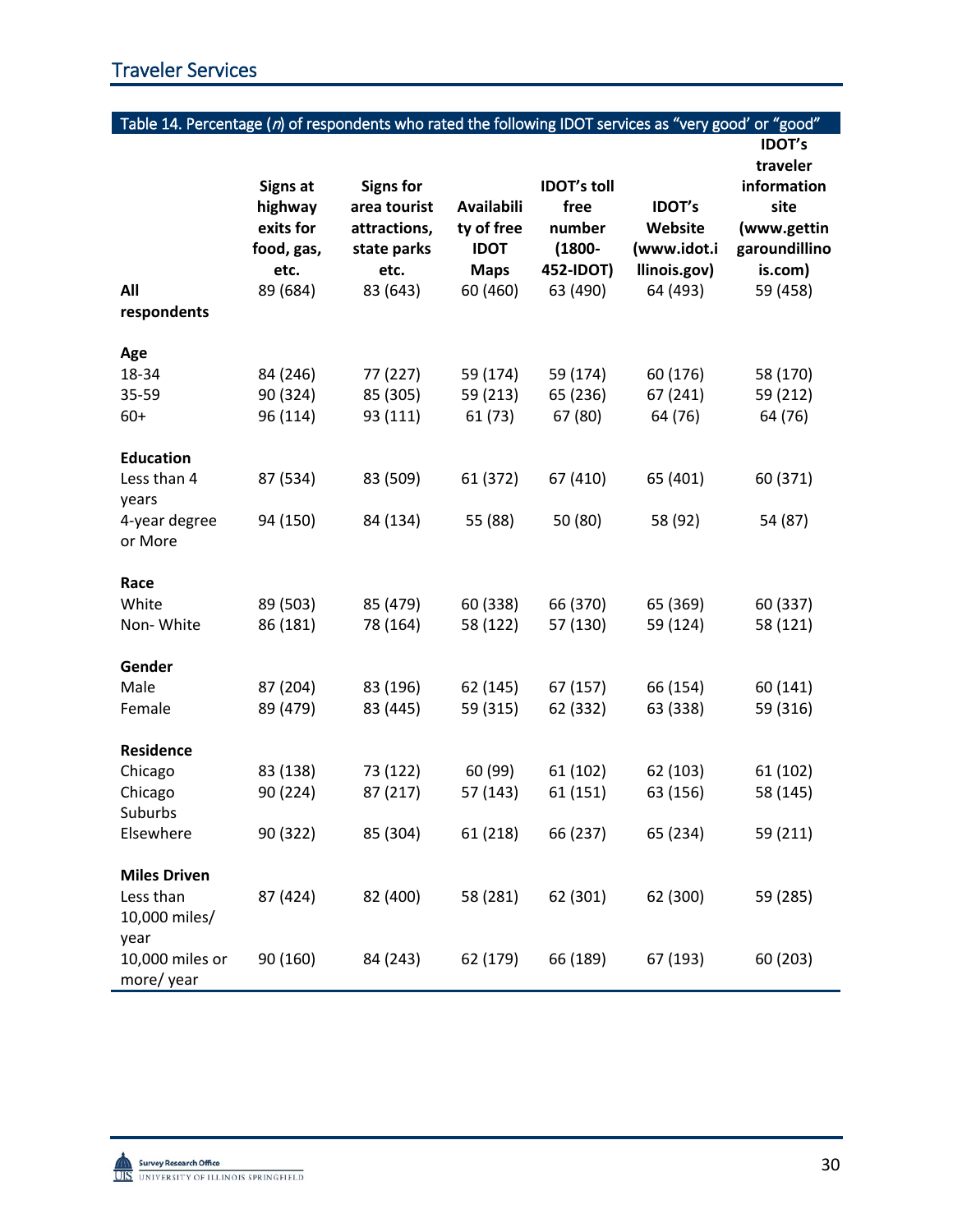## Traveler Services

Table 14. Percentage (*n*) of respondents who rated the following IDOT services as "very good' or "good"

| | Signs at highway exits for food, gas, etc. | Signs for area tourist attractions, state parks etc. | Availability of free IDOT Maps | IDOT's toll free number (1800-452-IDOT) | IDOT's Website (www.idot.illinois.gov) | IDOT's traveler information site (www.gettingaroundillinois.com) |
|---|---|---|---|---|---|---|
| **All respondents** | 89 (684) | 83 (643) | 60 (460) | 63 (490) | 64 (493) | 59 (458) |
| **Age** | | | | | | |
| 18-34 | 84 (246) | 77 (227) | 59 (174) | 59 (174) | 60 (176) | 58 (170) |
| 35-59 | 90 (324) | 85 (305) | 59 (213) | 65 (236) | 67 (241) | 59 (212) |
| 60+ | 96 (114) | 93 (111) | 61 (73) | 67 (80) | 64 (76) | 64 (76) |
| **Education** | | | | | | |
| Less than 4 years | 87 (534) | 83 (509) | 61 (372) | 67 (410) | 65 (401) | 60 (371) |
| 4-year degree or More | 94 (150) | 84 (134) | 55 (88) | 50 (80) | 58 (92) | 54 (87) |
| **Race** | | | | | | |
| White | 89 (503) | 85 (479) | 60 (338) | 66 (370) | 65 (369) | 60 (337) |
| Non- White | 86 (181) | 78 (164) | 58 (122) | 57 (130) | 59 (124) | 58 (121) |
| **Gender** | | | | | | |
| Male | 87 (204) | 83 (196) | 62 (145) | 67 (157) | 66 (154) | 60 (141) |
| Female | 89 (479) | 83 (445) | 59 (315) | 62 (332) | 63 (338) | 59 (316) |
| **Residence** | | | | | | |
| Chicago | 83 (138) | 73 (122) | 60 (99) | 61 (102) | 62 (103) | 61 (102) |
| Chicago Suburbs | 90 (224) | 87 (217) | 57 (143) | 61 (151) | 63 (156) | 58 (145) |
| Elsewhere | 90 (322) | 85 (304) | 61 (218) | 66 (237) | 65 (234) | 59 (211) |
| **Miles Driven** | | | | | | |
| Less than 10,000 miles/ year | 87 (424) | 82 (400) | 58 (281) | 62 (301) | 62 (300) | 59 (285) |
| 10,000 miles or more/ year | 90 (160) | 84 (243) | 62 (179) | 66 (189) | 67 (193) | 60 (203) |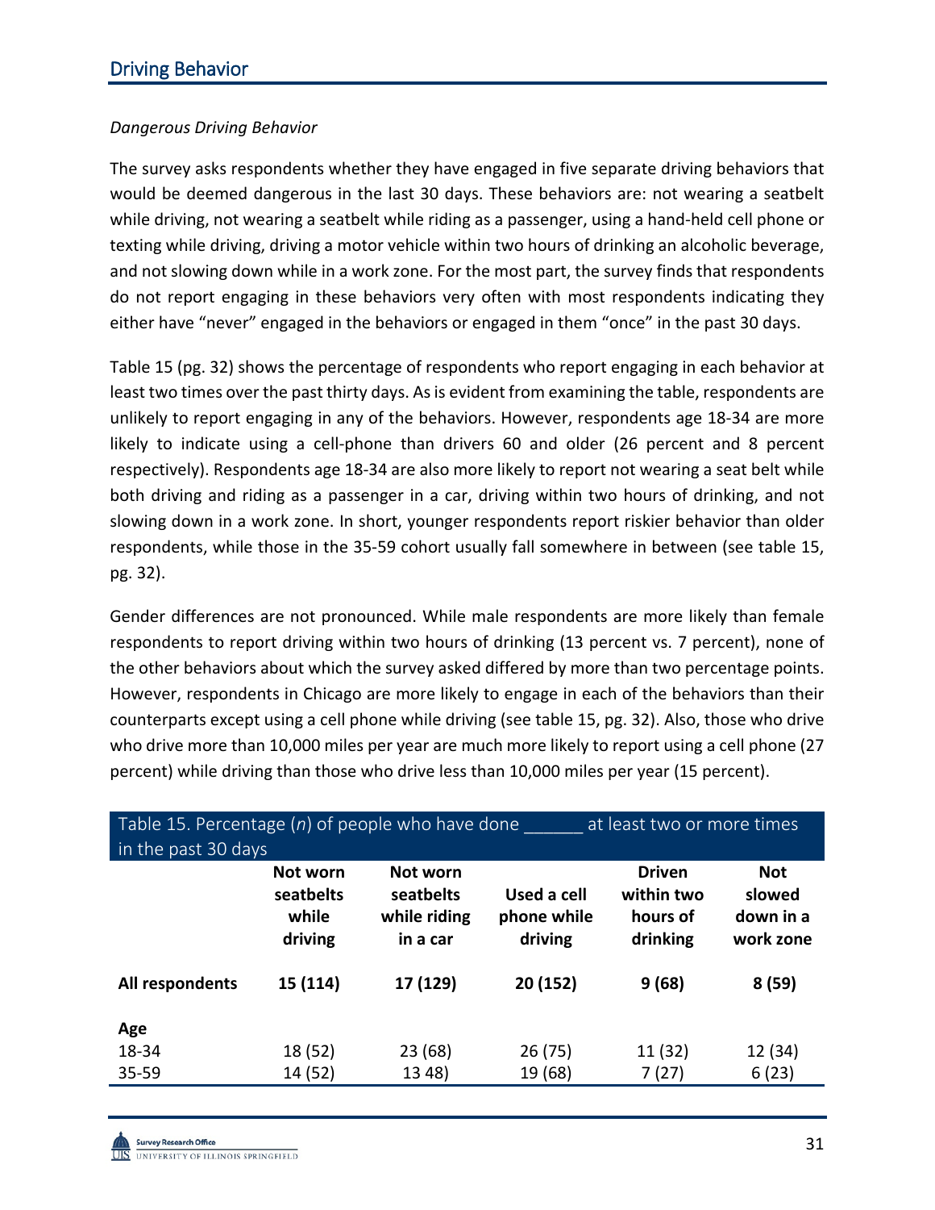## Driving Behavior

*Dangerous Driving Behavior*

The survey asks respondents whether they have engaged in five separate driving behaviors that would be deemed dangerous in the last 30 days. These behaviors are: not wearing a seatbelt while driving, not wearing a seatbelt while riding as a passenger, using a hand-held cell phone or texting while driving, driving a motor vehicle within two hours of drinking an alcoholic beverage, and not slowing down while in a work zone. For the most part, the survey finds that respondents do not report engaging in these behaviors very often with most respondents indicating they either have "never" engaged in the behaviors or engaged in them "once" in the past 30 days.

Table 15 (pg. 32) shows the percentage of respondents who report engaging in each behavior at least two times over the past thirty days. As is evident from examining the table, respondents are unlikely to report engaging in any of the behaviors. However, respondents age 18-34 are more likely to indicate using a cell-phone than drivers 60 and older (26 percent and 8 percent respectively). Respondents age 18-34 are also more likely to report not wearing a seat belt while both driving and riding as a passenger in a car, driving within two hours of drinking, and not slowing down in a work zone. In short, younger respondents report riskier behavior than older respondents, while those in the 35-59 cohort usually fall somewhere in between (see table 15, pg. 32).

Gender differences are not pronounced. While male respondents are more likely than female respondents to report driving within two hours of drinking (13 percent vs. 7 percent), none of the other behaviors about which the survey asked differed by more than two percentage points. However, respondents in Chicago are more likely to engage in each of the behaviors than their counterparts except using a cell phone while driving (see table 15, pg. 32). Also, those who drive who drive more than 10,000 miles per year are much more likely to report using a cell phone (27 percent) while driving than those who drive less than 10,000 miles per year (15 percent).

Table 15. Percentage (*n*) of people who have done ______ at least two or more times in the past 30 days

| | Not worn seatbelts while driving | Not worn seatbelts while riding in a car | Used a cell phone while driving | Driven within two hours of drinking | Not slowed down in a work zone |
|---|---|---|---|---|---|
| **All respondents** | **15 (114)** | **17 (129)** | **20 (152)** | **9 (68)** | **8 (59)** |
| **Age** | | | | | |
| 18-34 | 18 (52) | 23 (68) | 26 (75) | 11 (32) | 12 (34) |
| 35-59 | 14 (52) | 13 48) | 19 (68) | 7 (27) | 6 (23) |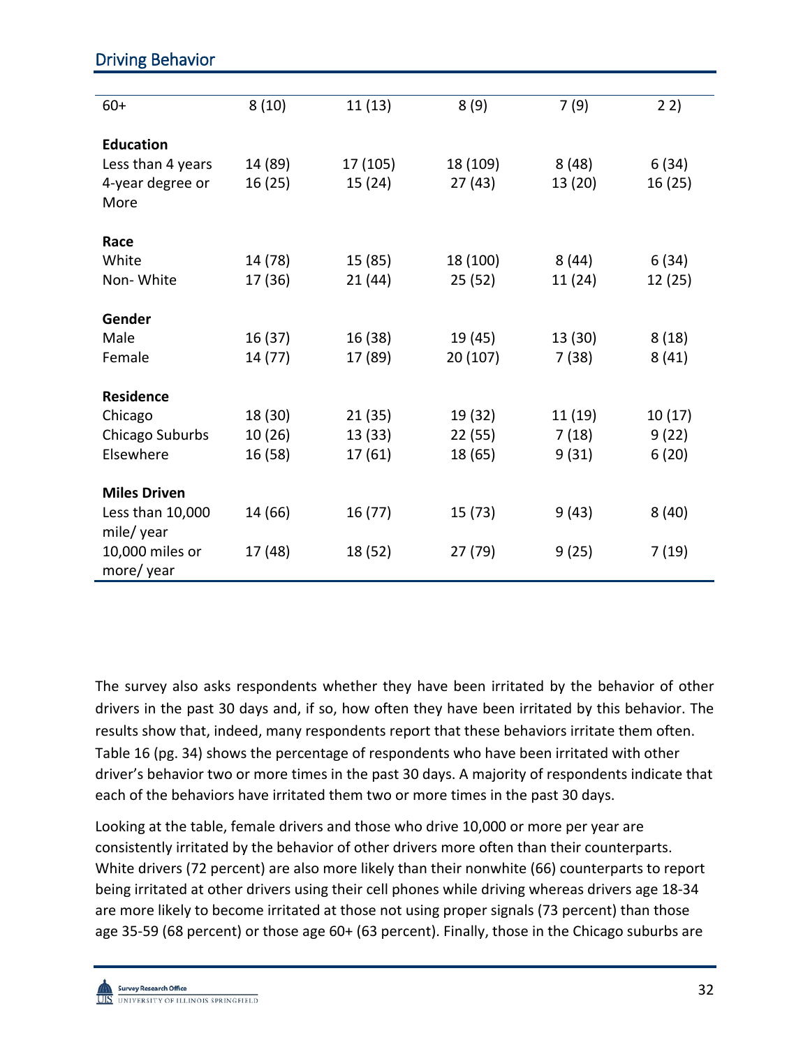| | | | | | |
|---|---|---|---|---|---|
| 60+ | 8 (10) | 11 (13) | 8 (9) | 7 (9) | 2 2) |
| **Education** | | | | | |
| Less than 4 years | 14 (89) | 17 (105) | 18 (109) | 8 (48) | 6 (34) |
| 4-year degree or More | 16 (25) | 15 (24) | 27 (43) | 13 (20) | 16 (25) |
| **Race** | | | | | |
| White | 14 (78) | 15 (85) | 18 (100) | 8 (44) | 6 (34) |
| Non- White | 17 (36) | 21 (44) | 25 (52) | 11 (24) | 12 (25) |
| **Gender** | | | | | |
| Male | 16 (37) | 16 (38) | 19 (45) | 13 (30) | 8 (18) |
| Female | 14 (77) | 17 (89) | 20 (107) | 7 (38) | 8 (41) |
| **Residence** | | | | | |
| Chicago | 18 (30) | 21 (35) | 19 (32) | 11 (19) | 10 (17) |
| Chicago Suburbs | 10 (26) | 13 (33) | 22 (55) | 7 (18) | 9 (22) |
| Elsewhere | 16 (58) | 17 (61) | 18 (65) | 9 (31) | 6 (20) |
| **Miles Driven** | | | | | |
| Less than 10,000 mile/ year | 14 (66) | 16 (77) | 15 (73) | 9 (43) | 8 (40) |
| 10,000 miles or more/ year | 17 (48) | 18 (52) | 27 (79) | 9 (25) | 7 (19) |

The survey also asks respondents whether they have been irritated by the behavior of other drivers in the past 30 days and, if so, how often they have been irritated by this behavior. The results show that, indeed, many respondents report that these behaviors irritate them often. Table 16 (pg. 34) shows the percentage of respondents who have been irritated with other driver's behavior two or more times in the past 30 days. A majority of respondents indicate that each of the behaviors have irritated them two or more times in the past 30 days.

Looking at the table, female drivers and those who drive 10,000 or more per year are consistently irritated by the behavior of other drivers more often than their counterparts. White drivers (72 percent) are also more likely than their nonwhite (66) counterparts to report being irritated at other drivers using their cell phones while driving whereas drivers age 18-34 are more likely to become irritated at those not using proper signals (73 percent) than those age 35-59 (68 percent) or those age 60+ (63 percent). Finally, those in the Chicago suburbs are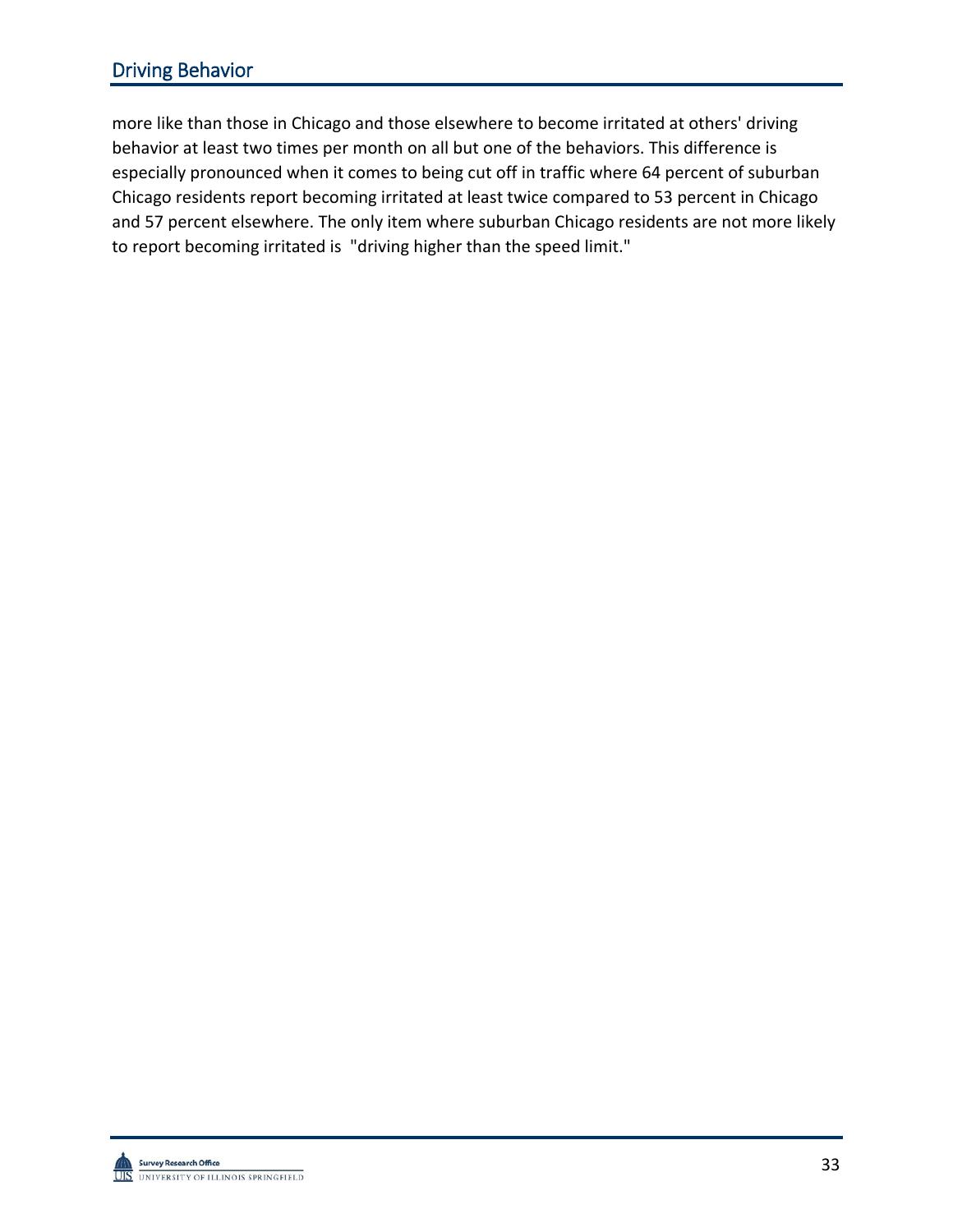more like than those in Chicago and those elsewhere to become irritated at others' driving behavior at least two times per month on all but one of the behaviors. This difference is especially pronounced when it comes to being cut off in traffic where 64 percent of suburban Chicago residents report becoming irritated at least twice compared to 53 percent in Chicago and 57 percent elsewhere. The only item where suburban Chicago residents are not more likely to report becoming irritated is  "driving higher than the speed limit."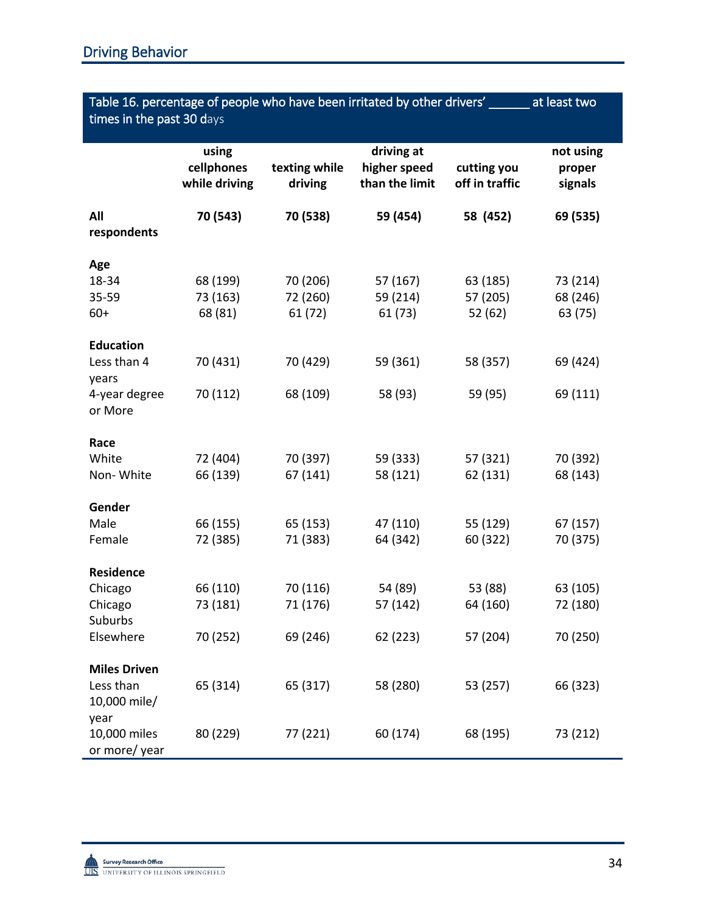## Driving Behavior

Table 16. percentage of people who have been irritated by other drivers' ______ at least two times in the past 30 days

| | using cellphones while driving | texting while driving | driving at higher speed than the limit | cutting you off in traffic | not using proper signals |
|---|---|---|---|---|---|
| **All respondents** | **70 (543)** | **70 (538)** | **59 (454)** | **58 (452)** | **69 (535)** |
| **Age** | | | | | |
| 18-34 | 68 (199) | 70 (206) | 57 (167) | 63 (185) | 73 (214) |
| 35-59 | 73 (163) | 72 (260) | 59 (214) | 57 (205) | 68 (246) |
| 60+ | 68 (81) | 61 (72) | 61 (73) | 52 (62) | 63 (75) |
| **Education** | | | | | |
| Less than 4 years | 70 (431) | 70 (429) | 59 (361) | 58 (357) | 69 (424) |
| 4-year degree or More | 70 (112) | 68 (109) | 58 (93) | 59 (95) | 69 (111) |
| **Race** | | | | | |
| White | 72 (404) | 70 (397) | 59 (333) | 57 (321) | 70 (392) |
| Non- White | 66 (139) | 67 (141) | 58 (121) | 62 (131) | 68 (143) |
| **Gender** | | | | | |
| Male | 66 (155) | 65 (153) | 47 (110) | 55 (129) | 67 (157) |
| Female | 72 (385) | 71 (383) | 64 (342) | 60 (322) | 70 (375) |
| **Residence** | | | | | |
| Chicago | 66 (110) | 70 (116) | 54 (89) | 53 (88) | 63 (105) |
| Chicago Suburbs | 73 (181) | 71 (176) | 57 (142) | 64 (160) | 72 (180) |
| Elsewhere | 70 (252) | 69 (246) | 62 (223) | 57 (204) | 70 (250) |
| **Miles Driven** | | | | | |
| Less than 10,000 mile/ year | 65 (314) | 65 (317) | 58 (280) | 53 (257) | 66 (323) |
| 10,000 miles or more/ year | 80 (229) | 77 (221) | 60 (174) | 68 (195) | 73 (212) |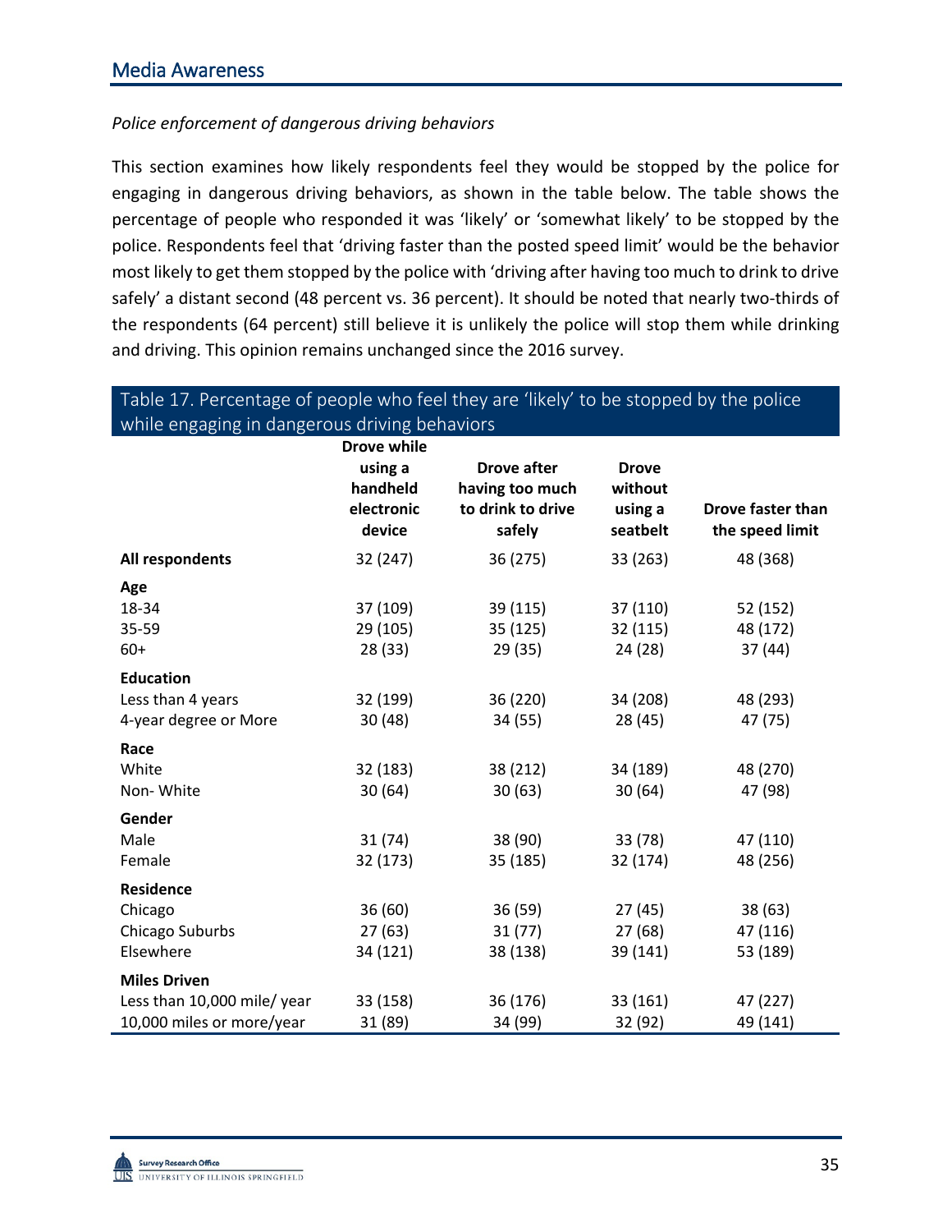## Media Awareness

*Police enforcement of dangerous driving behaviors*

This section examines how likely respondents feel they would be stopped by the police for engaging in dangerous driving behaviors, as shown in the table below. The table shows the percentage of people who responded it was 'likely' or 'somewhat likely' to be stopped by the police. Respondents feel that 'driving faster than the posted speed limit' would be the behavior most likely to get them stopped by the police with 'driving after having too much to drink to drive safely' a distant second (48 percent vs. 36 percent). It should be noted that nearly two-thirds of the respondents (64 percent) still believe it is unlikely the police will stop them while drinking and driving. This opinion remains unchanged since the 2016 survey.

Table 17. Percentage of people who feel they are 'likely' to be stopped by the police while engaging in dangerous driving behaviors

| | Drove while using a handheld electronic device | Drove after having too much to drink to drive safely | Drove without using a seatbelt | Drove faster than the speed limit |
|---|---|---|---|---|
| **All respondents** | 32 (247) | 36 (275) | 33 (263) | 48 (368) |
| **Age** | | | | |
| 18-34 | 37 (109) | 39 (115) | 37 (110) | 52 (152) |
| 35-59 | 29 (105) | 35 (125) | 32 (115) | 48 (172) |
| 60+ | 28 (33) | 29 (35) | 24 (28) | 37 (44) |
| **Education** | | | | |
| Less than 4 years | 32 (199) | 36 (220) | 34 (208) | 48 (293) |
| 4-year degree or More | 30 (48) | 34 (55) | 28 (45) | 47 (75) |
| **Race** | | | | |
| White | 32 (183) | 38 (212) | 34 (189) | 48 (270) |
| Non- White | 30 (64) | 30 (63) | 30 (64) | 47 (98) |
| **Gender** | | | | |
| Male | 31 (74) | 38 (90) | 33 (78) | 47 (110) |
| Female | 32 (173) | 35 (185) | 32 (174) | 48 (256) |
| **Residence** | | | | |
| Chicago | 36 (60) | 36 (59) | 27 (45) | 38 (63) |
| Chicago Suburbs | 27 (63) | 31 (77) | 27 (68) | 47 (116) |
| Elsewhere | 34 (121) | 38 (138) | 39 (141) | 53 (189) |
| **Miles Driven** | | | | |
| Less than 10,000 mile/ year | 33 (158) | 36 (176) | 33 (161) | 47 (227) |
| 10,000 miles or more/year | 31 (89) | 34 (99) | 32 (92) | 49 (141) |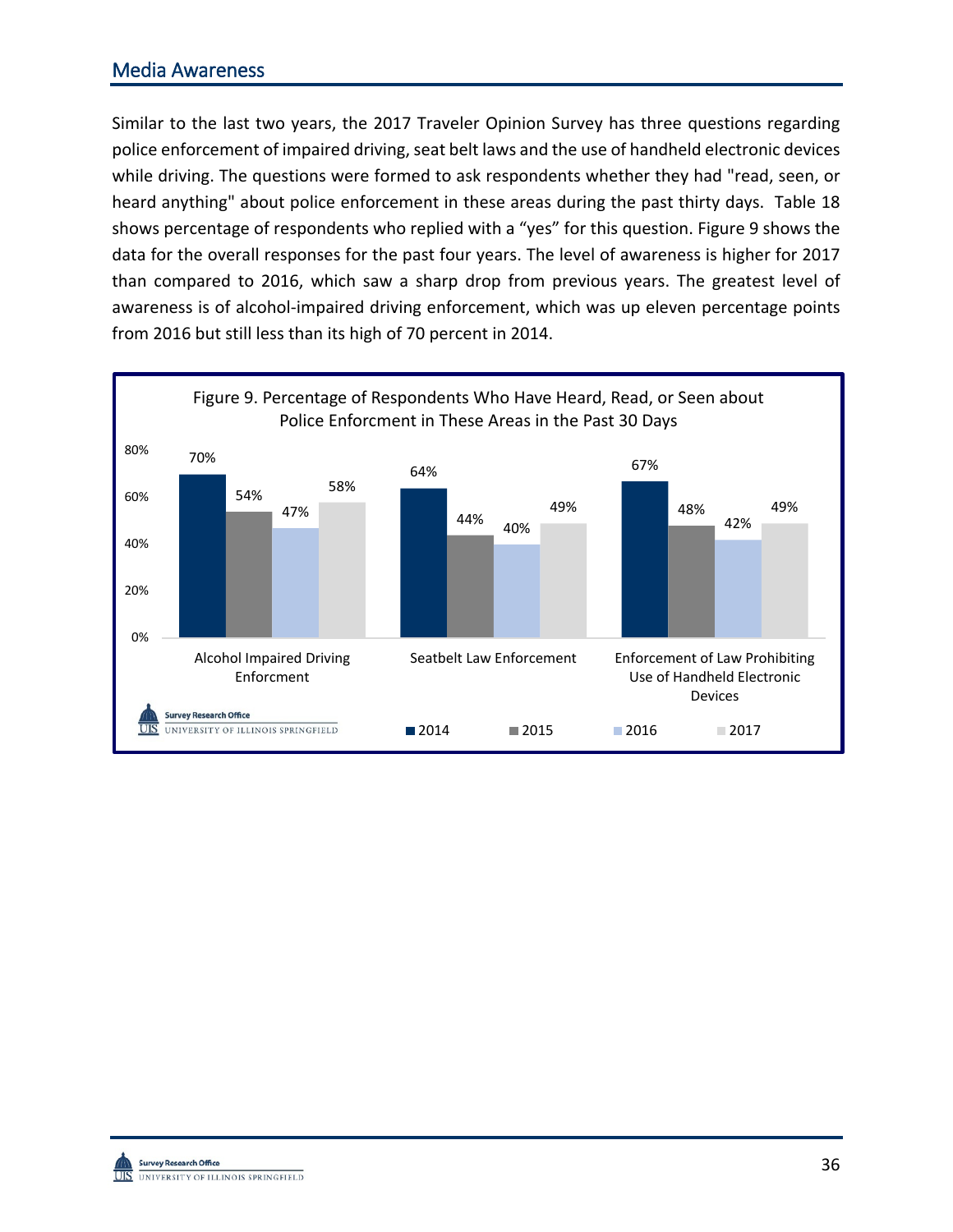## Media Awareness

Similar to the last two years, the 2017 Traveler Opinion Survey has three questions regarding police enforcement of impaired driving, seat belt laws and the use of handheld electronic devices while driving. The questions were formed to ask respondents whether they had "read, seen, or heard anything" about police enforcement in these areas during the past thirty days. Table 18 shows percentage of respondents who replied with a "yes" for this question. Figure 9 shows the data for the overall responses for the past four years. The level of awareness is higher for 2017 than compared to 2016, which saw a sharp drop from previous years. The greatest level of awareness is of alcohol-impaired driving enforcement, which was up eleven percentage points from 2016 but still less than its high of 70 percent in 2014.

Figure 9. Percentage of Respondents Who Have Heard, Read, or Seen about Police Enforcment in These Areas in the Past 30 Days

| | 2014 | 2015 | 2016 | 2017 |
|---|---|---|---|---|
| Alcohol Impaired Driving Enforcment | 70% | 54% | 47% | 58% |
| Seatbelt Law Enforcement | 64% | 44% | 40% | 49% |
| Enforcement of Law Prohibiting Use of Handheld Electronic Devices | 67% | 48% | 42% | 49% |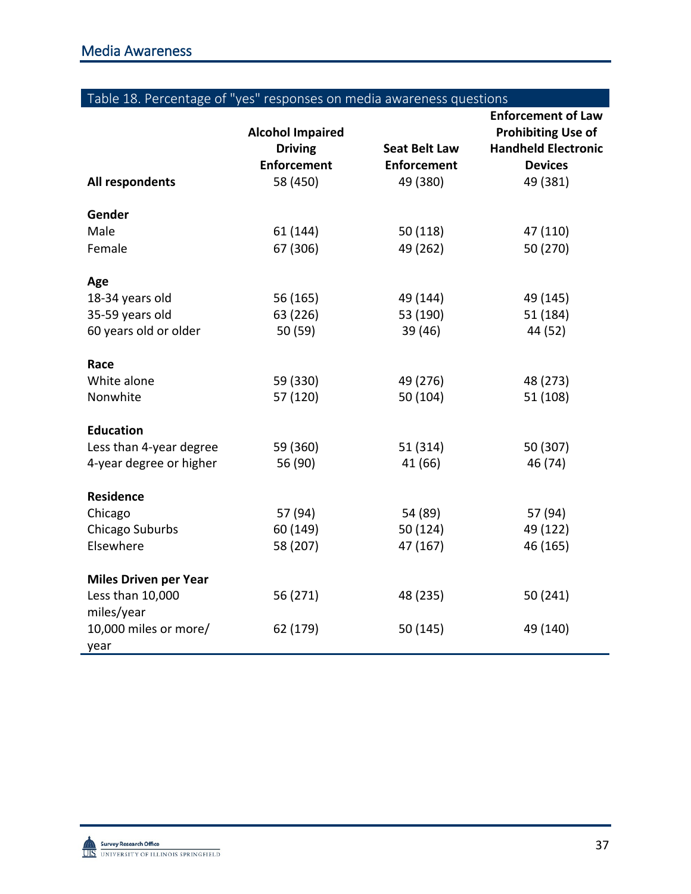## Media Awareness

Table 18. Percentage of "yes" responses on media awareness questions

| | Alcohol Impaired Driving Enforcement | Seat Belt Law Enforcement | Enforcement of Law Prohibiting Use of Handheld Electronic Devices |
|---|---|---|---|
| **All respondents** | 58 (450) | 49 (380) | 49 (381) |
| **Gender** | | | |
| Male | 61 (144) | 50 (118) | 47 (110) |
| Female | 67 (306) | 49 (262) | 50 (270) |
| **Age** | | | |
| 18-34 years old | 56 (165) | 49 (144) | 49 (145) |
| 35-59 years old | 63 (226) | 53 (190) | 51 (184) |
| 60 years old or older | 50 (59) | 39 (46) | 44 (52) |
| **Race** | | | |
| White alone | 59 (330) | 49 (276) | 48 (273) |
| Nonwhite | 57 (120) | 50 (104) | 51 (108) |
| **Education** | | | |
| Less than 4-year degree | 59 (360) | 51 (314) | 50 (307) |
| 4-year degree or higher | 56 (90) | 41 (66) | 46 (74) |
| **Residence** | | | |
| Chicago | 57 (94) | 54 (89) | 57 (94) |
| Chicago Suburbs | 60 (149) | 50 (124) | 49 (122) |
| Elsewhere | 58 (207) | 47 (167) | 46 (165) |
| **Miles Driven per Year** | | | |
| Less than 10,000 miles/year | 56 (271) | 48 (235) | 50 (241) |
| 10,000 miles or more/ year | 62 (179) | 50 (145) | 49 (140) |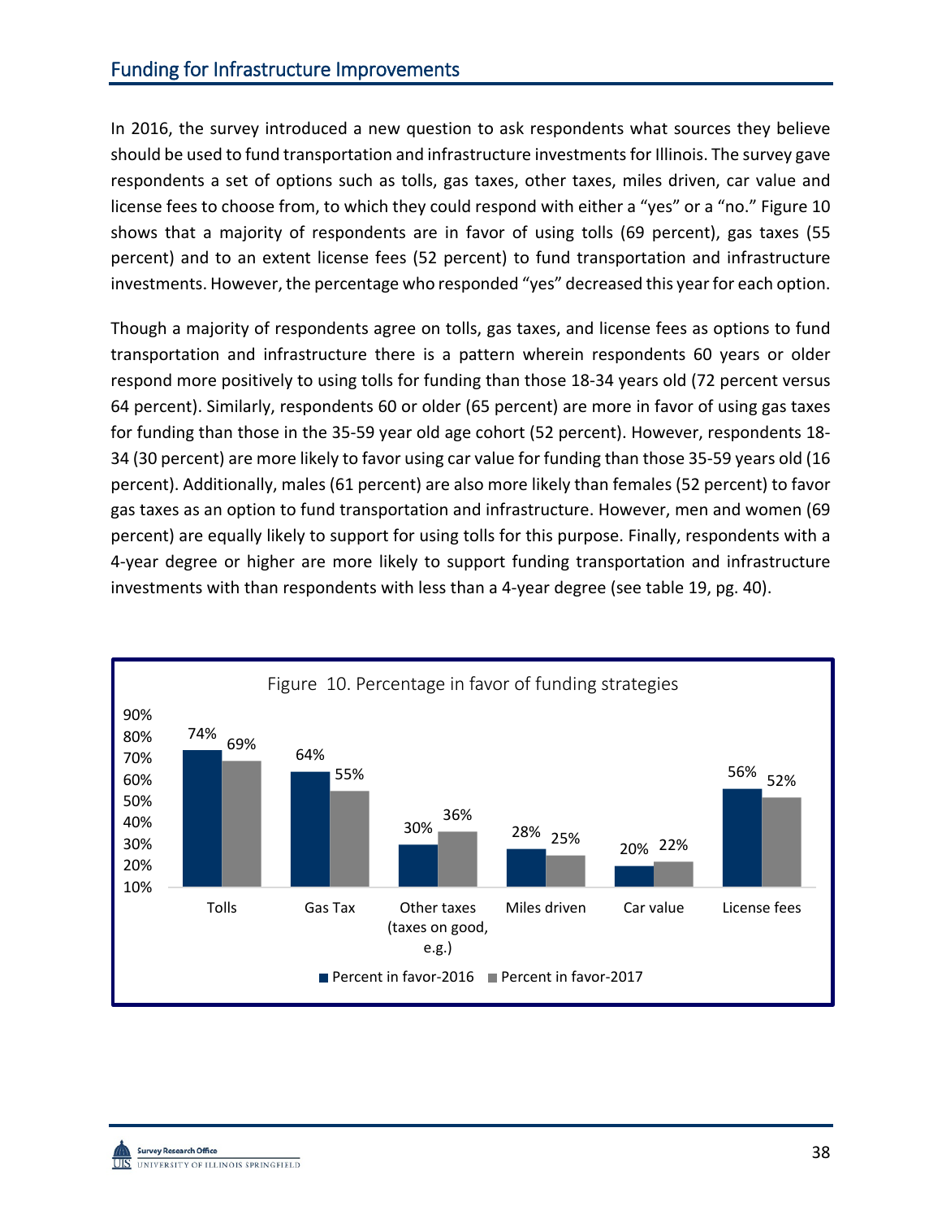## Funding for Infrastructure Improvements

In 2016, the survey introduced a new question to ask respondents what sources they believe should be used to fund transportation and infrastructure investments for Illinois. The survey gave respondents a set of options such as tolls, gas taxes, other taxes, miles driven, car value and license fees to choose from, to which they could respond with either a "yes" or a "no." Figure 10 shows that a majority of respondents are in favor of using tolls (69 percent), gas taxes (55 percent) and to an extent license fees (52 percent) to fund transportation and infrastructure investments. However, the percentage who responded "yes" decreased this year for each option.

Though a majority of respondents agree on tolls, gas taxes, and license fees as options to fund transportation and infrastructure there is a pattern wherein respondents 60 years or older respond more positively to using tolls for funding than those 18-34 years old (72 percent versus 64 percent). Similarly, respondents 60 or older (65 percent) are more in favor of using gas taxes for funding than those in the 35-59 year old age cohort (52 percent). However, respondents 18-34 (30 percent) are more likely to favor using car value for funding than those 35-59 years old (16 percent). Additionally, males (61 percent) are also more likely than females (52 percent) to favor gas taxes as an option to fund transportation and infrastructure. However, men and women (69 percent) are equally likely to support for using tolls for this purpose. Finally, respondents with a 4-year degree or higher are more likely to support funding transportation and infrastructure investments with than respondents with less than a 4-year degree (see table 19, pg. 40).

Figure 10. Percentage in favor of funding strategies

| | Percent in favor-2016 | Percent in favor-2017 |
|---|---|---|
| Tolls | 74% | 69% |
| Gas Tax | 64% | 55% |
| Other taxes (taxes on good, e.g.) | 30% | 36% |
| Miles driven | 28% | 25% |
| Car value | 20% | 22% |
| License fees | 56% | 52% |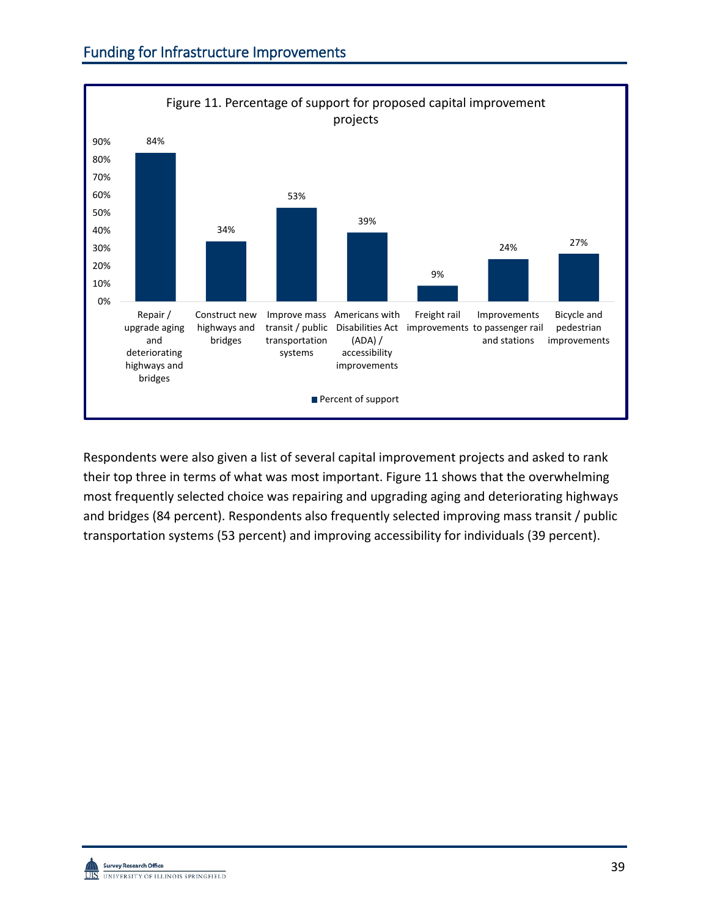## Funding for Infrastructure Improvements

Figure 11. Percentage of support for proposed capital improvement projects

| Project | Percent of support |
|---|---|
| Repair / upgrade aging and deteriorating highways and bridges | 84% |
| Construct new highways and bridges | 34% |
| Improve mass transit / public transportation systems | 53% |
| Americans with Disabilities Act (ADA) / accessibility improvements | 39% |
| Freight rail improvements | 9% |
| Improvements to passenger rail and stations | 24% |
| Bicycle and pedestrian improvements | 27% |

Respondents were also given a list of several capital improvement projects and asked to rank their top three in terms of what was most important. Figure 11 shows that the overwhelming most frequently selected choice was repairing and upgrading aging and deteriorating highways and bridges (84 percent). Respondents also frequently selected improving mass transit / public transportation systems (53 percent) and improving accessibility for individuals (39 percent).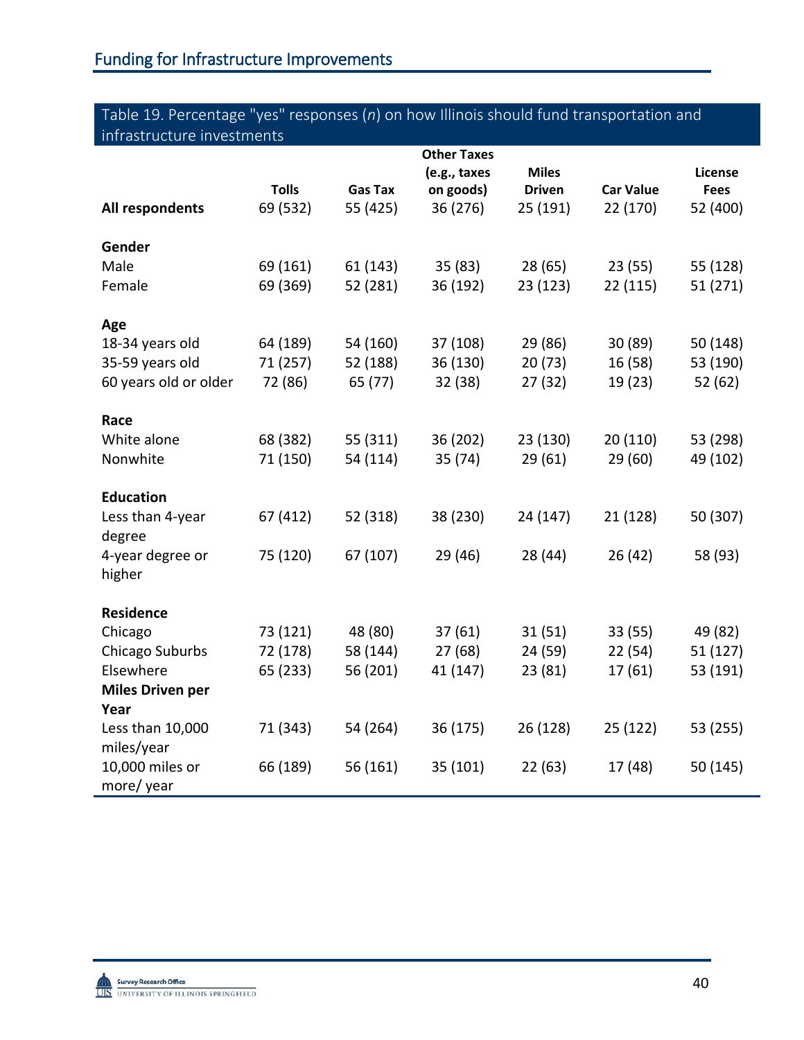## Funding for Infrastructure Improvements

Table 19. Percentage "yes" responses (*n*) on how Illinois should fund transportation and infrastructure investments

| | Tolls | Gas Tax | Other Taxes (e.g., taxes on goods) | Miles Driven | Car Value | License Fees |
|---|---|---|---|---|---|---|
| **All respondents** | 69 (532) | 55 (425) | 36 (276) | 25 (191) | 22 (170) | 52 (400) |
| **Gender** | | | | | | |
| Male | 69 (161) | 61 (143) | 35 (83) | 28 (65) | 23 (55) | 55 (128) |
| Female | 69 (369) | 52 (281) | 36 (192) | 23 (123) | 22 (115) | 51 (271) |
| **Age** | | | | | | |
| 18-34 years old | 64 (189) | 54 (160) | 37 (108) | 29 (86) | 30 (89) | 50 (148) |
| 35-59 years old | 71 (257) | 52 (188) | 36 (130) | 20 (73) | 16 (58) | 53 (190) |
| 60 years old or older | 72 (86) | 65 (77) | 32 (38) | 27 (32) | 19 (23) | 52 (62) |
| **Race** | | | | | | |
| White alone | 68 (382) | 55 (311) | 36 (202) | 23 (130) | 20 (110) | 53 (298) |
| Nonwhite | 71 (150) | 54 (114) | 35 (74) | 29 (61) | 29 (60) | 49 (102) |
| **Education** | | | | | | |
| Less than 4-year degree | 67 (412) | 52 (318) | 38 (230) | 24 (147) | 21 (128) | 50 (307) |
| 4-year degree or higher | 75 (120) | 67 (107) | 29 (46) | 28 (44) | 26 (42) | 58 (93) |
| **Residence** | | | | | | |
| Chicago | 73 (121) | 48 (80) | 37 (61) | 31 (51) | 33 (55) | 49 (82) |
| Chicago Suburbs | 72 (178) | 58 (144) | 27 (68) | 24 (59) | 22 (54) | 51 (127) |
| Elsewhere | 65 (233) | 56 (201) | 41 (147) | 23 (81) | 17 (61) | 53 (191) |
| **Miles Driven per Year** | | | | | | |
| Less than 10,000 miles/year | 71 (343) | 54 (264) | 36 (175) | 26 (128) | 25 (122) | 53 (255) |
| 10,000 miles or more/ year | 66 (189) | 56 (161) | 35 (101) | 22 (63) | 17 (48) | 50 (145) |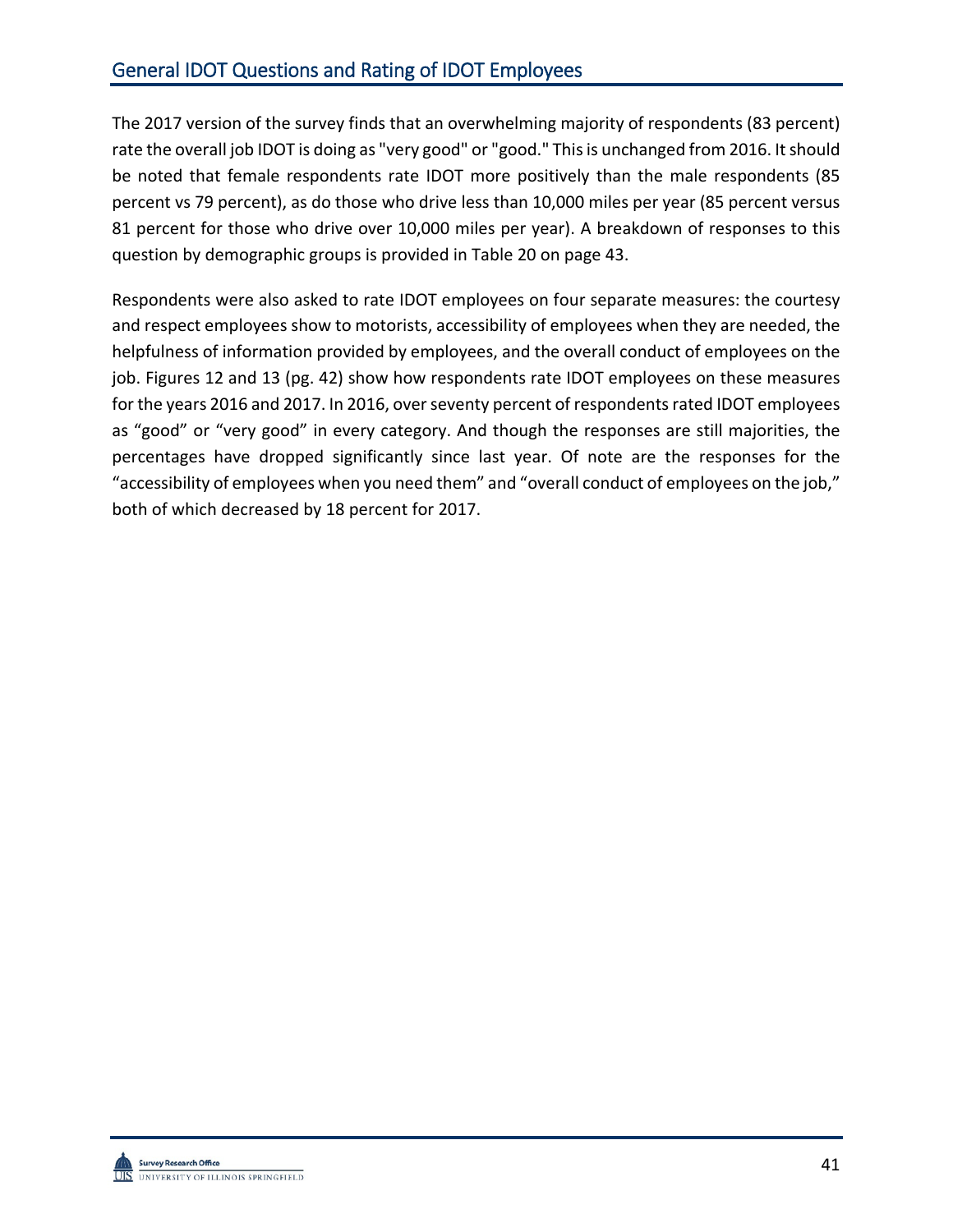## General IDOT Questions and Rating of IDOT Employees

The 2017 version of the survey finds that an overwhelming majority of respondents (83 percent) rate the overall job IDOT is doing as "very good" or "good." This is unchanged from 2016. It should be noted that female respondents rate IDOT more positively than the male respondents (85 percent vs 79 percent), as do those who drive less than 10,000 miles per year (85 percent versus 81 percent for those who drive over 10,000 miles per year). A breakdown of responses to this question by demographic groups is provided in Table 20 on page 43.

Respondents were also asked to rate IDOT employees on four separate measures: the courtesy and respect employees show to motorists, accessibility of employees when they are needed, the helpfulness of information provided by employees, and the overall conduct of employees on the job. Figures 12 and 13 (pg. 42) show how respondents rate IDOT employees on these measures for the years 2016 and 2017. In 2016, over seventy percent of respondents rated IDOT employees as "good" or "very good" in every category. And though the responses are still majorities, the percentages have dropped significantly since last year. Of note are the responses for the "accessibility of employees when you need them" and "overall conduct of employees on the job," both of which decreased by 18 percent for 2017.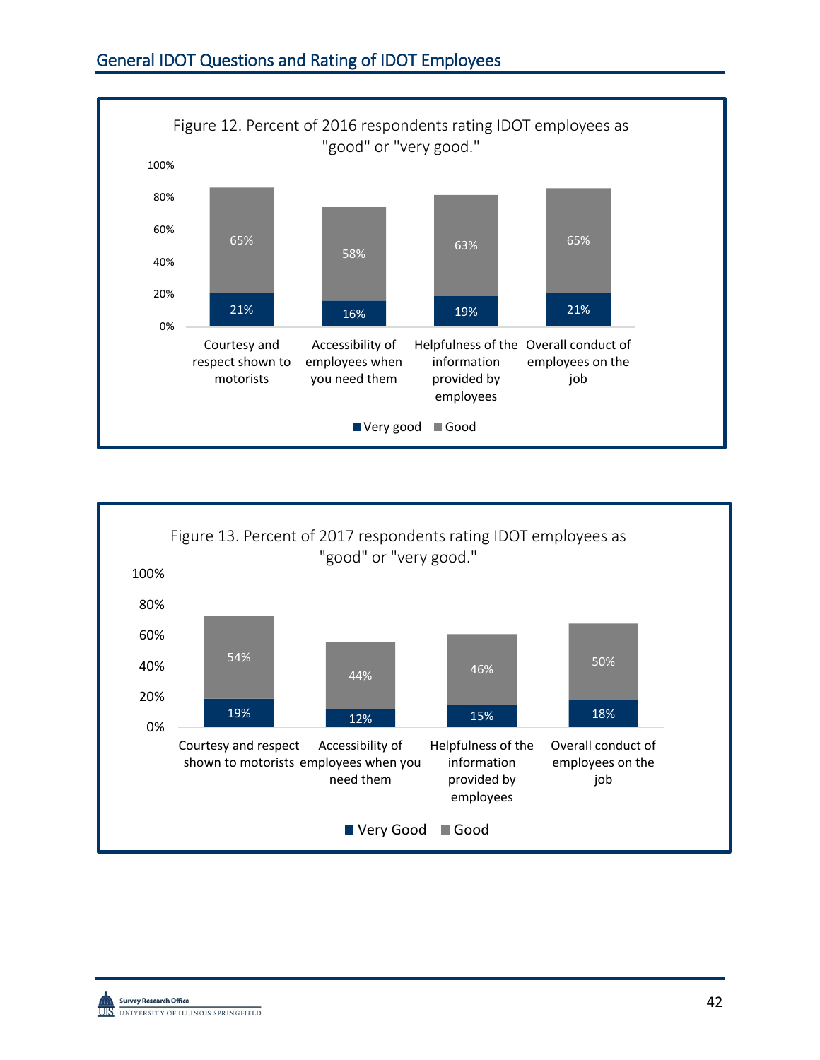## General IDOT Questions and Rating of IDOT Employees

Figure 12. Percent of 2016 respondents rating IDOT employees as "good" or "very good."

| | Very good | Good |
|---|---|---|
| Courtesy and respect shown to motorists | 21% | 65% |
| Accessibility of employees when you need them | 16% | 58% |
| Helpfulness of the information provided by employees | 19% | 63% |
| Overall conduct of employees on the job | 21% | 65% |

Figure 13. Percent of 2017 respondents rating IDOT employees as "good" or "very good."

| | Very Good | Good |
|---|---|---|
| Courtesy and respect shown to motorists | 19% | 54% |
| Accessibility of employees when you need them | 12% | 44% |
| Helpfulness of the information provided by employees | 15% | 46% |
| Overall conduct of employees on the job | 18% | 50% |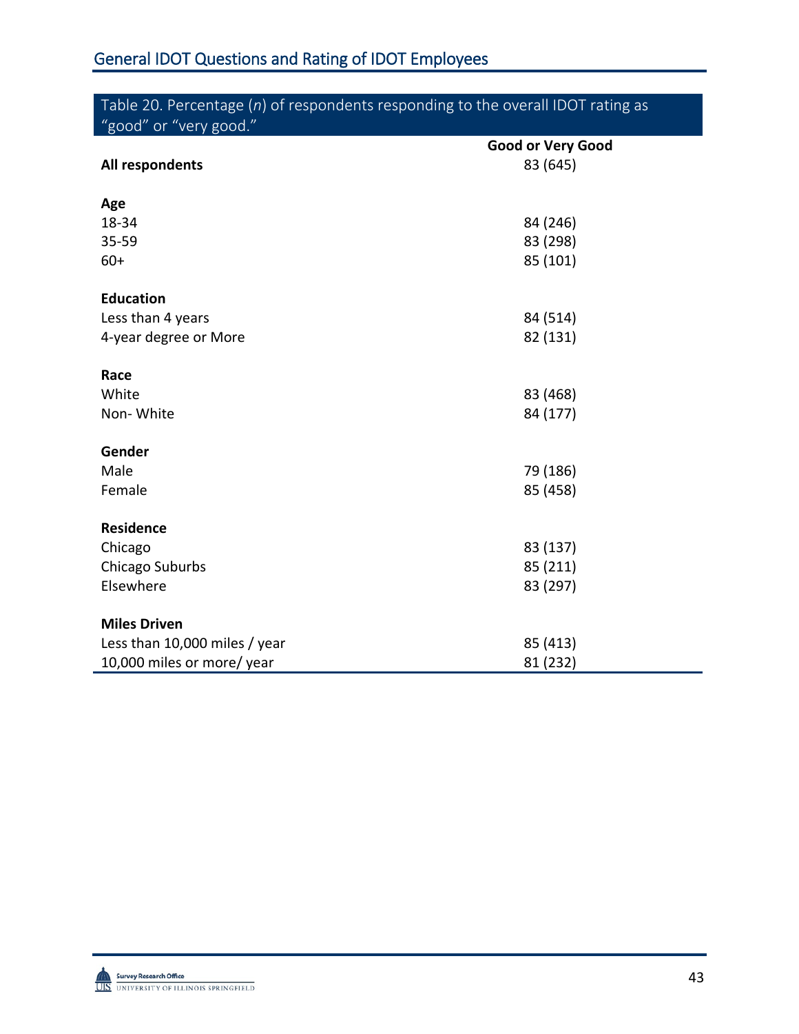## General IDOT Questions and Rating of IDOT Employees

Table 20. Percentage (*n*) of respondents responding to the overall IDOT rating as "good" or "very good."

| | Good or Very Good |
|---|---|
| **All respondents** | 83 (645) |
| **Age** | |
| 18-34 | 84 (246) |
| 35-59 | 83 (298) |
| 60+ | 85 (101) |
| **Education** | |
| Less than 4 years | 84 (514) |
| 4-year degree or More | 82 (131) |
| **Race** | |
| White | 83 (468) |
| Non- White | 84 (177) |
| **Gender** | |
| Male | 79 (186) |
| Female | 85 (458) |
| **Residence** | |
| Chicago | 83 (137) |
| Chicago Suburbs | 85 (211) |
| Elsewhere | 83 (297) |
| **Miles Driven** | |
| Less than 10,000 miles / year | 85 (413) |
| 10,000 miles or more/ year | 81 (232) |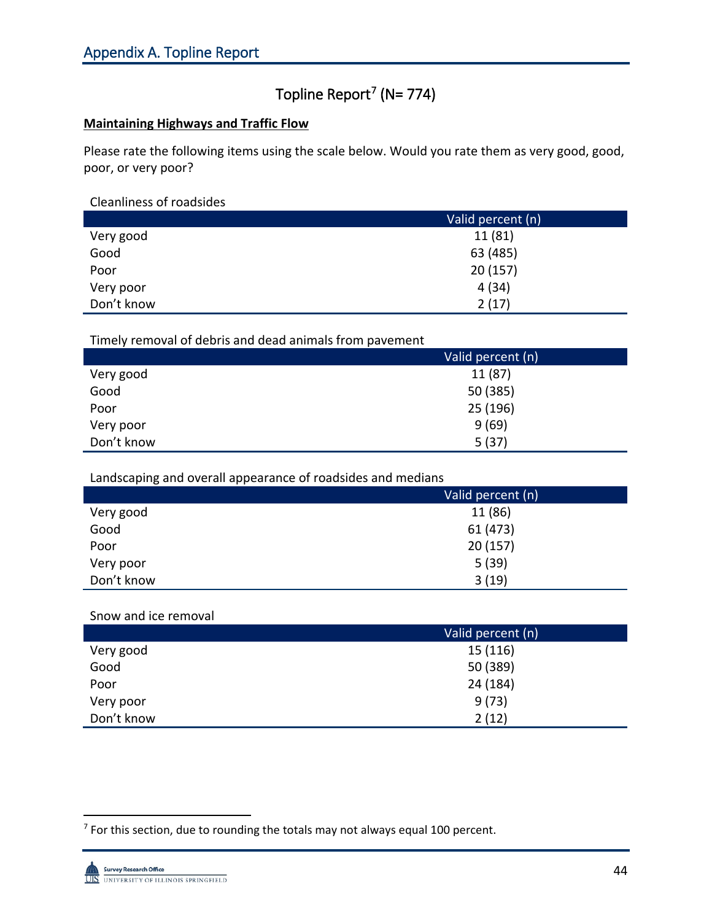## Appendix A. Topline Report

# Topline Report[7] (N= 774)

**Maintaining Highways and Traffic Flow**

Please rate the following items using the scale below. Would you rate them as very good, good, poor, or very poor?

Cleanliness of roadsides

| | Valid percent (n) |
|---|---|
| Very good | 11 (81) |
| Good | 63 (485) |
| Poor | 20 (157) |
| Very poor | 4 (34) |
| Don't know | 2 (17) |

Timely removal of debris and dead animals from pavement

| | Valid percent (n) |
|---|---|
| Very good | 11 (87) |
| Good | 50 (385) |
| Poor | 25 (196) |
| Very poor | 9 (69) |
| Don't know | 5 (37) |

Landscaping and overall appearance of roadsides and medians

| | Valid percent (n) |
|---|---|
| Very good | 11 (86) |
| Good | 61 (473) |
| Poor | 20 (157) |
| Very poor | 5 (39) |
| Don't know | 3 (19) |

Snow and ice removal

| | Valid percent (n) |
|---|---|
| Very good | 15 (116) |
| Good | 50 (389) |
| Poor | 24 (184) |
| Very poor | 9 (73) |
| Don't know | 2 (12) |

[7] For this section, due to rounding the totals may not always equal 100 percent.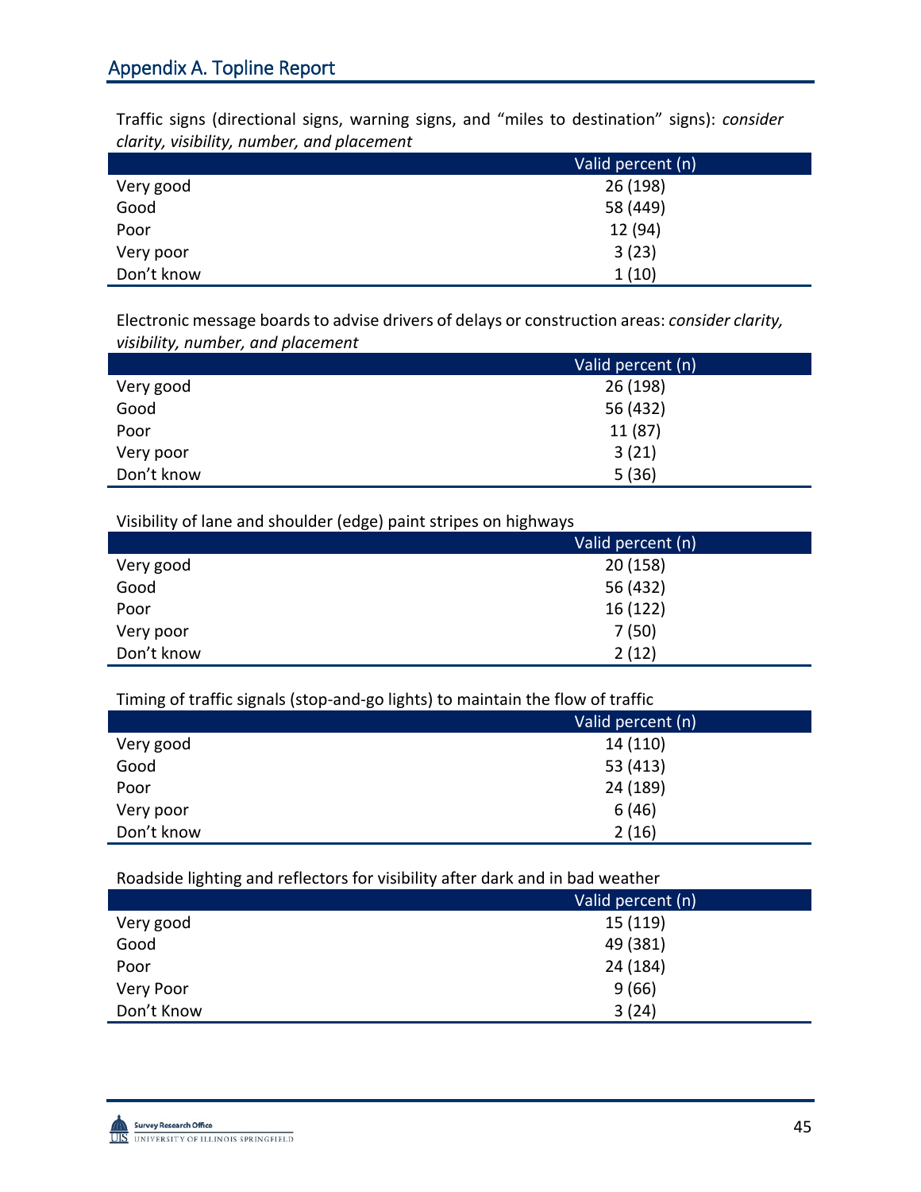## Appendix A. Topline Report

Traffic signs (directional signs, warning signs, and “miles to destination” signs): *consider clarity, visibility, number, and placement*

| | Valid percent (n) |
|---|---|
| Very good | 26 (198) |
| Good | 58 (449) |
| Poor | 12 (94) |
| Very poor | 3 (23) |
| Don’t know | 1 (10) |

Electronic message boards to advise drivers of delays or construction areas: *consider clarity, visibility, number, and placement*

| | Valid percent (n) |
|---|---|
| Very good | 26 (198) |
| Good | 56 (432) |
| Poor | 11 (87) |
| Very poor | 3 (21) |
| Don’t know | 5 (36) |

Visibility of lane and shoulder (edge) paint stripes on highways

| | Valid percent (n) |
|---|---|
| Very good | 20 (158) |
| Good | 56 (432) |
| Poor | 16 (122) |
| Very poor | 7 (50) |
| Don’t know | 2 (12) |

Timing of traffic signals (stop-and-go lights) to maintain the flow of traffic

| | Valid percent (n) |
|---|---|
| Very good | 14 (110) |
| Good | 53 (413) |
| Poor | 24 (189) |
| Very poor | 6 (46) |
| Don’t know | 2 (16) |

Roadside lighting and reflectors for visibility after dark and in bad weather

| | Valid percent (n) |
|---|---|
| Very good | 15 (119) |
| Good | 49 (381) |
| Poor | 24 (184) |
| Very Poor | 9 (66) |
| Don’t Know | 3 (24) |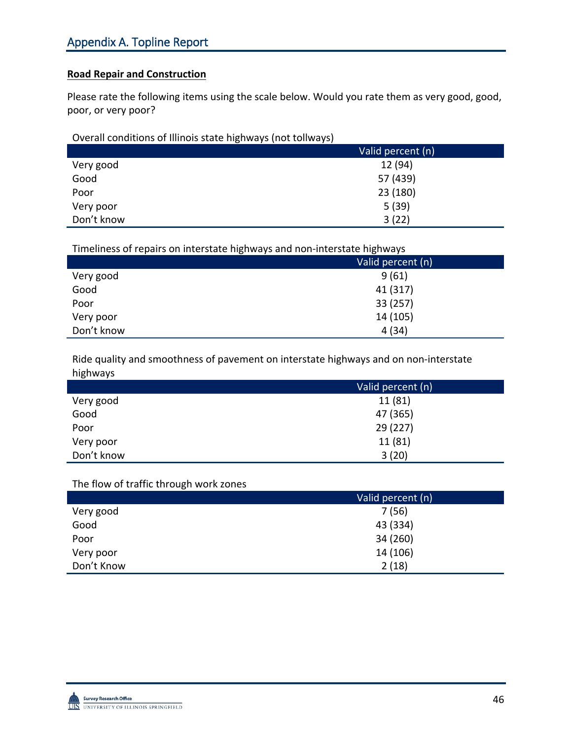## Appendix A. Topline Report

**Road Repair and Construction**

Please rate the following items using the scale below. Would you rate them as very good, good, poor, or very poor?

Overall conditions of Illinois state highways (not tollways)

| | Valid percent (n) |
|---|---|
| Very good | 12 (94) |
| Good | 57 (439) |
| Poor | 23 (180) |
| Very poor | 5 (39) |
| Don't know | 3 (22) |

Timeliness of repairs on interstate highways and non-interstate highways

| | Valid percent (n) |
|---|---|
| Very good | 9 (61) |
| Good | 41 (317) |
| Poor | 33 (257) |
| Very poor | 14 (105) |
| Don't know | 4 (34) |

Ride quality and smoothness of pavement on interstate highways and on non-interstate highways

| | Valid percent (n) |
|---|---|
| Very good | 11 (81) |
| Good | 47 (365) |
| Poor | 29 (227) |
| Very poor | 11 (81) |
| Don't know | 3 (20) |

The flow of traffic through work zones

| | Valid percent (n) |
|---|---|
| Very good | 7 (56) |
| Good | 43 (334) |
| Poor | 34 (260) |
| Very poor | 14 (106) |
| Don't Know | 2 (18) |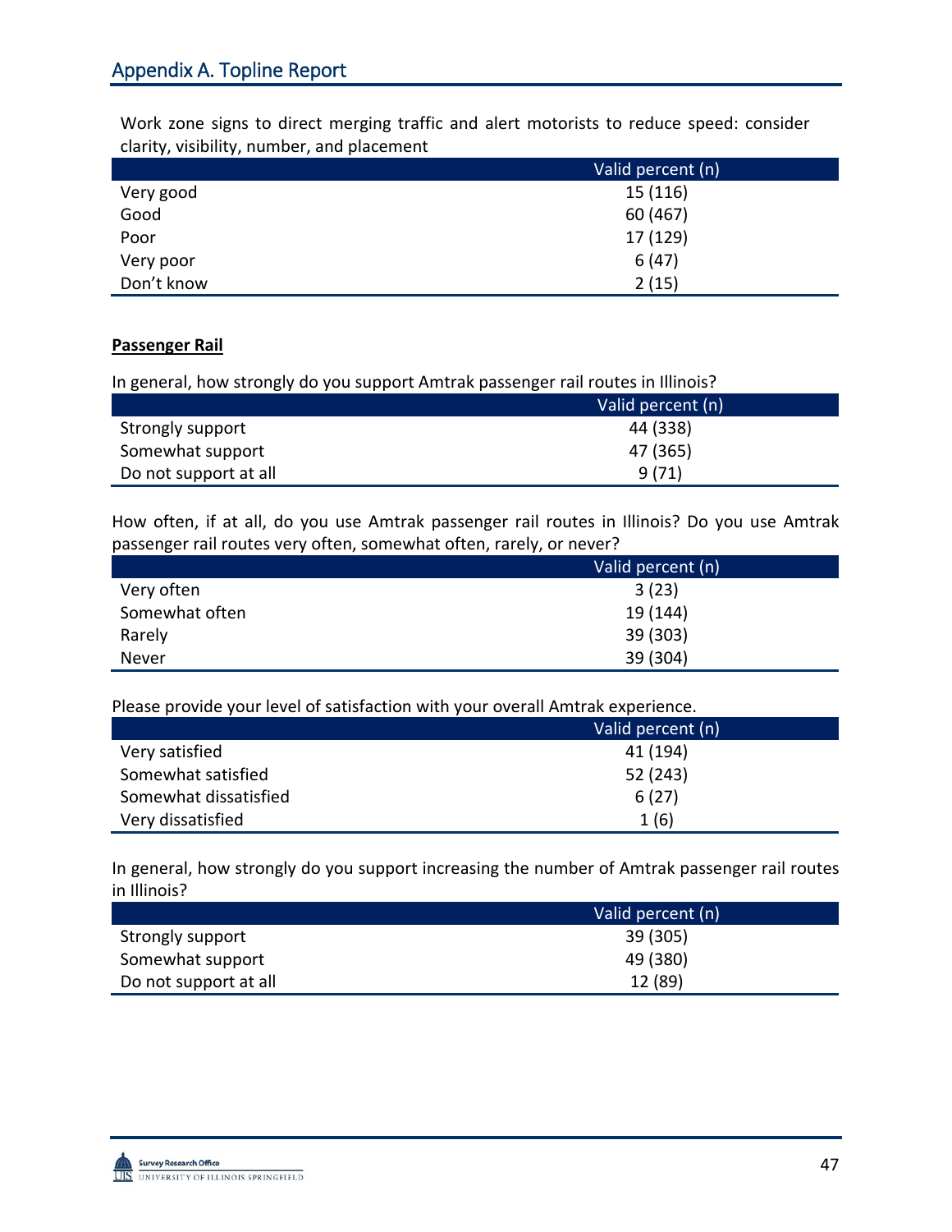Work zone signs to direct merging traffic and alert motorists to reduce speed: consider clarity, visibility, number, and placement

| | Valid percent (n) |
|---|---|
| Very good | 15 (116) |
| Good | 60 (467) |
| Poor | 17 (129) |
| Very poor | 6 (47) |
| Don't know | 2 (15) |

**Passenger Rail**

In general, how strongly do you support Amtrak passenger rail routes in Illinois?

| | Valid percent (n) |
|---|---|
| Strongly support | 44 (338) |
| Somewhat support | 47 (365) |
| Do not support at all | 9 (71) |

How often, if at all, do you use Amtrak passenger rail routes in Illinois? Do you use Amtrak passenger rail routes very often, somewhat often, rarely, or never?

| | Valid percent (n) |
|---|---|
| Very often | 3 (23) |
| Somewhat often | 19 (144) |
| Rarely | 39 (303) |
| Never | 39 (304) |

Please provide your level of satisfaction with your overall Amtrak experience.

| | Valid percent (n) |
|---|---|
| Very satisfied | 41 (194) |
| Somewhat satisfied | 52 (243) |
| Somewhat dissatisfied | 6 (27) |
| Very dissatisfied | 1 (6) |

In general, how strongly do you support increasing the number of Amtrak passenger rail routes in Illinois?

| | Valid percent (n) |
|---|---|
| Strongly support | 39 (305) |
| Somewhat support | 49 (380) |
| Do not support at all | 12 (89) |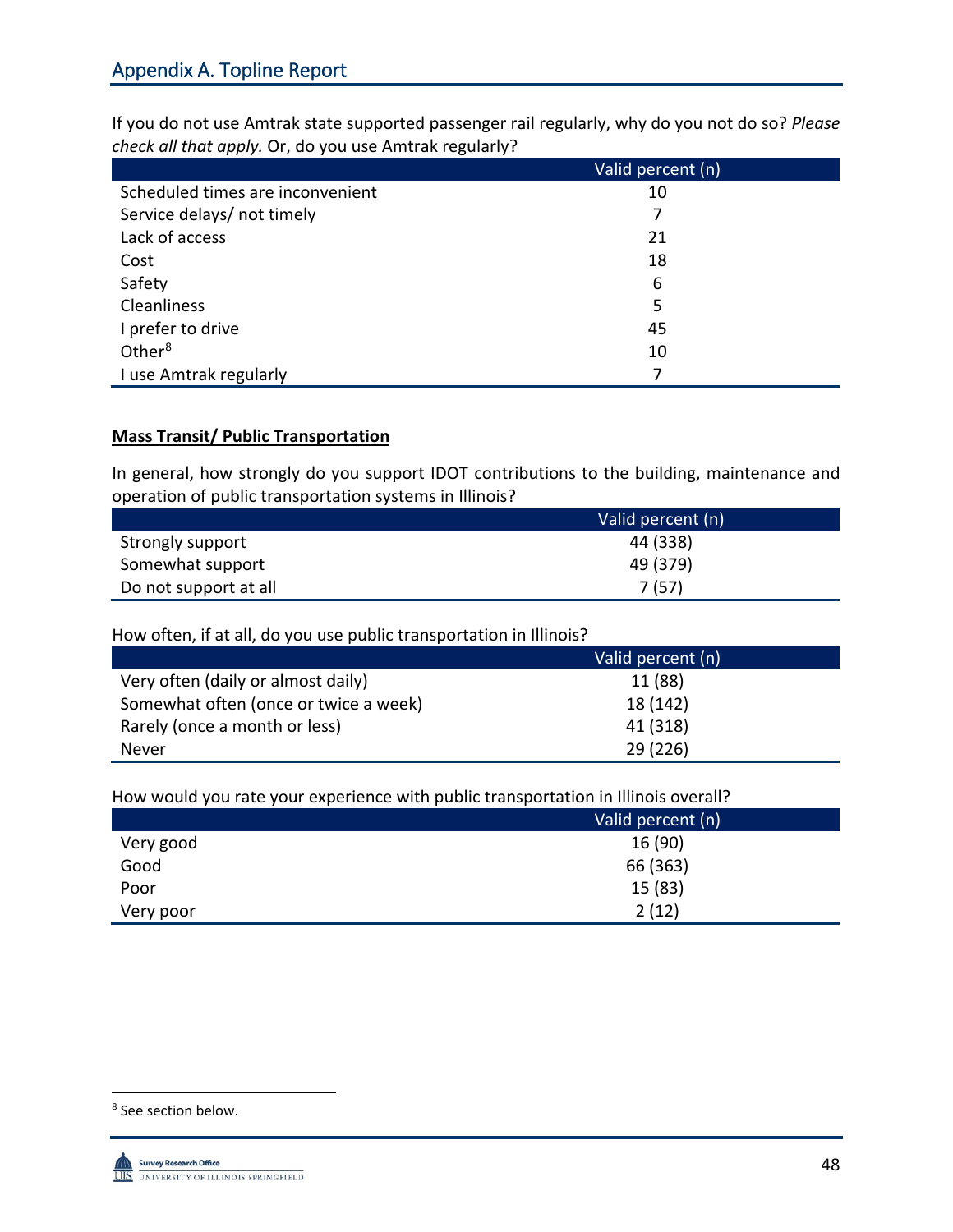## Appendix A. Topline Report

If you do not use Amtrak state supported passenger rail regularly, why do you not do so? *Please check all that apply.* Or, do you use Amtrak regularly?

| | Valid percent (n) |
|---|---|
| Scheduled times are inconvenient | 10 |
| Service delays/ not timely | 7 |
| Lack of access | 21 |
| Cost | 18 |
| Safety | 6 |
| Cleanliness | 5 |
| I prefer to drive | 45 |
| Other[8] | 10 |
| I use Amtrak regularly | 7 |

**Mass Transit/ Public Transportation**

In general, how strongly do you support IDOT contributions to the building, maintenance and operation of public transportation systems in Illinois?

| | Valid percent (n) |
|---|---|
| Strongly support | 44 (338) |
| Somewhat support | 49 (379) |
| Do not support at all | 7 (57) |

How often, if at all, do you use public transportation in Illinois?

| | Valid percent (n) |
|---|---|
| Very often (daily or almost daily) | 11 (88) |
| Somewhat often (once or twice a week) | 18 (142) |
| Rarely (once a month or less) | 41 (318) |
| Never | 29 (226) |

How would you rate your experience with public transportation in Illinois overall?

| | Valid percent (n) |
|---|---|
| Very good | 16 (90) |
| Good | 66 (363) |
| Poor | 15 (83) |
| Very poor | 2 (12) |

[8] See section below.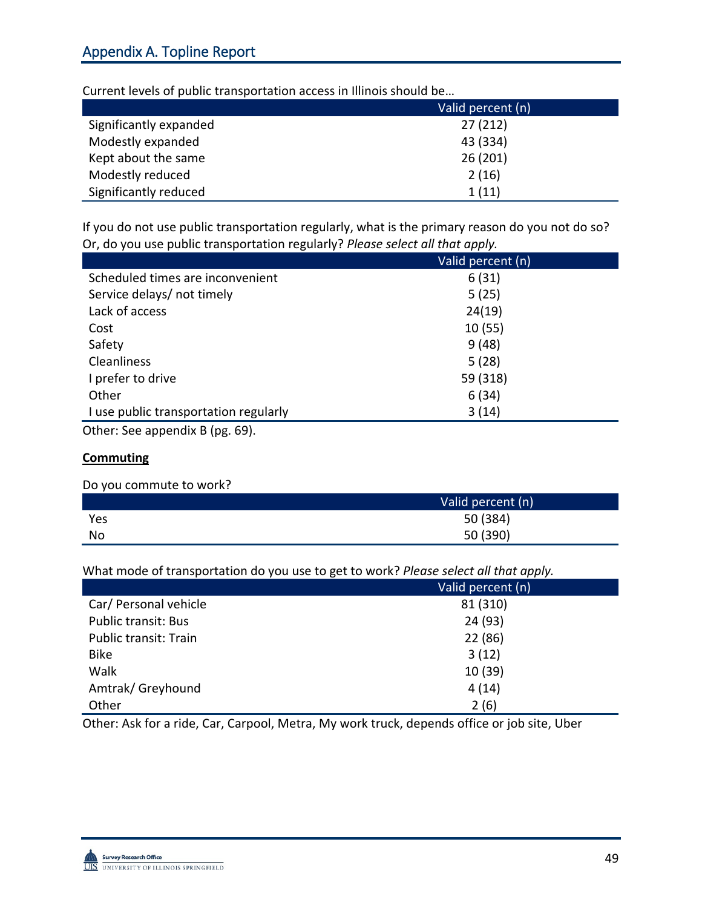## Appendix A. Topline Report

Current levels of public transportation access in Illinois should be…

| | Valid percent (n) |
|---|---|
| Significantly expanded | 27 (212) |
| Modestly expanded | 43 (334) |
| Kept about the same | 26 (201) |
| Modestly reduced | 2 (16) |
| Significantly reduced | 1 (11) |

If you do not use public transportation regularly, what is the primary reason do you not do so? Or, do you use public transportation regularly? *Please select all that apply.*

| | Valid percent (n) |
|---|---|
| Scheduled times are inconvenient | 6 (31) |
| Service delays/ not timely | 5 (25) |
| Lack of access | 24(19) |
| Cost | 10 (55) |
| Safety | 9 (48) |
| Cleanliness | 5 (28) |
| I prefer to drive | 59 (318) |
| Other | 6 (34) |
| I use public transportation regularly | 3 (14) |

Other: See appendix B (pg. 69).

**Commuting**

Do you commute to work?

| | Valid percent (n) |
|---|---|
| Yes | 50 (384) |
| No | 50 (390) |

What mode of transportation do you use to get to work? *Please select all that apply.*

| | Valid percent (n) |
|---|---|
| Car/ Personal vehicle | 81 (310) |
| Public transit: Bus | 24 (93) |
| Public transit: Train | 22 (86) |
| Bike | 3 (12) |
| Walk | 10 (39) |
| Amtrak/ Greyhound | 4 (14) |
| Other | 2 (6) |

Other: Ask for a ride, Car, Carpool, Metra, My work truck, depends office or job site, Uber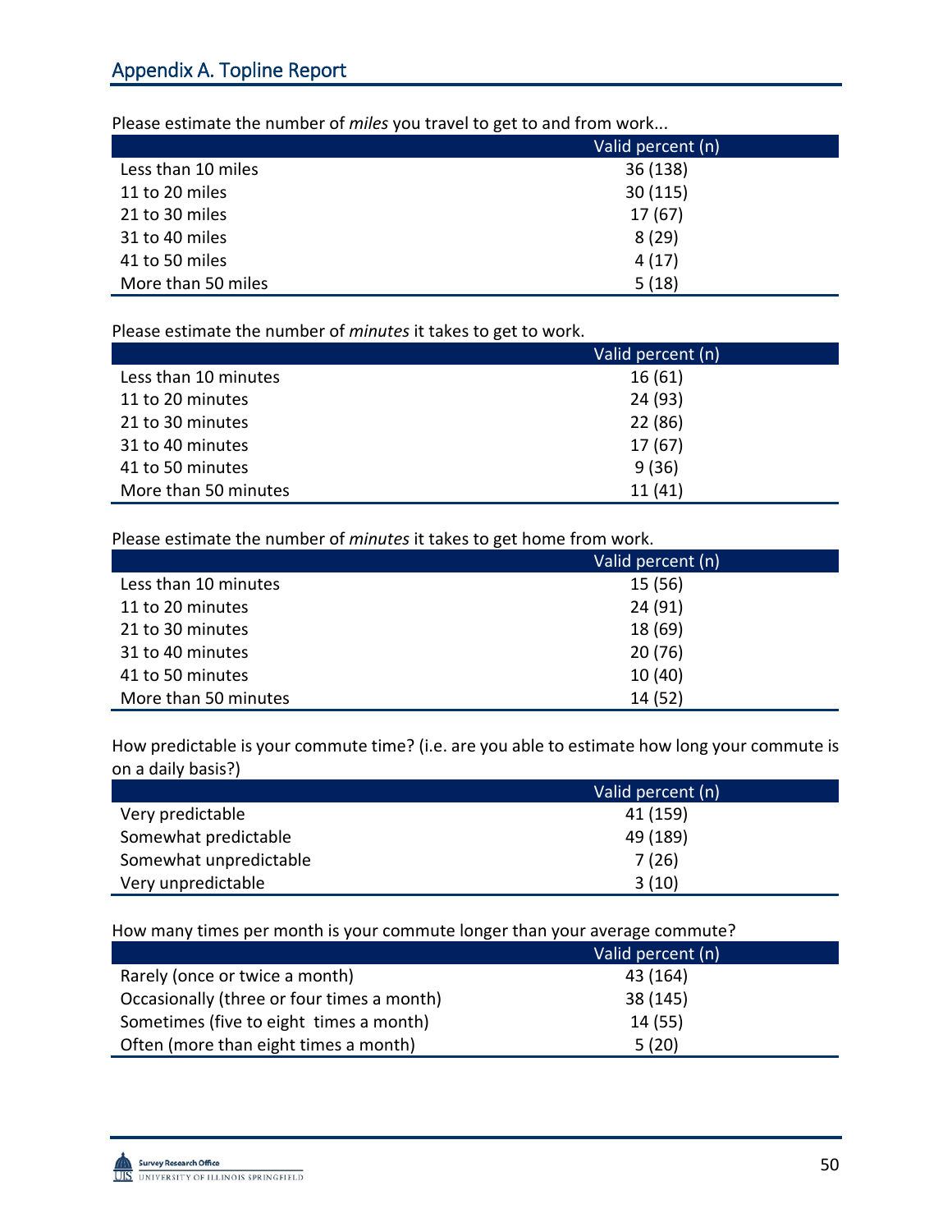## Appendix A. Topline Report

Please estimate the number of *miles* you travel to get to and from work...

| | Valid percent (n) |
|---|---|
| Less than 10 miles | 36 (138) |
| 11 to 20 miles | 30 (115) |
| 21 to 30 miles | 17 (67) |
| 31 to 40 miles | 8 (29) |
| 41 to 50 miles | 4 (17) |
| More than 50 miles | 5 (18) |

Please estimate the number of *minutes* it takes to get to work.

| | Valid percent (n) |
|---|---|
| Less than 10 minutes | 16 (61) |
| 11 to 20 minutes | 24 (93) |
| 21 to 30 minutes | 22 (86) |
| 31 to 40 minutes | 17 (67) |
| 41 to 50 minutes | 9 (36) |
| More than 50 minutes | 11 (41) |

Please estimate the number of *minutes* it takes to get home from work.

| | Valid percent (n) |
|---|---|
| Less than 10 minutes | 15 (56) |
| 11 to 20 minutes | 24 (91) |
| 21 to 30 minutes | 18 (69) |
| 31 to 40 minutes | 20 (76) |
| 41 to 50 minutes | 10 (40) |
| More than 50 minutes | 14 (52) |

How predictable is your commute time? (i.e. are you able to estimate how long your commute is on a daily basis?)

| | Valid percent (n) |
|---|---|
| Very predictable | 41 (159) |
| Somewhat predictable | 49 (189) |
| Somewhat unpredictable | 7 (26) |
| Very unpredictable | 3 (10) |

How many times per month is your commute longer than your average commute?

| | Valid percent (n) |
|---|---|
| Rarely (once or twice a month) | 43 (164) |
| Occasionally (three or four times a month) | 38 (145) |
| Sometimes (five to eight times a month) | 14 (55) |
| Often (more than eight times a month) | 5 (20) |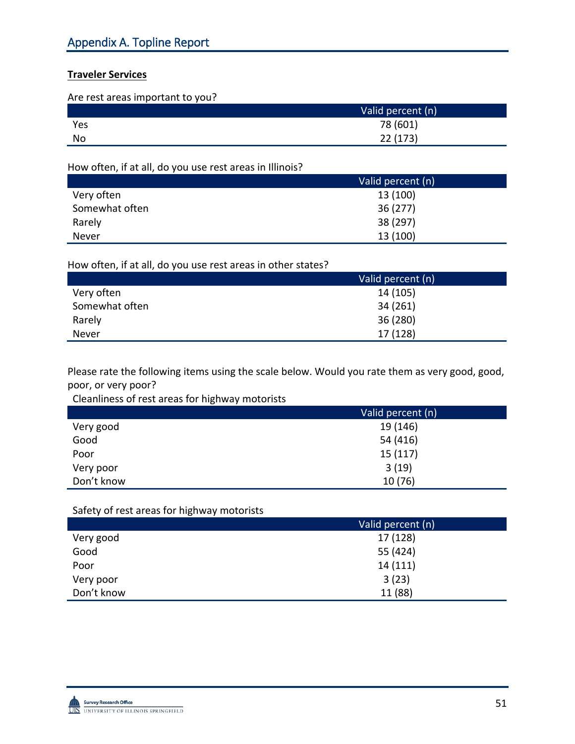## Appendix A. Topline Report

**Traveler Services**

Are rest areas important to you?

| | Valid percent (n) |
|---|---|
| Yes | 78 (601) |
| No | 22 (173) |

How often, if at all, do you use rest areas in Illinois?

| | Valid percent (n) |
|---|---|
| Very often | 13 (100) |
| Somewhat often | 36 (277) |
| Rarely | 38 (297) |
| Never | 13 (100) |

How often, if at all, do you use rest areas in other states?

| | Valid percent (n) |
|---|---|
| Very often | 14 (105) |
| Somewhat often | 34 (261) |
| Rarely | 36 (280) |
| Never | 17 (128) |

Please rate the following items using the scale below. Would you rate them as very good, good, poor, or very poor?

Cleanliness of rest areas for highway motorists

| | Valid percent (n) |
|---|---|
| Very good | 19 (146) |
| Good | 54 (416) |
| Poor | 15 (117) |
| Very poor | 3 (19) |
| Don't know | 10 (76) |

Safety of rest areas for highway motorists

| | Valid percent (n) |
|---|---|
| Very good | 17 (128) |
| Good | 55 (424) |
| Poor | 14 (111) |
| Very poor | 3 (23) |
| Don't know | 11 (88) |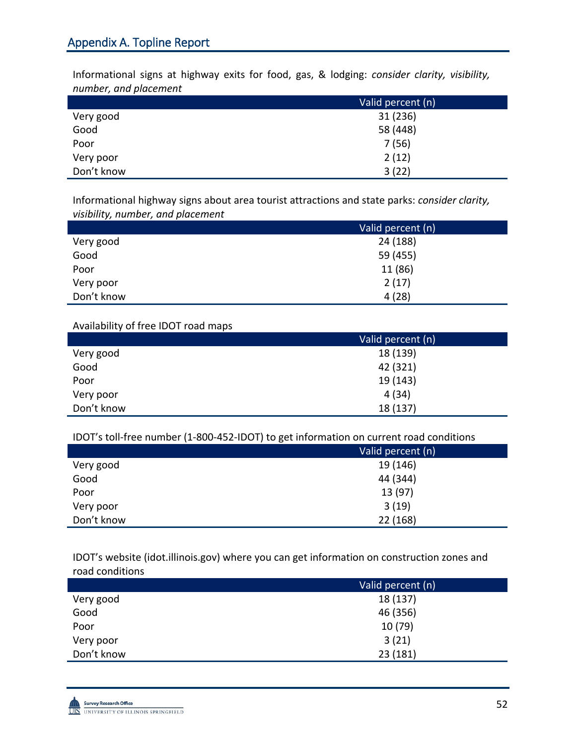## Appendix A. Topline Report

Informational signs at highway exits for food, gas, & lodging: *consider clarity, visibility, number, and placement*

| | Valid percent (n) |
|---|---|
| Very good | 31 (236) |
| Good | 58 (448) |
| Poor | 7 (56) |
| Very poor | 2 (12) |
| Don't know | 3 (22) |

Informational highway signs about area tourist attractions and state parks: *consider clarity, visibility, number, and placement*

| | Valid percent (n) |
|---|---|
| Very good | 24 (188) |
| Good | 59 (455) |
| Poor | 11 (86) |
| Very poor | 2 (17) |
| Don't know | 4 (28) |

Availability of free IDOT road maps

| | Valid percent (n) |
|---|---|
| Very good | 18 (139) |
| Good | 42 (321) |
| Poor | 19 (143) |
| Very poor | 4 (34) |
| Don't know | 18 (137) |

IDOT's toll-free number (1-800-452-IDOT) to get information on current road conditions

| | Valid percent (n) |
|---|---|
| Very good | 19 (146) |
| Good | 44 (344) |
| Poor | 13 (97) |
| Very poor | 3 (19) |
| Don't know | 22 (168) |

IDOT's website (idot.illinois.gov) where you can get information on construction zones and road conditions

| | Valid percent (n) |
|---|---|
| Very good | 18 (137) |
| Good | 46 (356) |
| Poor | 10 (79) |
| Very poor | 3 (21) |
| Don't know | 23 (181) |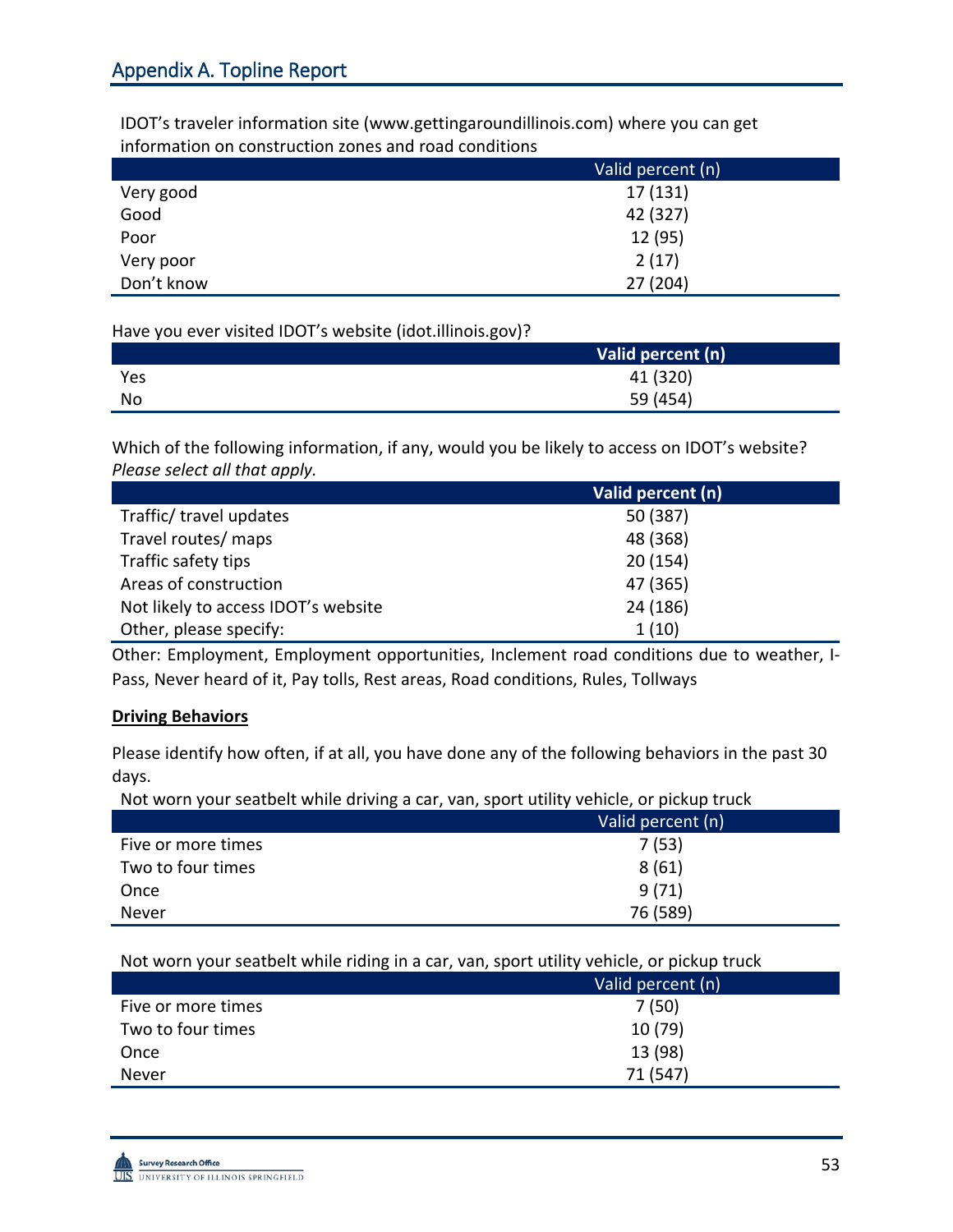## Appendix A. Topline Report

IDOT's traveler information site (www.gettingaroundillinois.com) where you can get information on construction zones and road conditions

| | Valid percent (n) |
|---|---|
| Very good | 17 (131) |
| Good | 42 (327) |
| Poor | 12 (95) |
| Very poor | 2 (17) |
| Don't know | 27 (204) |

Have you ever visited IDOT's website (idot.illinois.gov)?

| | Valid percent (n) |
|---|---|
| Yes | 41 (320) |
| No | 59 (454) |

Which of the following information, if any, would you be likely to access on IDOT's website? *Please select all that apply.*

| | Valid percent (n) |
|---|---|
| Traffic/ travel updates | 50 (387) |
| Travel routes/ maps | 48 (368) |
| Traffic safety tips | 20 (154) |
| Areas of construction | 47 (365) |
| Not likely to access IDOT's website | 24 (186) |
| Other, please specify: | 1 (10) |

Other: Employment, Employment opportunities, Inclement road conditions due to weather, I-Pass, Never heard of it, Pay tolls, Rest areas, Road conditions, Rules, Tollways

**Driving Behaviors**

Please identify how often, if at all, you have done any of the following behaviors in the past 30 days.

Not worn your seatbelt while driving a car, van, sport utility vehicle, or pickup truck

| | Valid percent (n) |
|---|---|
| Five or more times | 7 (53) |
| Two to four times | 8 (61) |
| Once | 9 (71) |
| Never | 76 (589) |

Not worn your seatbelt while riding in a car, van, sport utility vehicle, or pickup truck

| | Valid percent (n) |
|---|---|
| Five or more times | 7 (50) |
| Two to four times | 10 (79) |
| Once | 13 (98) |
| Never | 71 (547) |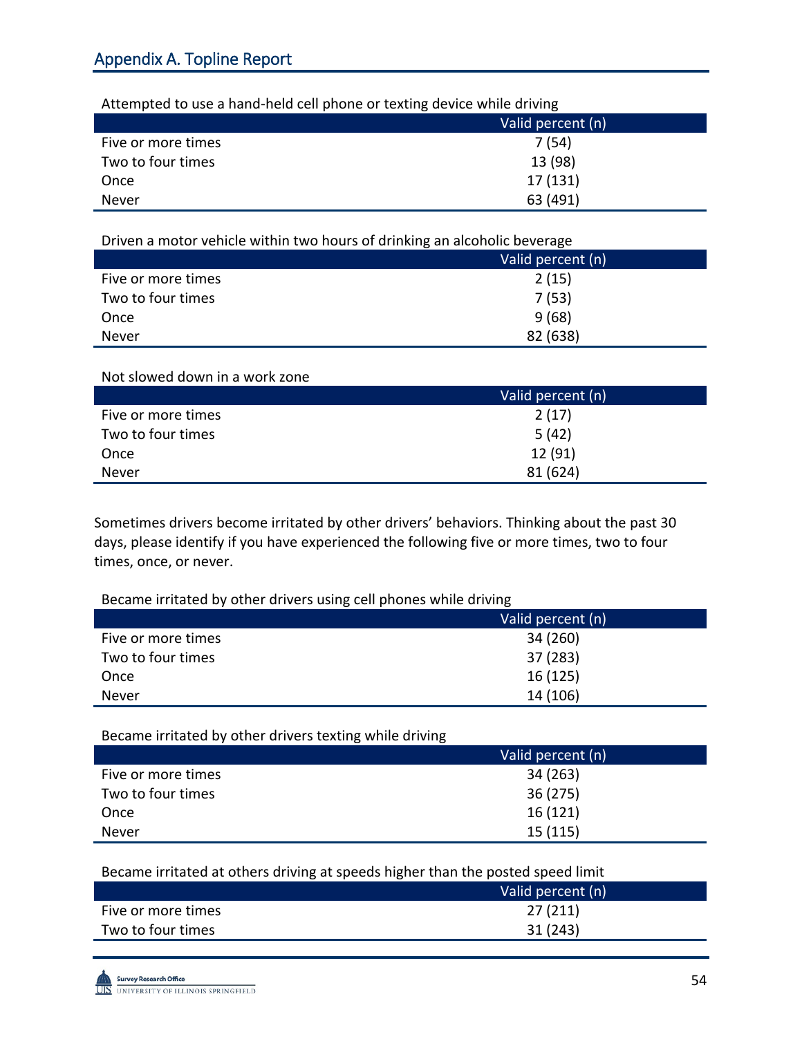## Appendix A. Topline Report

Attempted to use a hand-held cell phone or texting device while driving

| | Valid percent (n) |
|---|---|
| Five or more times | 7 (54) |
| Two to four times | 13 (98) |
| Once | 17 (131) |
| Never | 63 (491) |

Driven a motor vehicle within two hours of drinking an alcoholic beverage

| | Valid percent (n) |
|---|---|
| Five or more times | 2 (15) |
| Two to four times | 7 (53) |
| Once | 9 (68) |
| Never | 82 (638) |

Not slowed down in a work zone

| | Valid percent (n) |
|---|---|
| Five or more times | 2 (17) |
| Two to four times | 5 (42) |
| Once | 12 (91) |
| Never | 81 (624) |

Sometimes drivers become irritated by other drivers' behaviors. Thinking about the past 30 days, please identify if you have experienced the following five or more times, two to four times, once, or never.

Became irritated by other drivers using cell phones while driving

| | Valid percent (n) |
|---|---|
| Five or more times | 34 (260) |
| Two to four times | 37 (283) |
| Once | 16 (125) |
| Never | 14 (106) |

Became irritated by other drivers texting while driving

| | Valid percent (n) |
|---|---|
| Five or more times | 34 (263) |
| Two to four times | 36 (275) |
| Once | 16 (121) |
| Never | 15 (115) |

Became irritated at others driving at speeds higher than the posted speed limit

| | Valid percent (n) |
|---|---|
| Five or more times | 27 (211) |
| Two to four times | 31 (243) |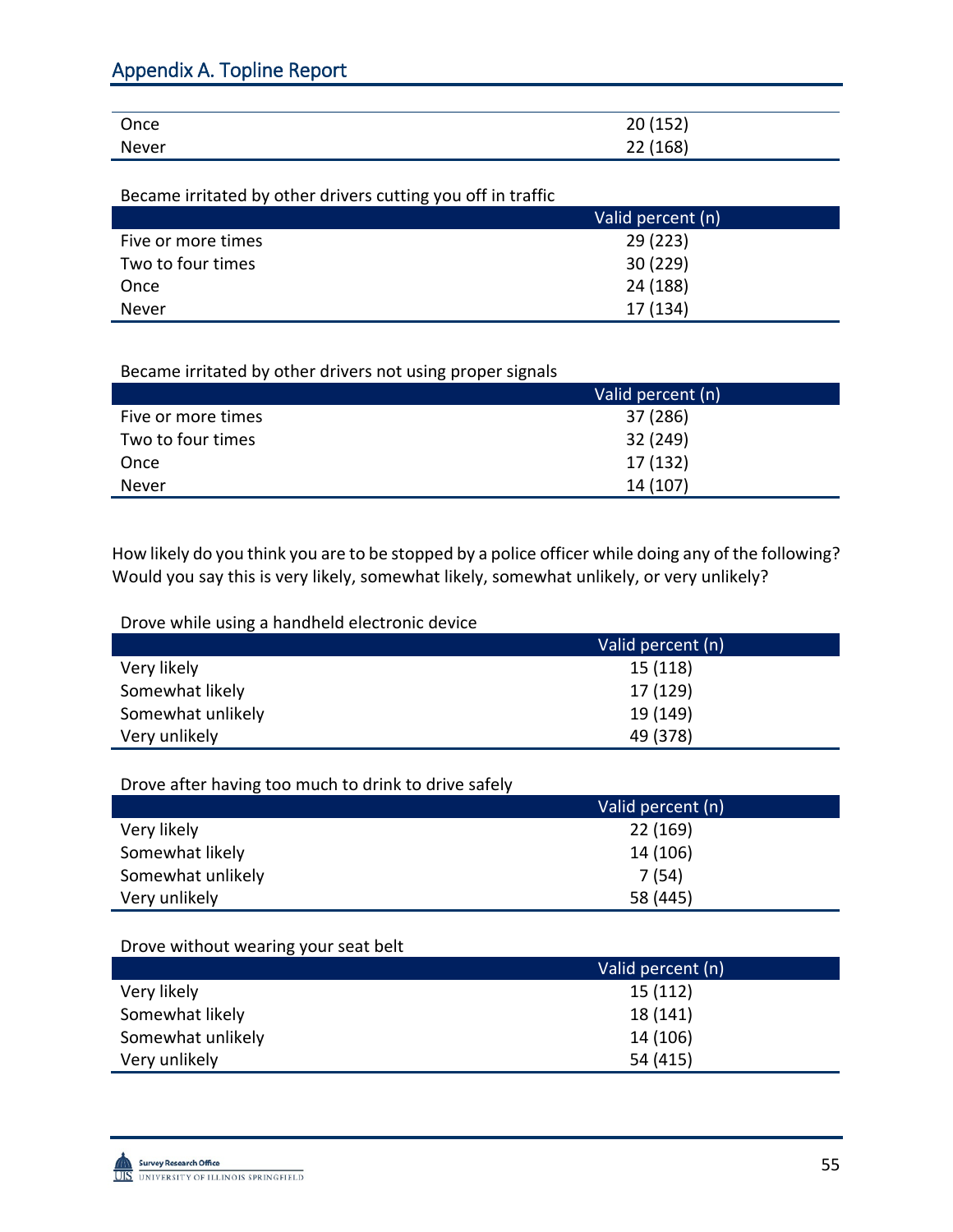| | |
|---|---|
| Once | 20 (152) |
| Never | 22 (168) |

Became irritated by other drivers cutting you off in traffic

| | Valid percent (n) |
|---|---|
| Five or more times | 29 (223) |
| Two to four times | 30 (229) |
| Once | 24 (188) |
| Never | 17 (134) |

Became irritated by other drivers not using proper signals

| | Valid percent (n) |
|---|---|
| Five or more times | 37 (286) |
| Two to four times | 32 (249) |
| Once | 17 (132) |
| Never | 14 (107) |

How likely do you think you are to be stopped by a police officer while doing any of the following? Would you say this is very likely, somewhat likely, somewhat unlikely, or very unlikely?

Drove while using a handheld electronic device

| | Valid percent (n) |
|---|---|
| Very likely | 15 (118) |
| Somewhat likely | 17 (129) |
| Somewhat unlikely | 19 (149) |
| Very unlikely | 49 (378) |

Drove after having too much to drink to drive safely

| | Valid percent (n) |
|---|---|
| Very likely | 22 (169) |
| Somewhat likely | 14 (106) |
| Somewhat unlikely | 7 (54) |
| Very unlikely | 58 (445) |

Drove without wearing your seat belt

| | Valid percent (n) |
|---|---|
| Very likely | 15 (112) |
| Somewhat likely | 18 (141) |
| Somewhat unlikely | 14 (106) |
| Very unlikely | 54 (415) |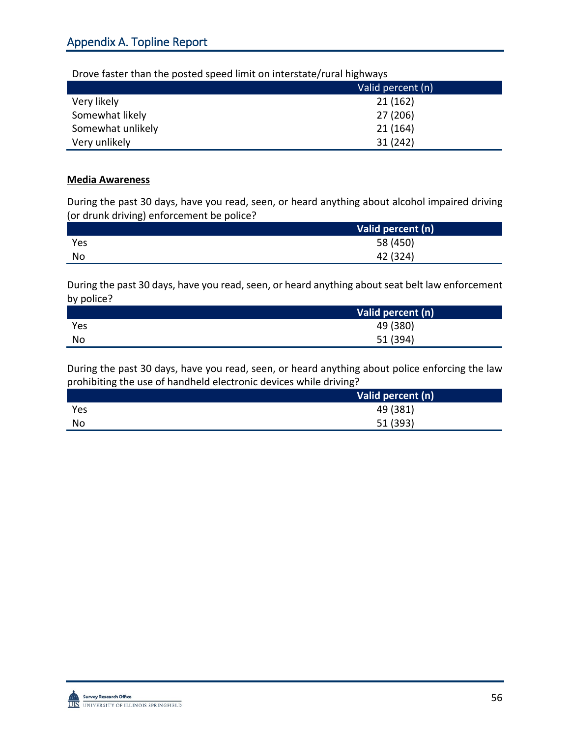Drove faster than the posted speed limit on interstate/rural highways

| | Valid percent (n) |
|---|---|
| Very likely | 21 (162) |
| Somewhat likely | 27 (206) |
| Somewhat unlikely | 21 (164) |
| Very unlikely | 31 (242) |

**Media Awareness**

During the past 30 days, have you read, seen, or heard anything about alcohol impaired driving (or drunk driving) enforcement be police?

| | Valid percent (n) |
|---|---|
| Yes | 58 (450) |
| No | 42 (324) |

During the past 30 days, have you read, seen, or heard anything about seat belt law enforcement by police?

| | Valid percent (n) |
|---|---|
| Yes | 49 (380) |
| No | 51 (394) |

During the past 30 days, have you read, seen, or heard anything about police enforcing the law prohibiting the use of handheld electronic devices while driving?

| | Valid percent (n) |
|---|---|
| Yes | 49 (381) |
| No | 51 (393) |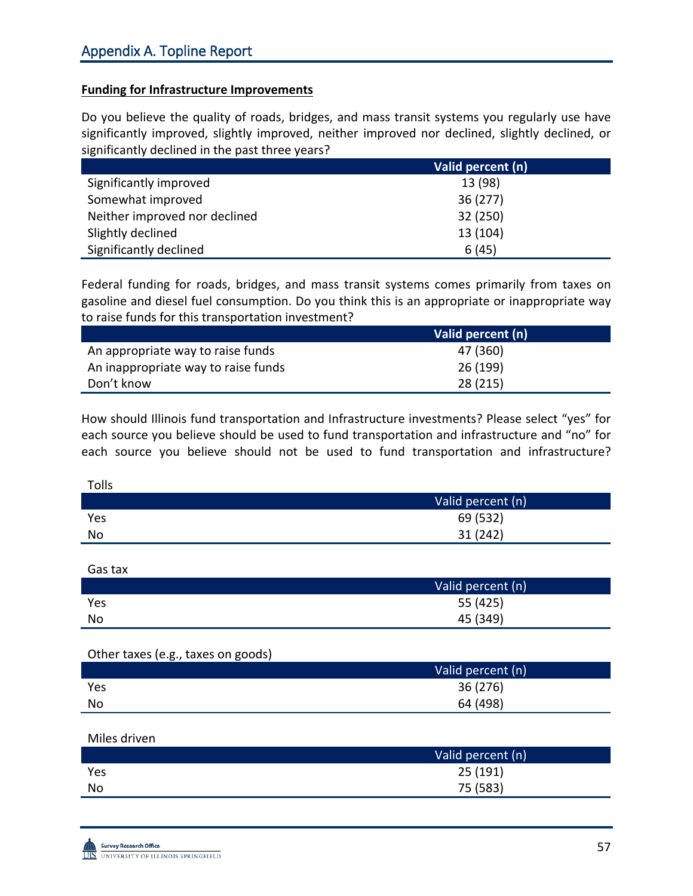## Appendix A. Topline Report

**Funding for Infrastructure Improvements**

Do you believe the quality of roads, bridges, and mass transit systems you regularly use have significantly improved, slightly improved, neither improved nor declined, slightly declined, or significantly declined in the past three years?

| | Valid percent (n) |
|---|---|
| Significantly improved | 13 (98) |
| Somewhat improved | 36 (277) |
| Neither improved nor declined | 32 (250) |
| Slightly declined | 13 (104) |
| Significantly declined | 6 (45) |

Federal funding for roads, bridges, and mass transit systems comes primarily from taxes on gasoline and diesel fuel consumption. Do you think this is an appropriate or inappropriate way to raise funds for this transportation investment?

| | Valid percent (n) |
|---|---|
| An appropriate way to raise funds | 47 (360) |
| An inappropriate way to raise funds | 26 (199) |
| Don't know | 28 (215) |

How should Illinois fund transportation and Infrastructure investments? Please select "yes" for each source you believe should be used to fund transportation and infrastructure and "no" for each source you believe should not be used to fund transportation and infrastructure?

Tolls

| | Valid percent (n) |
|---|---|
| Yes | 69 (532) |
| No | 31 (242) |

Gas tax

| | Valid percent (n) |
|---|---|
| Yes | 55 (425) |
| No | 45 (349) |

Other taxes (e.g., taxes on goods)

| | Valid percent (n) |
|---|---|
| Yes | 36 (276) |
| No | 64 (498) |

Miles driven

| | Valid percent (n) |
|---|---|
| Yes | 25 (191) |
| No | 75 (583) |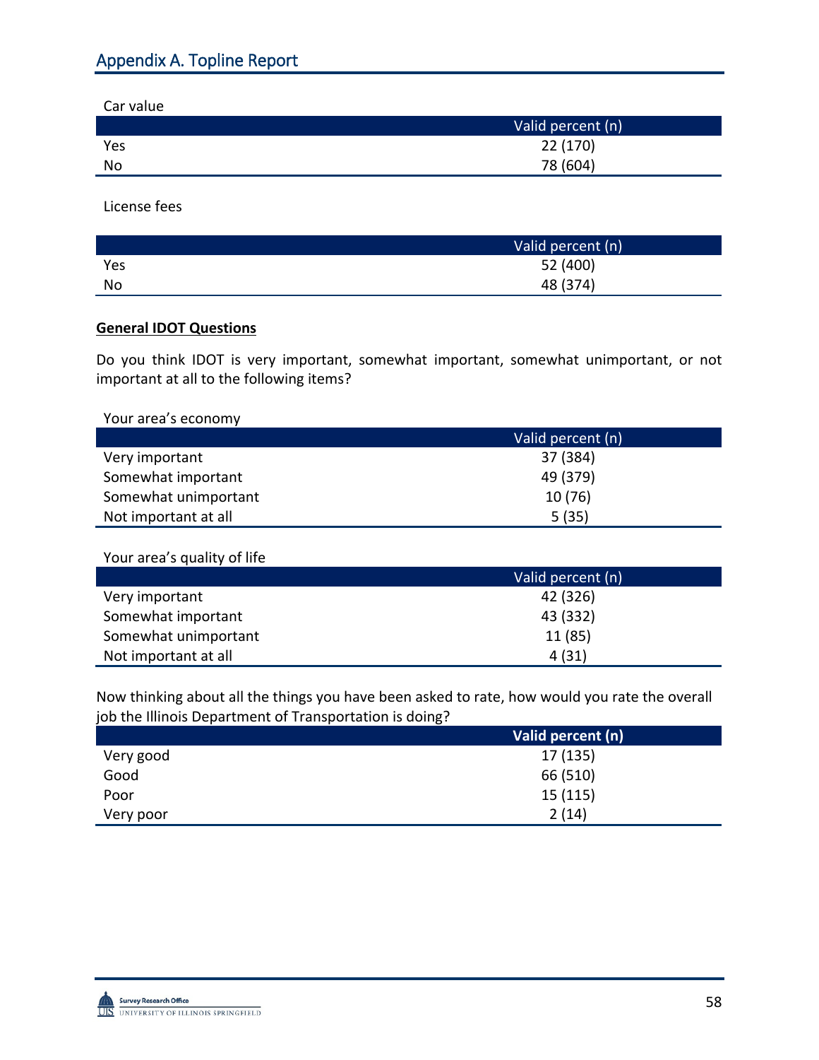## Appendix A. Topline Report

Car value

| | Valid percent (n) |
|---|---|
| Yes | 22 (170) |
| No | 78 (604) |

License fees

| | Valid percent (n) |
|---|---|
| Yes | 52 (400) |
| No | 48 (374) |

**General IDOT Questions**

Do you think IDOT is very important, somewhat important, somewhat unimportant, or not important at all to the following items?

Your area's economy

| | Valid percent (n) |
|---|---|
| Very important | 37 (384) |
| Somewhat important | 49 (379) |
| Somewhat unimportant | 10 (76) |
| Not important at all | 5 (35) |

Your area's quality of life

| | Valid percent (n) |
|---|---|
| Very important | 42 (326) |
| Somewhat important | 43 (332) |
| Somewhat unimportant | 11 (85) |
| Not important at all | 4 (31) |

Now thinking about all the things you have been asked to rate, how would you rate the overall job the Illinois Department of Transportation is doing?

| | **Valid percent (n)** |
|---|---|
| Very good | 17 (135) |
| Good | 66 (510) |
| Poor | 15 (115) |
| Very poor | 2 (14) |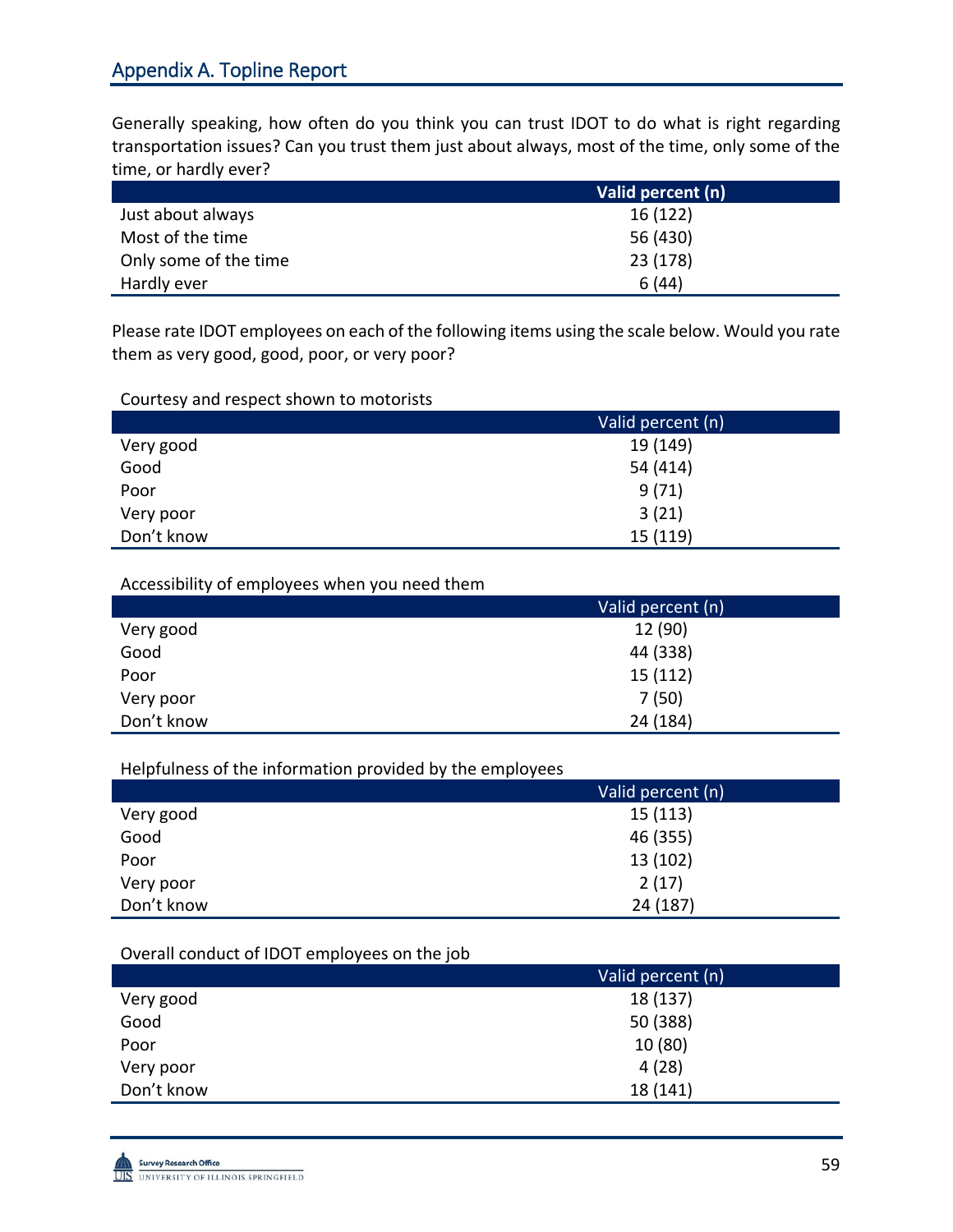## Appendix A. Topline Report

Generally speaking, how often do you think you can trust IDOT to do what is right regarding transportation issues? Can you trust them just about always, most of the time, only some of the time, or hardly ever?

| | **Valid percent (n)** |
|---|---|
| Just about always | 16 (122) |
| Most of the time | 56 (430) |
| Only some of the time | 23 (178) |
| Hardly ever | 6 (44) |

Please rate IDOT employees on each of the following items using the scale below. Would you rate them as very good, good, poor, or very poor?

Courtesy and respect shown to motorists

| | Valid percent (n) |
|---|---|
| Very good | 19 (149) |
| Good | 54 (414) |
| Poor | 9 (71) |
| Very poor | 3 (21) |
| Don't know | 15 (119) |

Accessibility of employees when you need them

| | Valid percent (n) |
|---|---|
| Very good | 12 (90) |
| Good | 44 (338) |
| Poor | 15 (112) |
| Very poor | 7 (50) |
| Don't know | 24 (184) |

Helpfulness of the information provided by the employees

| | Valid percent (n) |
|---|---|
| Very good | 15 (113) |
| Good | 46 (355) |
| Poor | 13 (102) |
| Very poor | 2 (17) |
| Don't know | 24 (187) |

Overall conduct of IDOT employees on the job

| | Valid percent (n) |
|---|---|
| Very good | 18 (137) |
| Good | 50 (388) |
| Poor | 10 (80) |
| Very poor | 4 (28) |
| Don't know | 18 (141) |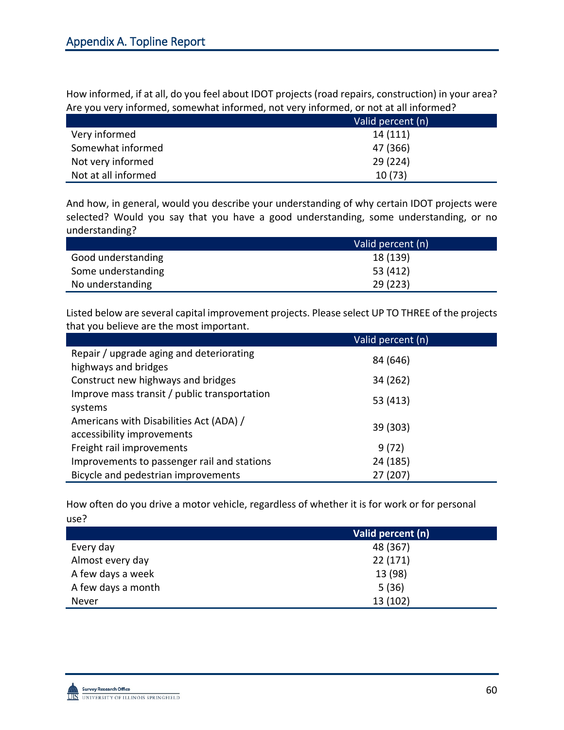## Appendix A. Topline Report

How informed, if at all, do you feel about IDOT projects (road repairs, construction) in your area? Are you very informed, somewhat informed, not very informed, or not at all informed?

| | Valid percent (n) |
|---|---|
| Very informed | 14 (111) |
| Somewhat informed | 47 (366) |
| Not very informed | 29 (224) |
| Not at all informed | 10 (73) |

And how, in general, would you describe your understanding of why certain IDOT projects were selected? Would you say that you have a good understanding, some understanding, or no understanding?

| | Valid percent (n) |
|---|---|
| Good understanding | 18 (139) |
| Some understanding | 53 (412) |
| No understanding | 29 (223) |

Listed below are several capital improvement projects. Please select UP TO THREE of the projects that you believe are the most important.

| | Valid percent (n) |
|---|---|
| Repair / upgrade aging and deteriorating highways and bridges | 84 (646) |
| Construct new highways and bridges | 34 (262) |
| Improve mass transit / public transportation systems | 53 (413) |
| Americans with Disabilities Act (ADA) / accessibility improvements | 39 (303) |
| Freight rail improvements | 9 (72) |
| Improvements to passenger rail and stations | 24 (185) |
| Bicycle and pedestrian improvements | 27 (207) |

How often do you drive a motor vehicle, regardless of whether it is for work or for personal use?

| | **Valid percent (n)** |
|---|---|
| Every day | 48 (367) |
| Almost every day | 22 (171) |
| A few days a week | 13 (98) |
| A few days a month | 5 (36) |
| Never | 13 (102) |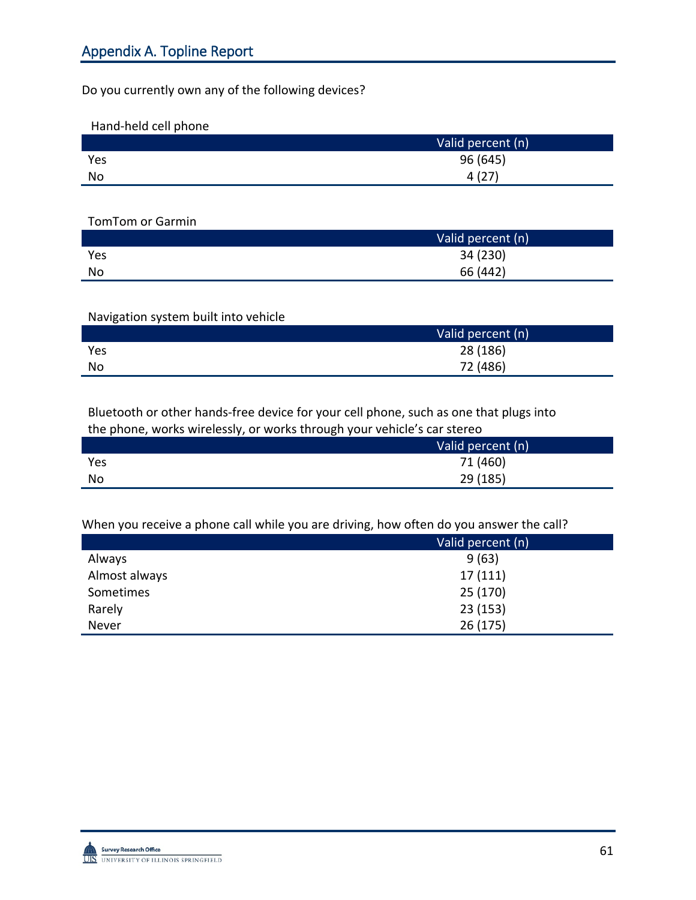## Appendix A. Topline Report

Do you currently own any of the following devices?

Hand-held cell phone

| | Valid percent (n) |
|---|---|
| Yes | 96 (645) |
| No | 4 (27) |

TomTom or Garmin

| | Valid percent (n) |
|---|---|
| Yes | 34 (230) |
| No | 66 (442) |

Navigation system built into vehicle

| | Valid percent (n) |
|---|---|
| Yes | 28 (186) |
| No | 72 (486) |

Bluetooth or other hands-free device for your cell phone, such as one that plugs into the phone, works wirelessly, or works through your vehicle's car stereo

| | Valid percent (n) |
|---|---|
| Yes | 71 (460) |
| No | 29 (185) |

When you receive a phone call while you are driving, how often do you answer the call?

| | Valid percent (n) |
|---|---|
| Always | 9 (63) |
| Almost always | 17 (111) |
| Sometimes | 25 (170) |
| Rarely | 23 (153) |
| Never | 26 (175) |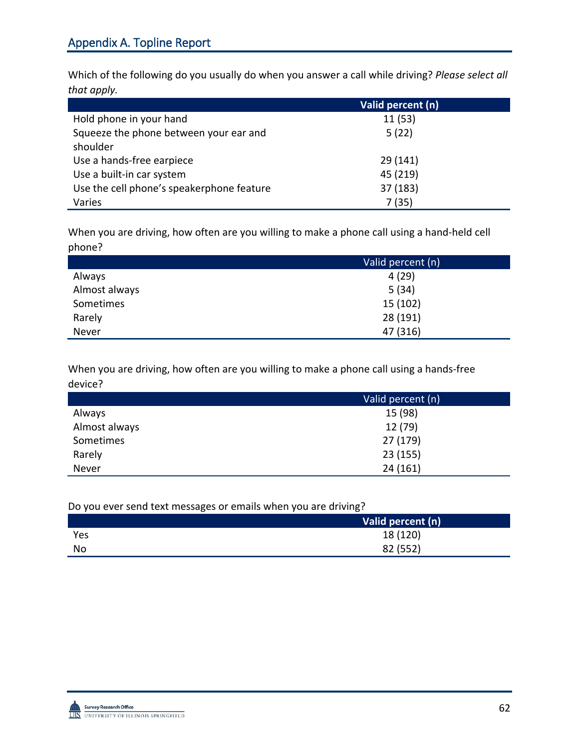## Appendix A. Topline Report

Which of the following do you usually do when you answer a call while driving? *Please select all that apply.*

| | Valid percent (n) |
|---|---|
| Hold phone in your hand | 11 (53) |
| Squeeze the phone between your ear and shoulder | 5 (22) |
| Use a hands-free earpiece | 29 (141) |
| Use a built-in car system | 45 (219) |
| Use the cell phone's speakerphone feature | 37 (183) |
| Varies | 7 (35) |

When you are driving, how often are you willing to make a phone call using a hand-held cell phone?

| | Valid percent (n) |
|---|---|
| Always | 4 (29) |
| Almost always | 5 (34) |
| Sometimes | 15 (102) |
| Rarely | 28 (191) |
| Never | 47 (316) |

When you are driving, how often are you willing to make a phone call using a hands-free device?

| | Valid percent (n) |
|---|---|
| Always | 15 (98) |
| Almost always | 12 (79) |
| Sometimes | 27 (179) |
| Rarely | 23 (155) |
| Never | 24 (161) |

Do you ever send text messages or emails when you are driving?

| | Valid percent (n) |
|---|---|
| Yes | 18 (120) |
| No | 82 (552) |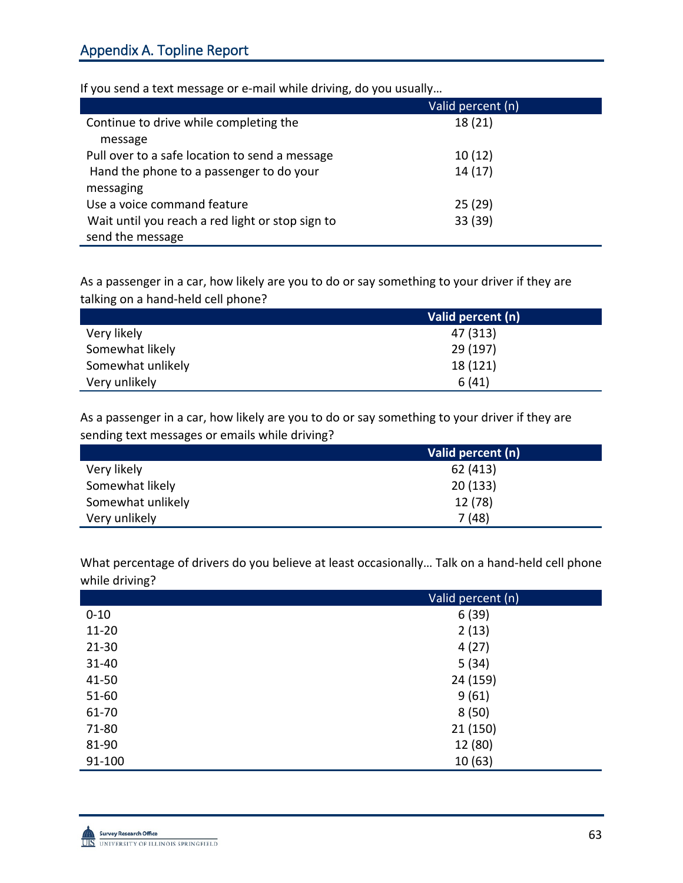## Appendix A. Topline Report

If you send a text message or e-mail while driving, do you usually…

| | Valid percent (n) |
|---|---|
| Continue to drive while completing the message | 18 (21) |
| Pull over to a safe location to send a message | 10 (12) |
| Hand the phone to a passenger to do your messaging | 14 (17) |
| Use a voice command feature | 25 (29) |
| Wait until you reach a red light or stop sign to send the message | 33 (39) |

As a passenger in a car, how likely are you to do or say something to your driver if they are talking on a hand-held cell phone?

| | **Valid percent (n)** |
|---|---|
| Very likely | 47 (313) |
| Somewhat likely | 29 (197) |
| Somewhat unlikely | 18 (121) |
| Very unlikely | 6 (41) |

As a passenger in a car, how likely are you to do or say something to your driver if they are sending text messages or emails while driving?

| | **Valid percent (n)** |
|---|---|
| Very likely | 62 (413) |
| Somewhat likely | 20 (133) |
| Somewhat unlikely | 12 (78) |
| Very unlikely | 7 (48) |

What percentage of drivers do you believe at least occasionally… Talk on a hand-held cell phone while driving?

| | Valid percent (n) |
|---|---|
| 0-10 | 6 (39) |
| 11-20 | 2 (13) |
| 21-30 | 4 (27) |
| 31-40 | 5 (34) |
| 41-50 | 24 (159) |
| 51-60 | 9 (61) |
| 61-70 | 8 (50) |
| 71-80 | 21 (150) |
| 81-90 | 12 (80) |
| 91-100 | 10 (63) |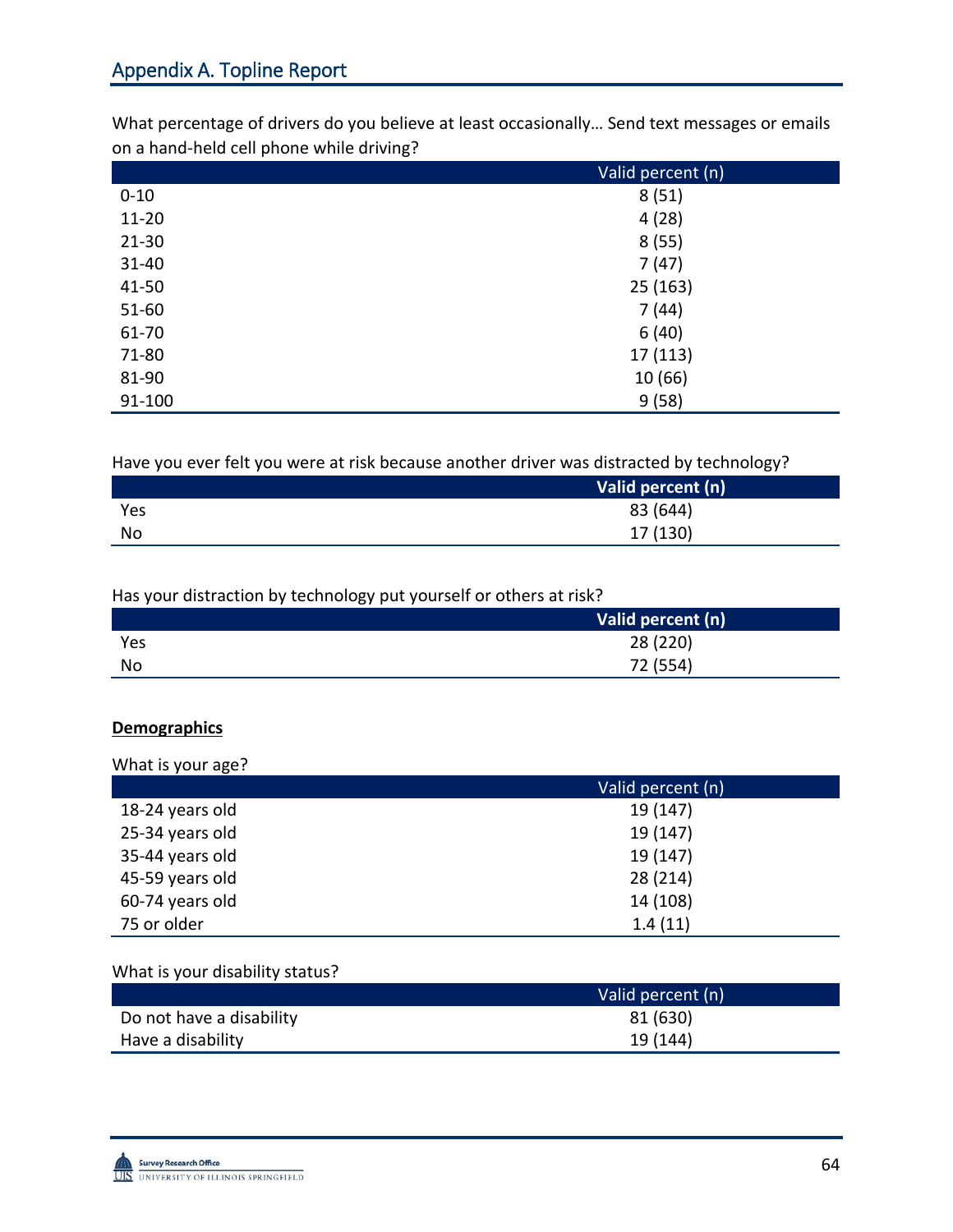## Appendix A. Topline Report

What percentage of drivers do you believe at least occasionally… Send text messages or emails on a hand-held cell phone while driving?

| | Valid percent (n) |
|---|---|
| 0-10 | 8 (51) |
| 11-20 | 4 (28) |
| 21-30 | 8 (55) |
| 31-40 | 7 (47) |
| 41-50 | 25 (163) |
| 51-60 | 7 (44) |
| 61-70 | 6 (40) |
| 71-80 | 17 (113) |
| 81-90 | 10 (66) |
| 91-100 | 9 (58) |

Have you ever felt you were at risk because another driver was distracted by technology?

| | Valid percent (n) |
|---|---|
| Yes | 83 (644) |
| No | 17 (130) |

Has your distraction by technology put yourself or others at risk?

| | Valid percent (n) |
|---|---|
| Yes | 28 (220) |
| No | 72 (554) |

**Demographics**

What is your age?

| | Valid percent (n) |
|---|---|
| 18-24 years old | 19 (147) |
| 25-34 years old | 19 (147) |
| 35-44 years old | 19 (147) |
| 45-59 years old | 28 (214) |
| 60-74 years old | 14 (108) |
| 75 or older | 1.4 (11) |

What is your disability status?

| | Valid percent (n) |
|---|---|
| Do not have a disability | 81 (630) |
| Have a disability | 19 (144) |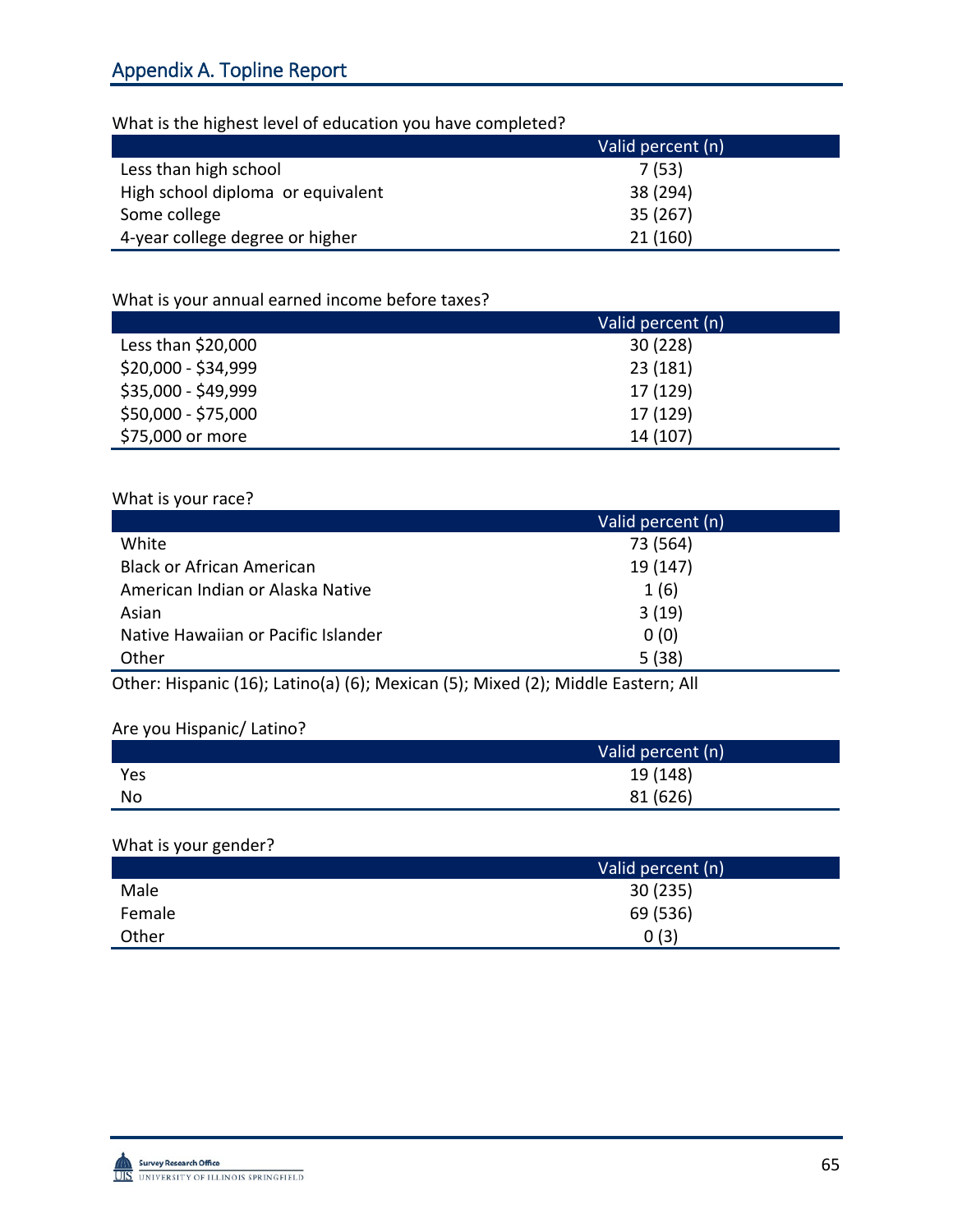## Appendix A. Topline Report

What is the highest level of education you have completed?

| | Valid percent (n) |
|---|---|
| Less than high school | 7 (53) |
| High school diploma or equivalent | 38 (294) |
| Some college | 35 (267) |
| 4-year college degree or higher | 21 (160) |

What is your annual earned income before taxes?

| | Valid percent (n) |
|---|---|
| Less than $20,000 | 30 (228) |
| $20,000 - $34,999 | 23 (181) |
| $35,000 - $49,999 | 17 (129) |
| $50,000 - $75,000 | 17 (129) |
| $75,000 or more | 14 (107) |

What is your race?

| | Valid percent (n) |
|---|---|
| White | 73 (564) |
| Black or African American | 19 (147) |
| American Indian or Alaska Native | 1 (6) |
| Asian | 3 (19) |
| Native Hawaiian or Pacific Islander | 0 (0) |
| Other | 5 (38) |

Other: Hispanic (16); Latino(a) (6); Mexican (5); Mixed (2); Middle Eastern; All

Are you Hispanic/ Latino?

| | Valid percent (n) |
|---|---|
| Yes | 19 (148) |
| No | 81 (626) |

What is your gender?

| | Valid percent (n) |
|---|---|
| Male | 30 (235) |
| Female | 69 (536) |
| Other | 0 (3) |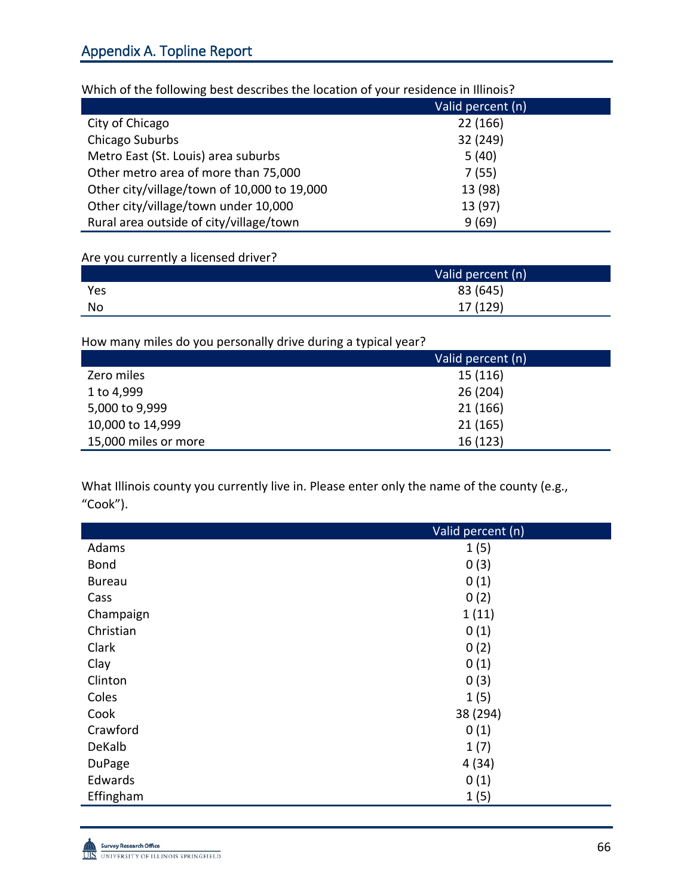## Appendix A. Topline Report

Which of the following best describes the location of your residence in Illinois?

| | Valid percent (n) |
|---|---|
| City of Chicago | 22 (166) |
| Chicago Suburbs | 32 (249) |
| Metro East (St. Louis) area suburbs | 5 (40) |
| Other metro area of more than 75,000 | 7 (55) |
| Other city/village/town of 10,000 to 19,000 | 13 (98) |
| Other city/village/town under 10,000 | 13 (97) |
| Rural area outside of city/village/town | 9 (69) |

Are you currently a licensed driver?

| | Valid percent (n) |
|---|---|
| Yes | 83 (645) |
| No | 17 (129) |

How many miles do you personally drive during a typical year?

| | Valid percent (n) |
|---|---|
| Zero miles | 15 (116) |
| 1 to 4,999 | 26 (204) |
| 5,000 to 9,999 | 21 (166) |
| 10,000 to 14,999 | 21 (165) |
| 15,000 miles or more | 16 (123) |

What Illinois county you currently live in. Please enter only the name of the county (e.g., "Cook").

| | Valid percent (n) |
|---|---|
| Adams | 1 (5) |
| Bond | 0 (3) |
| Bureau | 0 (1) |
| Cass | 0 (2) |
| Champaign | 1 (11) |
| Christian | 0 (1) |
| Clark | 0 (2) |
| Clay | 0 (1) |
| Clinton | 0 (3) |
| Coles | 1 (5) |
| Cook | 38 (294) |
| Crawford | 0 (1) |
| DeKalb | 1 (7) |
| DuPage | 4 (34) |
| Edwards | 0 (1) |
| Effingham | 1 (5) |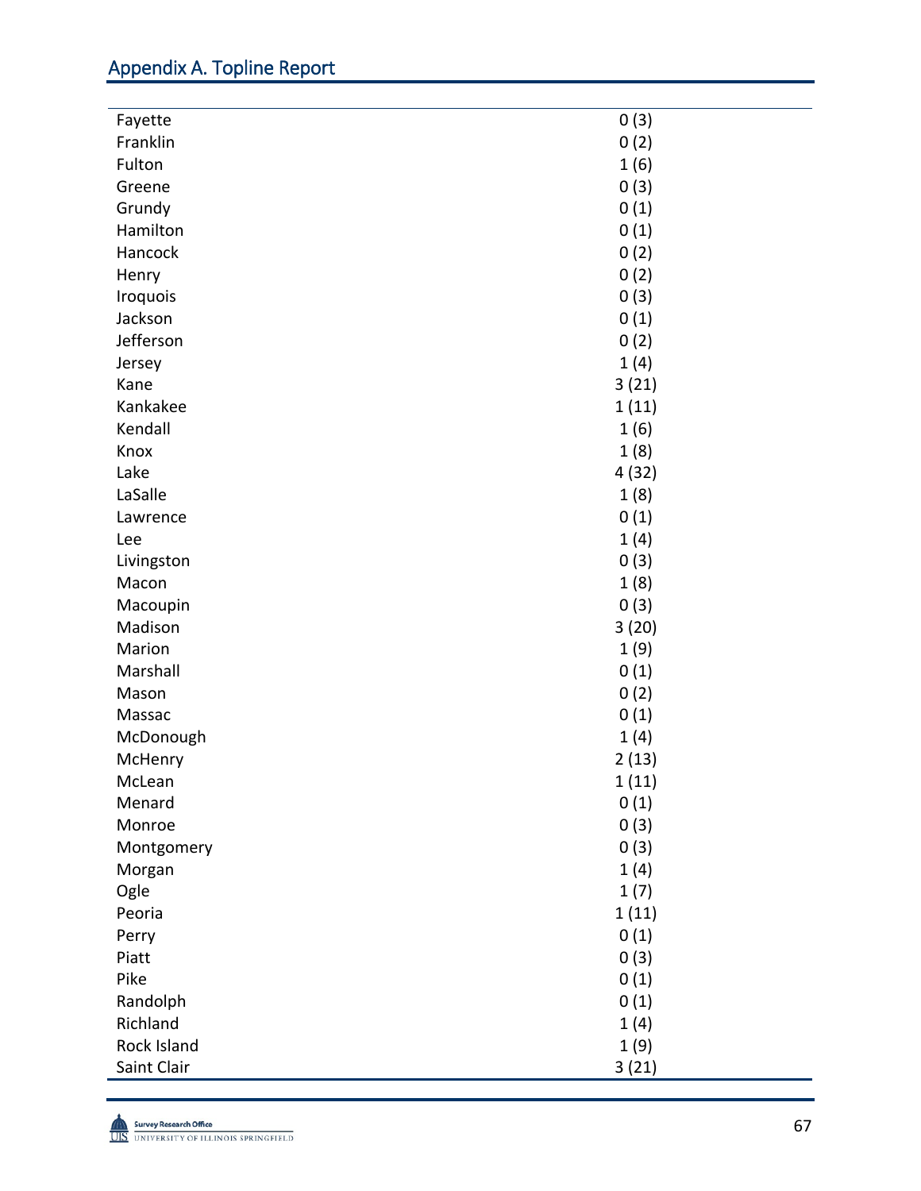| | |
|---|---|
| Fayette | 0 (3) |
| Franklin | 0 (2) |
| Fulton | 1 (6) |
| Greene | 0 (3) |
| Grundy | 0 (1) |
| Hamilton | 0 (1) |
| Hancock | 0 (2) |
| Henry | 0 (2) |
| Iroquois | 0 (3) |
| Jackson | 0 (1) |
| Jefferson | 0 (2) |
| Jersey | 1 (4) |
| Kane | 3 (21) |
| Kankakee | 1 (11) |
| Kendall | 1 (6) |
| Knox | 1 (8) |
| Lake | 4 (32) |
| LaSalle | 1 (8) |
| Lawrence | 0 (1) |
| Lee | 1 (4) |
| Livingston | 0 (3) |
| Macon | 1 (8) |
| Macoupin | 0 (3) |
| Madison | 3 (20) |
| Marion | 1 (9) |
| Marshall | 0 (1) |
| Mason | 0 (2) |
| Massac | 0 (1) |
| McDonough | 1 (4) |
| McHenry | 2 (13) |
| McLean | 1 (11) |
| Menard | 0 (1) |
| Monroe | 0 (3) |
| Montgomery | 0 (3) |
| Morgan | 1 (4) |
| Ogle | 1 (7) |
| Peoria | 1 (11) |
| Perry | 0 (1) |
| Piatt | 0 (3) |
| Pike | 0 (1) |
| Randolph | 0 (1) |
| Richland | 1 (4) |
| Rock Island | 1 (9) |
| Saint Clair | 3 (21) |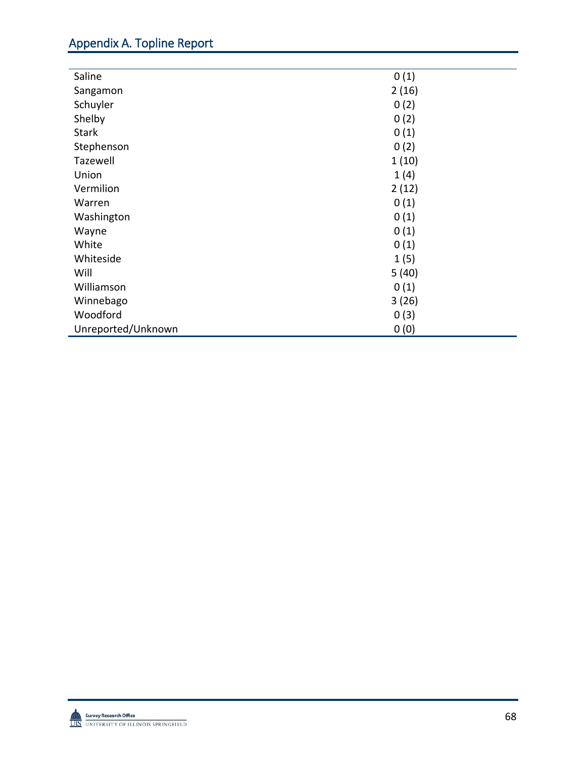| | |
|---|---|
| Saline | 0 (1) |
| Sangamon | 2 (16) |
| Schuyler | 0 (2) |
| Shelby | 0 (2) |
| Stark | 0 (1) |
| Stephenson | 0 (2) |
| Tazewell | 1 (10) |
| Union | 1 (4) |
| Vermilion | 2 (12) |
| Warren | 0 (1) |
| Washington | 0 (1) |
| Wayne | 0 (1) |
| White | 0 (1) |
| Whiteside | 1 (5) |
| Will | 5 (40) |
| Williamson | 0 (1) |
| Winnebago | 3 (26) |
| Woodford | 0 (3) |
| Unreported/Unknown | 0 (0) |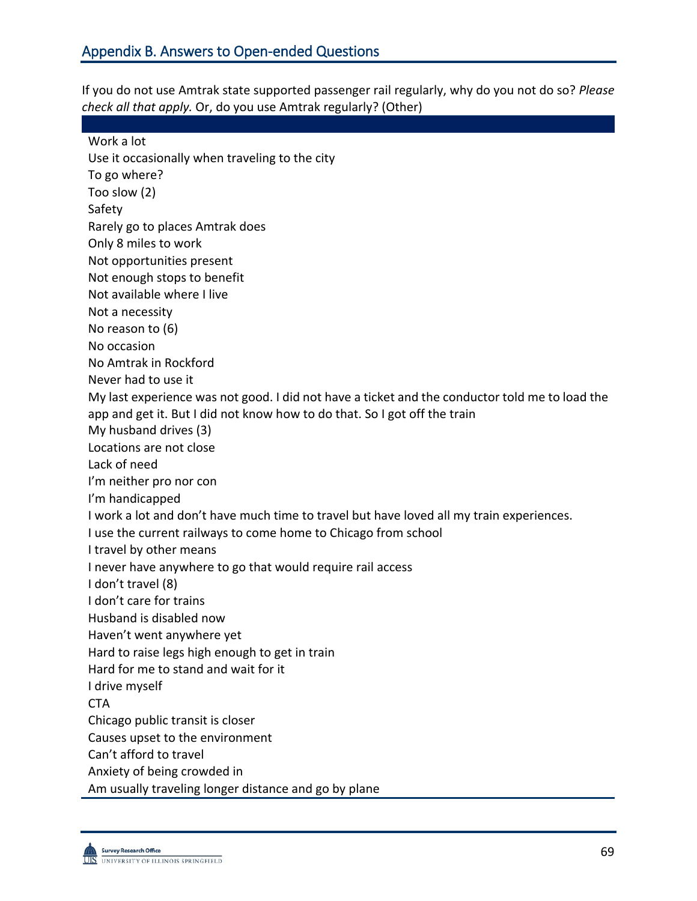## Appendix B. Answers to Open-ended Questions

If you do not use Amtrak state supported passenger rail regularly, why do you not do so? *Please check all that apply.* Or, do you use Amtrak regularly? (Other)

| |
|---|
| Work a lot |
| Use it occasionally when traveling to the city |
| To go where? |
| Too slow (2) |
| Safety |
| Rarely go to places Amtrak does |
| Only 8 miles to work |
| Not opportunities present |
| Not enough stops to benefit |
| Not available where I live |
| Not a necessity |
| No reason to (6) |
| No occasion |
| No Amtrak in Rockford |
| Never had to use it |
| My last experience was not good. I did not have a ticket and the conductor told me to load the app and get it. But I did not know how to do that. So I got off the train |
| My husband drives (3) |
| Locations are not close |
| Lack of need |
| I'm neither pro nor con |
| I'm handicapped |
| I work a lot and don't have much time to travel but have loved all my train experiences. |
| I use the current railways to come home to Chicago from school |
| I travel by other means |
| I never have anywhere to go that would require rail access |
| I don't travel (8) |
| I don't care for trains |
| Husband is disabled now |
| Haven't went anywhere yet |
| Hard to raise legs high enough to get in train |
| Hard for me to stand and wait for it |
| I drive myself |
| CTA |
| Chicago public transit is closer |
| Causes upset to the environment |
| Can't afford to travel |
| Anxiety of being crowded in |
| Am usually traveling longer distance and go by plane |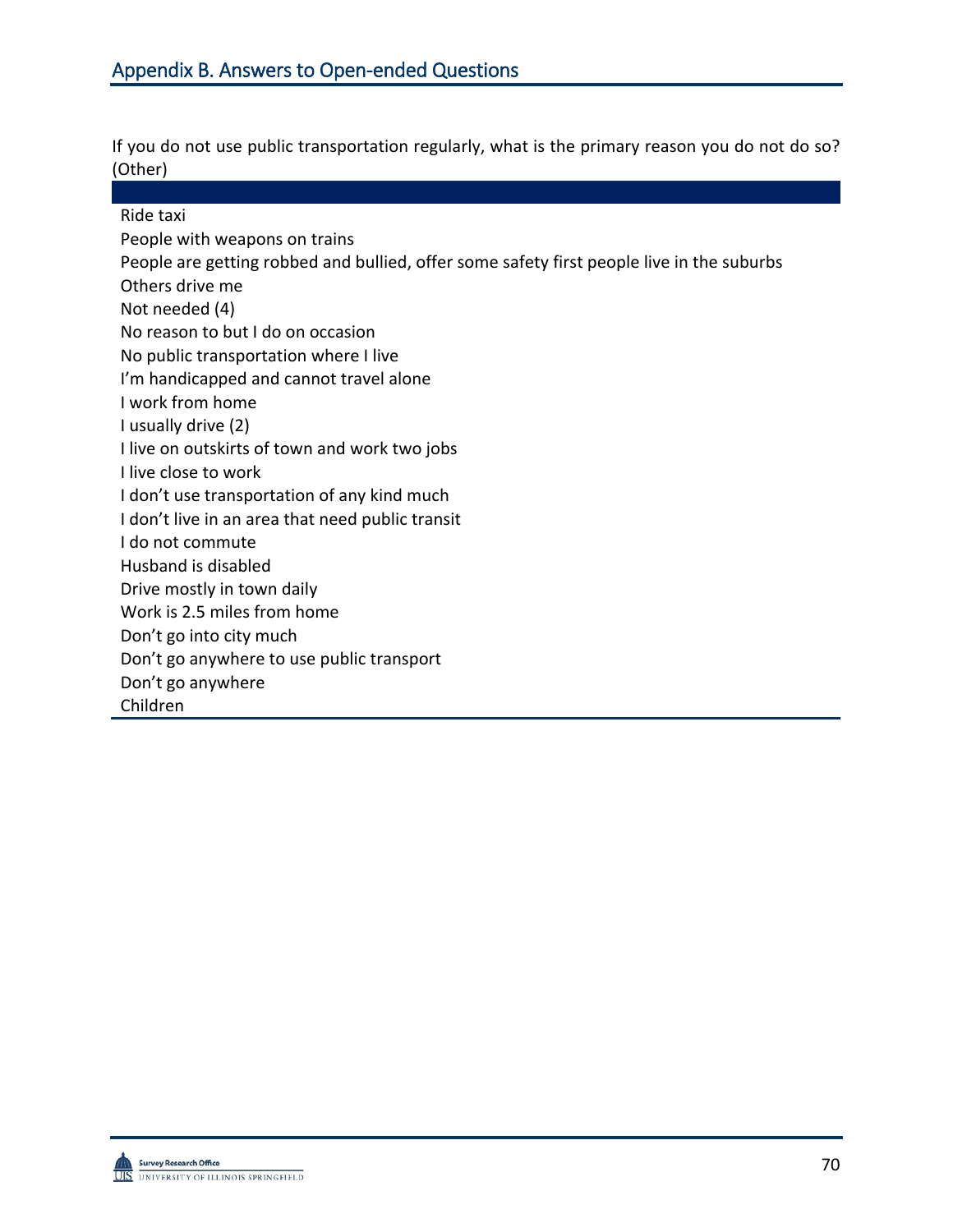## Appendix B. Answers to Open-ended Questions

If you do not use public transportation regularly, what is the primary reason you do not do so? (Other)

| |
|---|
| Ride taxi |
| People with weapons on trains |
| People are getting robbed and bullied, offer some safety first people live in the suburbs |
| Others drive me |
| Not needed (4) |
| No reason to but I do on occasion |
| No public transportation where I live |
| I'm handicapped and cannot travel alone |
| I work from home |
| I usually drive (2) |
| I live on outskirts of town and work two jobs |
| I live close to work |
| I don't use transportation of any kind much |
| I don't live in an area that need public transit |
| I do not commute |
| Husband is disabled |
| Drive mostly in town daily |
| Work is 2.5 miles from home |
| Don't go into city much |
| Don't go anywhere to use public transport |
| Don't go anywhere |
| Children |